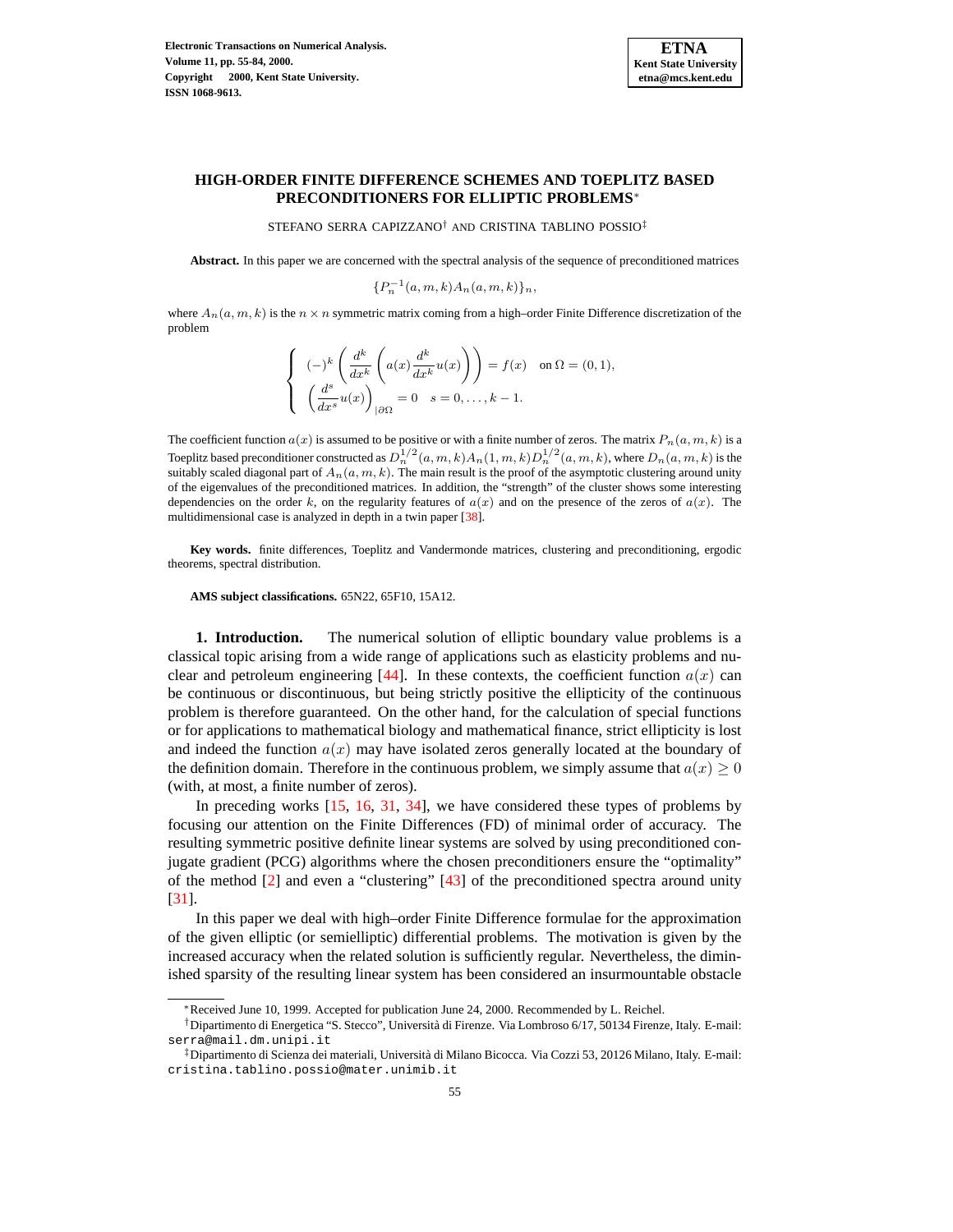# HIGH-ORDER FINITE DIFFERENCE SCHEMES AND TOEPLITZ BASED PRECONDITIONERS FOR ELLIPTIC PROBLEMS*

STEFANO SERRA CAPIZZANO† AND CRISTINA TABLINO POSSIO‡

**Abstract.** In this paper we are concerned with the spectral analysis of the sequence of preconditioned matrices

$$\{P_n^{-1}(a,m,k)A_n(a,m,k)\}_n,$$

where $A_n(a,m,k)$ is the $n \times n$ symmetric matrix coming from a high–order Finite Difference discretization of the problem

$$\left\{ \begin{array}{l} (-)^k \left( \dfrac{d^k}{dx^k} \left( a(x) \dfrac{d^k}{dx^k} u(x) \right) \right) = f(x) \quad \text{on } \Omega = (0,1), \\ \left( \dfrac{d^s}{dx^s} u(x) \right)_{|\partial\Omega} = 0 \quad s = 0, \ldots, k-1. \end{array} \right.$$

The coefficient function $a(x)$ is assumed to be positive or with a finite number of zeros. The matrix $P_n(a,m,k)$ is a Toeplitz based preconditioner constructed as $D_n^{1/2}(a,m,k)A_n(1,m,k)D_n^{1/2}(a,m,k)$, where $D_n(a,m,k)$ is the suitably scaled diagonal part of $A_n(a,m,k)$. The main result is the proof of the asymptotic clustering around unity of the eigenvalues of the preconditioned matrices. In addition, the "strength" of the cluster shows some interesting dependencies on the order $k$, on the regularity features of $a(x)$ and on the presence of the zeros of $a(x)$. The multidimensional case is analyzed in depth in a twin paper [38].

**Key words.** finite differences, Toeplitz and Vandermonde matrices, clustering and preconditioning, ergodic theorems, spectral distribution.

**AMS subject classifications.** 65N22, 65F10, 15A12.

**1. Introduction.** The numerical solution of elliptic boundary value problems is a classical topic arising from a wide range of applications such as elasticity problems and nuclear and petroleum engineering [44]. In these contexts, the coefficient function $a(x)$ can be continuous or discontinuous, but being strictly positive the ellipticity of the continuous problem is therefore guaranteed. On the other hand, for the calculation of special functions or for applications to mathematical biology and mathematical finance, strict ellipticity is lost and indeed the function $a(x)$ may have isolated zeros generally located at the boundary of the definition domain. Therefore in the continuous problem, we simply assume that $a(x) \geq 0$ (with, at most, a finite number of zeros).

In preceding works [15, 16, 31, 34], we have considered these types of problems by focusing our attention on the Finite Differences (FD) of minimal order of accuracy. The resulting symmetric positive definite linear systems are solved by using preconditioned conjugate gradient (PCG) algorithms where the chosen preconditioners ensure the "optimality" of the method [2] and even a "clustering" [43] of the preconditioned spectra around unity [31].

In this paper we deal with high–order Finite Difference formulae for the approximation of the given elliptic (or semielliptic) differential problems. The motivation is given by the increased accuracy when the related solution is sufficiently regular. Nevertheless, the diminished sparsity of the resulting linear system has been considered an insurmountable obstacle

---

*Received June 10, 1999. Accepted for publication June 24, 2000. Recommended by L. Reichel.

†Dipartimento di Energetica "S. Stecco", Università di Firenze. Via Lombroso 6/17, 50134 Firenze, Italy. E-mail: serra@mail.dm.unipi.it

‡Dipartimento di Scienza dei materiali, Università di Milano Bicocca. Via Cozzi 53, 20126 Milano, Italy. E-mail: cristina.tablino.possio@mater.unimib.it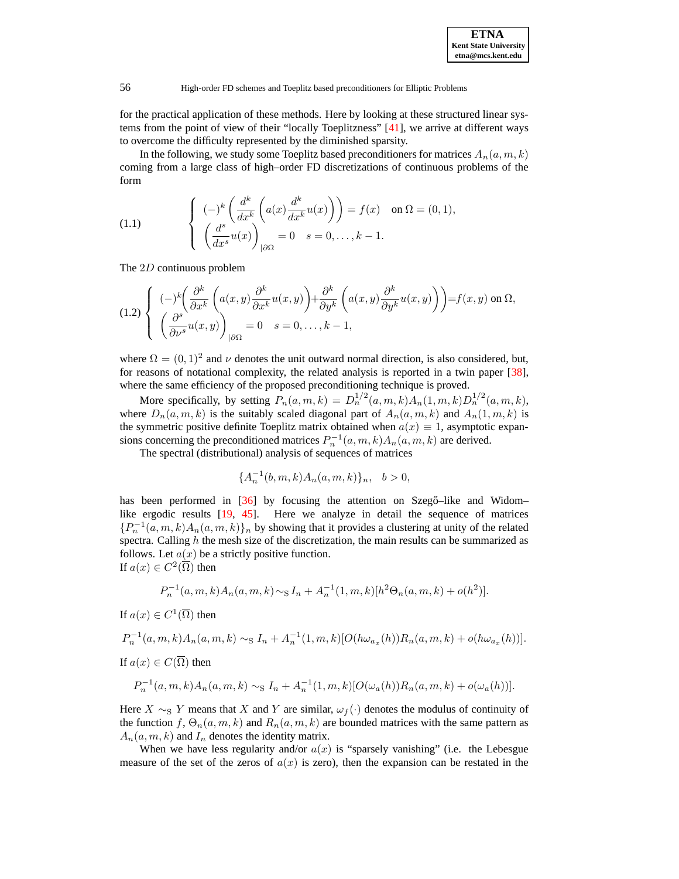for the practical application of these methods. Here by looking at these structured linear systems from the point of view of their "locally Toeplitzness" [41], we arrive at different ways to overcome the difficulty represented by the diminished sparsity.

In the following, we study some Toeplitz based preconditioners for matrices $A_n(a,m,k)$ coming from a large class of high–order FD discretizations of continuous problems of the form

$$
\left\{
\begin{array}{l}
(-)^k \left( \dfrac{d^k}{dx^k} \left( a(x) \dfrac{d^k}{dx^k} u(x) \right) \right) = f(x) \quad \text{on } \Omega = (0,1), \\[2ex]
\left( \dfrac{d^s}{dx^s} u(x) \right)_{|\partial\Omega} = 0 \quad s = 0, \ldots, k-1.
\end{array}
\right.
\tag{1.1}
$$

The $2D$ continuous problem

$$
\left\{
\begin{array}{l}
(-)^k \left( \dfrac{\partial^k}{\partial x^k} \left( a(x,y) \dfrac{\partial^k}{\partial x^k} u(x,y) \right) + \dfrac{\partial^k}{\partial y^k} \left( a(x,y) \dfrac{\partial^k}{\partial y^k} u(x,y) \right) \right) = f(x,y) \text{ on } \Omega, \\[2ex]
\left( \dfrac{\partial^s}{\partial \nu^s} u(x,y) \right)_{|\partial\Omega} = 0 \quad s = 0, \ldots, k-1,
\end{array}
\right.
\tag{1.2}
$$

where $\Omega = (0,1)^2$ and $\nu$ denotes the unit outward normal direction, is also considered, but, for reasons of notational complexity, the related analysis is reported in a twin paper [38], where the same efficiency of the proposed preconditioning technique is proved.

More specifically, by setting $P_n(a,m,k) = D_n^{1/2}(a,m,k) A_n(1,m,k) D_n^{1/2}(a,m,k)$, where $D_n(a,m,k)$ is the suitably scaled diagonal part of $A_n(a,m,k)$ and $A_n(1,m,k)$ is the symmetric positive definite Toeplitz matrix obtained when $a(x) \equiv 1$, asymptotic expansions concerning the preconditioned matrices $P_n^{-1}(a,m,k) A_n(a,m,k)$ are derived.

The spectral (distributional) analysis of sequences of matrices

$$
\{A_n^{-1}(b,m,k) A_n(a,m,k)\}_n, \quad b > 0,
$$

has been performed in [36] by focusing the attention on Szegő–like and Widom–like ergodic results [19, 45]. Here we analyze in detail the sequence of matrices $\{P_n^{-1}(a,m,k) A_n(a,m,k)\}_n$ by showing that it provides a clustering at unity of the related spectra. Calling $h$ the mesh size of the discretization, the main results can be summarized as follows. Let $a(x)$ be a strictly positive function.
If $a(x) \in C^2(\overline{\Omega})$ then

$$
P_n^{-1}(a,m,k) A_n(a,m,k) \sim_{\mathrm{S}} I_n + A_n^{-1}(1,m,k)[h^2 \Theta_n(a,m,k) + o(h^2)].
$$

If $a(x) \in C^1(\overline{\Omega})$ then

$$
P_n^{-1}(a,m,k) A_n(a,m,k) \sim_{\mathrm{S}} I_n + A_n^{-1}(1,m,k)[O(h\omega_{a_x}(h)) R_n(a,m,k) + o(h\omega_{a_x}(h))].
$$

If $a(x) \in C(\overline{\Omega})$ then

$$
P_n^{-1}(a,m,k) A_n(a,m,k) \sim_{\mathrm{S}} I_n + A_n^{-1}(1,m,k)[O(\omega_a(h)) R_n(a,m,k) + o(\omega_a(h))].
$$

Here $X \sim_{\mathrm{S}} Y$ means that $X$ and $Y$ are similar, $\omega_f(\cdot)$ denotes the modulus of continuity of the function $f$, $\Theta_n(a,m,k)$ and $R_n(a,m,k)$ are bounded matrices with the same pattern as $A_n(a,m,k)$ and $I_n$ denotes the identity matrix.

When we have less regularity and/or $a(x)$ is "sparsely vanishing" (i.e. the Lebesgue measure of the set of the zeros of $a(x)$ is zero), then the expansion can be restated in the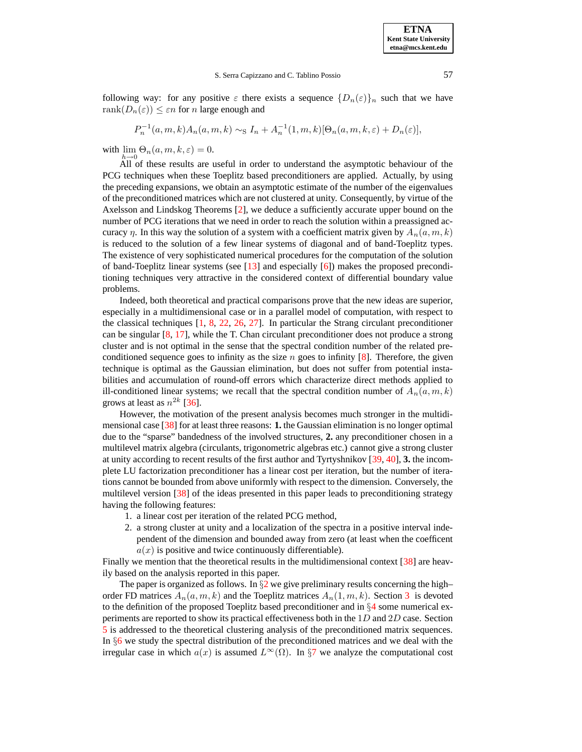following way: for any positive $\varepsilon$ there exists a sequence $\{D_n(\varepsilon)\}_n$ such that we have $\mathrm{rank}(D_n(\varepsilon)) \leq \varepsilon n$ for $n$ large enough and

$$P_n^{-1}(a,m,k)A_n(a,m,k) \sim_{\mathrm{S}} I_n + A_n^{-1}(1,m,k)[\Theta_n(a,m,k,\varepsilon) + D_n(\varepsilon)],$$

with $\lim_{h\to 0} \Theta_n(a,m,k,\varepsilon) = 0$.

All of these results are useful in order to understand the asymptotic behaviour of the PCG techniques when these Toeplitz based preconditioners are applied. Actually, by using the preceding expansions, we obtain an asymptotic estimate of the number of the eigenvalues of the preconditioned matrices which are not clustered at unity. Consequently, by virtue of the Axelsson and Lindskog Theorems [2], we deduce a sufficiently accurate upper bound on the number of PCG iterations that we need in order to reach the solution within a preassigned accuracy $\eta$. In this way the solution of a system with a coefficient matrix given by $A_n(a,m,k)$ is reduced to the solution of a few linear systems of diagonal and of band-Toeplitz types. The existence of very sophisticated numerical procedures for the computation of the solution of band-Toeplitz linear systems (see [13] and especially [6]) makes the proposed preconditioning techniques very attractive in the considered context of differential boundary value problems.

Indeed, both theoretical and practical comparisons prove that the new ideas are superior, especially in a multidimensional case or in a parallel model of computation, with respect to the classical techniques [1, 8, 22, 26, 27]. In particular the Strang circulant preconditioner can be singular [8, 17], while the T. Chan circulant preconditioner does not produce a strong cluster and is not optimal in the sense that the spectral condition number of the related preconditioned sequence goes to infinity as the size $n$ goes to infinity [8]. Therefore, the given technique is optimal as the Gaussian elimination, but does not suffer from potential instabilities and accumulation of round-off errors which characterize direct methods applied to ill-conditioned linear systems; we recall that the spectral condition number of $A_n(a,m,k)$ grows at least as $n^{2k}$ [36].

However, the motivation of the present analysis becomes much stronger in the multidimensional case [38] for at least three reasons: **1.** the Gaussian elimination is no longer optimal due to the "sparse" bandedness of the involved structures, **2.** any preconditioner chosen in a multilevel matrix algebra (circulants, trigonometric algebras etc.) cannot give a strong cluster at unity according to recent results of the first author and Tyrtyshnikov [39, 40], **3.** the incomplete LU factorization preconditioner has a linear cost per iteration, but the number of iterations cannot be bounded from above uniformly with respect to the dimension. Conversely, the multilevel version [38] of the ideas presented in this paper leads to preconditioning strategy having the following features:

1. a linear cost per iteration of the related PCG method,
2. a strong cluster at unity and a localization of the spectra in a positive interval independent of the dimension and bounded away from zero (at least when the coefficent $a(x)$ is positive and twice continuously differentiable).

Finally we mention that the theoretical results in the multidimensional context [38] are heavily based on the analysis reported in this paper.

The paper is organized as follows. In §2 we give preliminary results concerning the high–order FD matrices $A_n(a,m,k)$ and the Toeplitz matrices $A_n(1,m,k)$. Section 3 is devoted to the definition of the proposed Toeplitz based preconditioner and in §4 some numerical experiments are reported to show its practical effectiveness both in the $1D$ and $2D$ case. Section 5 is addressed to the theoretical clustering analysis of the preconditioned matrix sequences. In §6 we study the spectral distribution of the preconditioned matrices and we deal with the irregular case in which $a(x)$ is assumed $L^\infty(\Omega)$. In §7 we analyze the computational cost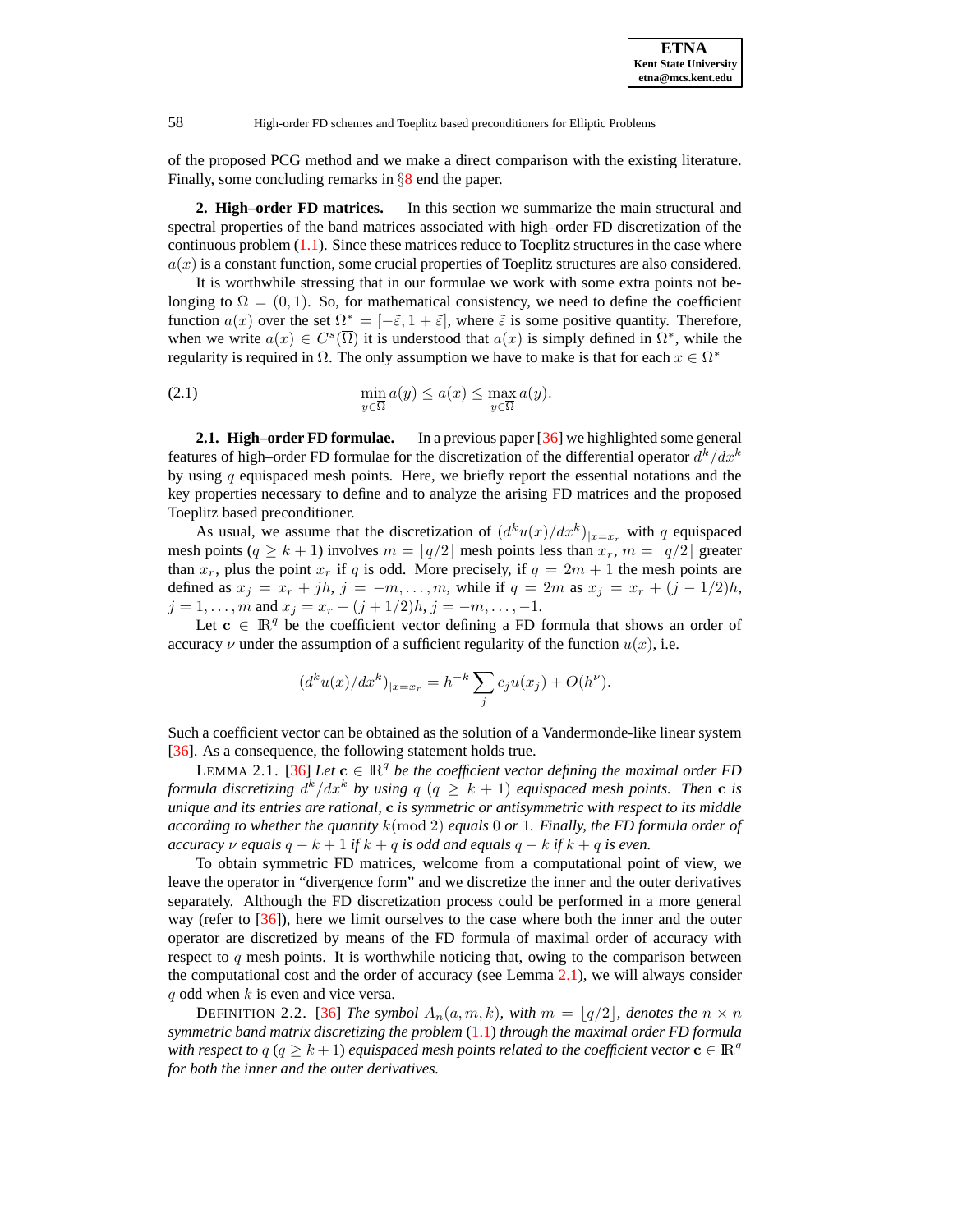of the proposed PCG method and we make a direct comparison with the existing literature. Finally, some concluding remarks in §8 end the paper.

## 2. High–order FD matrices.

In this section we summarize the main structural and spectral properties of the band matrices associated with high–order FD discretization of the continuous problem (1.1). Since these matrices reduce to Toeplitz structures in the case where $a(x)$ is a constant function, some crucial properties of Toeplitz structures are also considered.

It is worthwhile stressing that in our formulae we work with some extra points not belonging to $\Omega = (0, 1)$. So, for mathematical consistency, we need to define the coefficient function $a(x)$ over the set $\Omega^* = [-\tilde{\varepsilon}, 1 + \tilde{\varepsilon}]$, where $\tilde{\varepsilon}$ is some positive quantity. Therefore, when we write $a(x) \in C^s(\overline{\Omega})$ it is understood that $a(x)$ is simply defined in $\Omega^*$, while the regularity is required in $\Omega$. The only assumption we have to make is that for each $x \in \Omega^*$

$$\min_{y \in \overline{\Omega}} a(y) \leq a(x) \leq \max_{y \in \overline{\Omega}} a(y). \tag{2.1}$$

### 2.1. High–order FD formulae.

In a previous paper [36] we highlighted some general features of high–order FD formulae for the discretization of the differential operator $d^k/dx^k$ by using $q$ equispaced mesh points. Here, we briefly report the essential notations and the key properties necessary to define and to analyze the arising FD matrices and the proposed Toeplitz based preconditioner.

As usual, we assume that the discretization of $(d^k u(x)/dx^k)_{|x=x_r}$ with $q$ equispaced mesh points ($q \geq k + 1$) involves $m = \lfloor q/2 \rfloor$ mesh points less than $x_r$, $m = \lfloor q/2 \rfloor$ greater than $x_r$, plus the point $x_r$ if $q$ is odd. More precisely, if $q = 2m + 1$ the mesh points are defined as $x_j = x_r + jh$, $j = -m, \ldots, m$, while if $q = 2m$ as $x_j = x_r + (j - 1/2)h$, $j = 1, \ldots, m$ and $x_j = x_r + (j + 1/2)h$, $j = -m, \ldots, -1$.

Let $\mathbf{c} \in \mathbb{R}^q$ be the coefficient vector defining a FD formula that shows an order of accuracy $\nu$ under the assumption of a sufficient regularity of the function $u(x)$, i.e.

$$(d^k u(x)/dx^k)_{|x=x_r} = h^{-k} \sum_j c_j u(x_j) + O(h^\nu).$$

Such a coefficient vector can be obtained as the solution of a Vandermonde-like linear system [36]. As a consequence, the following statement holds true.

LEMMA 2.1. [36] *Let $\mathbf{c} \in \mathbb{R}^q$ be the coefficient vector defining the maximal order FD formula discretizing $d^k/dx^k$ by using $q$ ($q \geq k + 1$) equispaced mesh points. Then $\mathbf{c}$ is unique and its entries are rational, $\mathbf{c}$ is symmetric or antisymmetric with respect to its middle according to whether the quantity $k (\text{mod } 2)$ equals 0 or 1. Finally, the FD formula order of accuracy $\nu$ equals $q - k + 1$ if $k + q$ is odd and equals $q - k$ if $k + q$ is even.*

To obtain symmetric FD matrices, welcome from a computational point of view, we leave the operator in "divergence form" and we discretize the inner and the outer derivatives separately. Although the FD discretization process could be performed in a more general way (refer to [36]), here we limit ourselves to the case where both the inner and the outer operator are discretized by means of the FD formula of maximal order of accuracy with respect to $q$ mesh points. It is worthwhile noticing that, owing to the comparison between the computational cost and the order of accuracy (see Lemma 2.1), we will always consider $q$ odd when $k$ is even and vice versa.

DEFINITION 2.2. [36] *The symbol $A_n(a, m, k)$, with $m = \lfloor q/2 \rfloor$, denotes the $n \times n$ symmetric band matrix discretizing the problem (1.1) through the maximal order FD formula with respect to $q$ ($q \geq k + 1$) equispaced mesh points related to the coefficient vector $\mathbf{c} \in \mathbb{R}^q$ for both the inner and the outer derivatives.*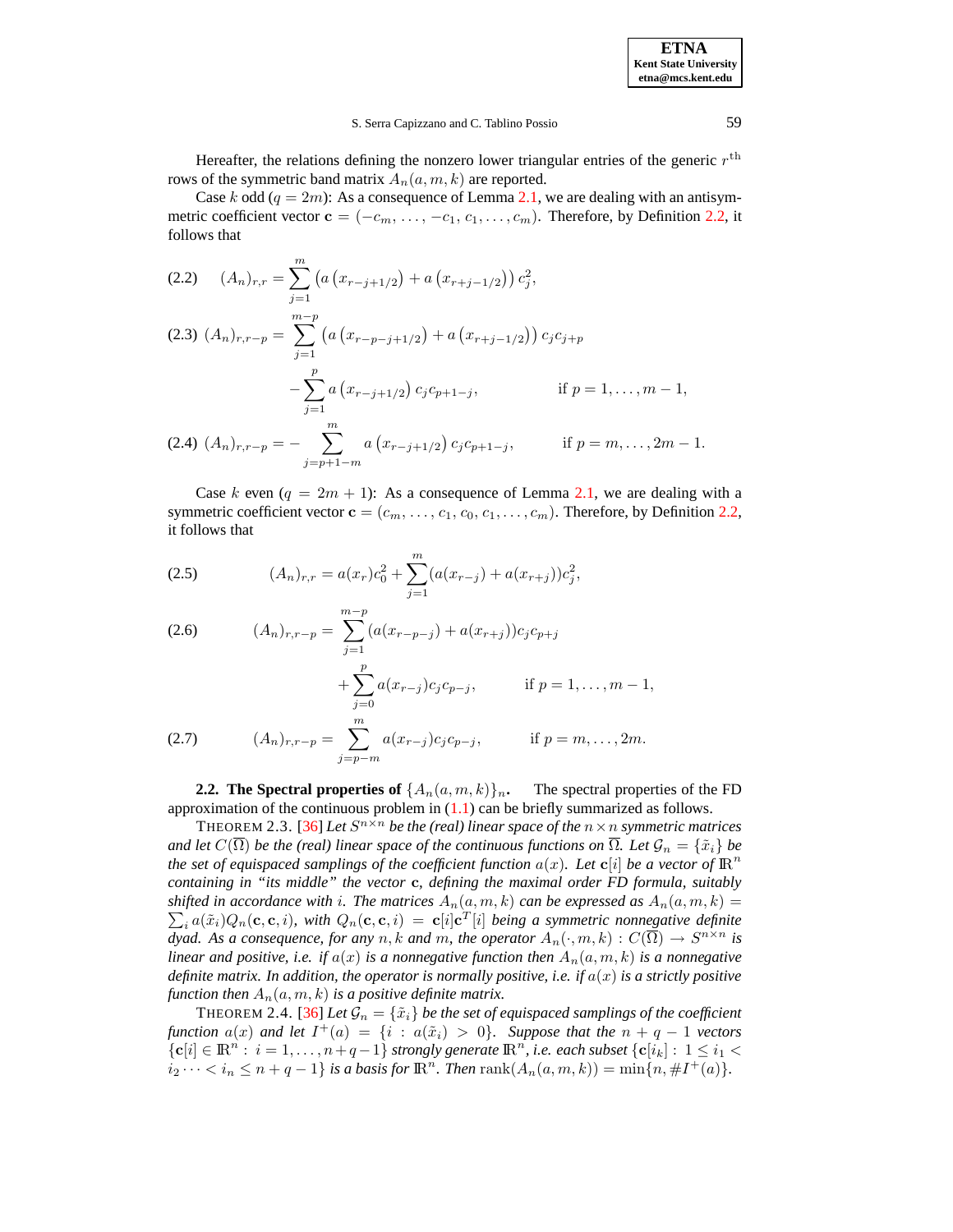Hereafter, the relations defining the nonzero lower triangular entries of the generic $r^{\text{th}}$ rows of the symmetric band matrix $A_n(a, m, k)$ are reported.

Case $k$ odd ($q = 2m$): As a consequence of Lemma 2.1, we are dealing with an antisymmetric coefficient vector $\mathbf{c} = (-c_m, \ldots, -c_1, c_1, \ldots, c_m)$. Therefore, by Definition 2.2, it follows that

$$
(A_n)_{r,r} = \sum_{j=1}^{m} \left( a\left(x_{r-j+1/2}\right) + a\left(x_{r+j-1/2}\right)\right) c_j^2, \tag{2.2}
$$

$$
(A_n)_{r,r-p} = \sum_{j=1}^{m-p} \left( a\left(x_{r-p-j+1/2}\right) + a\left(x_{r+j-1/2}\right)\right) c_j c_{j+p} - \sum_{j=1}^{p} a\left(x_{r-j+1/2}\right) c_j c_{p+1-j}, \qquad \text{if } p = 1, \ldots, m-1, \tag{2.3}
$$

$$
(A_n)_{r,r-p} = - \sum_{j=p+1-m}^{m} a\left(x_{r-j+1/2}\right) c_j c_{p+1-j}, \qquad \text{if } p = m, \ldots, 2m-1. \tag{2.4}
$$

Case $k$ even ($q = 2m+1$): As a consequence of Lemma 2.1, we are dealing with a symmetric coefficient vector $\mathbf{c} = (c_m, \ldots, c_1, c_0, c_1, \ldots, c_m)$. Therefore, by Definition 2.2, it follows that

$$
(A_n)_{r,r} = a(x_r)c_0^2 + \sum_{j=1}^{m} (a(x_{r-j}) + a(x_{r+j}))c_j^2, \tag{2.5}
$$

$$
(A_n)_{r,r-p} = \sum_{j=1}^{m-p} (a(x_{r-p-j}) + a(x_{r+j}))c_j c_{p+j} + \sum_{j=0}^{p} a(x_{r-j}) c_j c_{p-j}, \qquad \text{if } p = 1, \ldots, m-1, \tag{2.6}
$$

$$
(A_n)_{r,r-p} = \sum_{j=p-m}^{m} a(x_{r-j}) c_j c_{p-j}, \qquad \text{if } p = m, \ldots, 2m. \tag{2.7}
$$

**2.2. The Spectral properties of $\{A_n(a, m, k)\}_n$.** The spectral properties of the FD approximation of the continuous problem in (1.1) can be briefly summarized as follows.

THEOREM 2.3. [36] *Let $S^{n\times n}$ be the (real) linear space of the $n \times n$ symmetric matrices and let $C(\overline{\Omega})$ be the (real) linear space of the continuous functions on $\overline{\Omega}$. Let $\mathcal{G}_n = \{\tilde{x}_i\}$ be the set of equispaced samplings of the coefficient function $a(x)$. Let $\mathbf{c}[i]$ be a vector of $\mathbb{R}^n$ containing in "its middle" the vector $\mathbf{c}$, defining the maximal order FD formula, suitably shifted in accordance with $i$. The matrices $A_n(a, m, k)$ can be expressed as $A_n(a, m, k) = \sum_i a(\tilde{x}_i) Q_n(\mathbf{c}, \mathbf{c}, i)$, with $Q_n(\mathbf{c}, \mathbf{c}, i) = \mathbf{c}[i]\mathbf{c}^T[i]$ being a symmetric nonnegative definite dyad. As a consequence, for any $n, k$ and $m$, the operator $A_n(\cdot, m, k) : C(\overline{\Omega}) \to S^{n\times n}$ is linear and positive, i.e. if $a(x)$ is a nonnegative function then $A_n(a, m, k)$ is a nonnegative definite matrix. In addition, the operator is normally positive, i.e. if $a(x)$ is a strictly positive function then $A_n(a, m, k)$ is a positive definite matrix.*

THEOREM 2.4. [36] *Let $\mathcal{G}_n = \{\tilde{x}_i\}$ be the set of equispaced samplings of the coefficient function $a(x)$ and let $I^+(a) = \{i : a(\tilde{x}_i) > 0\}$. Suppose that the $n + q - 1$ vectors $\{\mathbf{c}[i] \in \mathbb{R}^n : i = 1, \ldots, n+q-1\}$ strongly generate $\mathbb{R}^n$, i.e. each subset $\{\mathbf{c}[i_k] : 1 \le i_1 < i_2 \cdots < i_n \le n + q - 1\}$ is a basis for $\mathbb{R}^n$. Then $\mathrm{rank}(A_n(a, m, k)) = \min\{n, \#I^+(a)\}$.*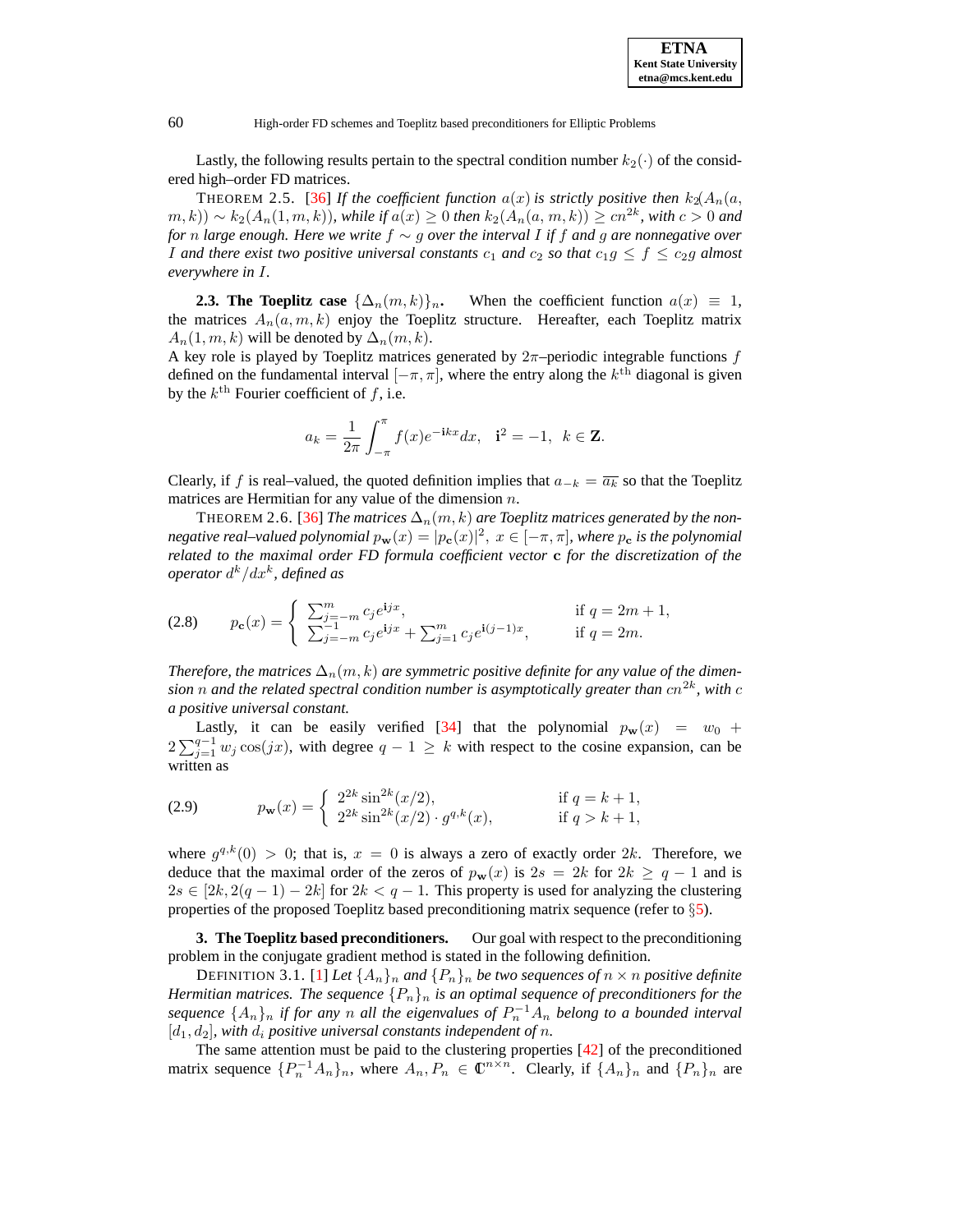Lastly, the following results pertain to the spectral condition number $k_2(\cdot)$ of the considered high–order FD matrices.

THEOREM 2.5. [36] *If the coefficient function $a(x)$ is strictly positive then $k_2(A_n(a, m, k)) \sim k_2(A_n(1, m, k))$, while if $a(x) \geq 0$ then $k_2(A_n(a, m, k)) \geq cn^{2k}$, with $c > 0$ and for $n$ large enough. Here we write $f \sim g$ over the interval $I$ if $f$ and $g$ are nonnegative over $I$ and there exist two positive universal constants $c_1$ and $c_2$ so that $c_1 g \leq f \leq c_2 g$ almost everywhere in $I$.*

**2.3. The Toeplitz case $\{\Delta_n(m, k)\}_n$.** When the coefficient function $a(x) \equiv 1$, the matrices $A_n(a, m, k)$ enjoy the Toeplitz structure. Hereafter, each Toeplitz matrix $A_n(1, m, k)$ will be denoted by $\Delta_n(m, k)$.

A key role is played by Toeplitz matrices generated by $2\pi$–periodic integrable functions $f$ defined on the fundamental interval $[-\pi, \pi]$, where the entry along the $k^{\text{th}}$ diagonal is given by the $k^{\text{th}}$ Fourier coefficient of $f$, i.e.

$$a_k = \frac{1}{2\pi} \int_{-\pi}^{\pi} f(x) e^{-\mathbf{i}kx} dx, \quad \mathbf{i}^2 = -1, \;\; k \in \mathbf{Z}.$$

Clearly, if $f$ is real–valued, the quoted definition implies that $a_{-k} = \overline{a_k}$ so that the Toeplitz matrices are Hermitian for any value of the dimension $n$.

THEOREM 2.6. [36] *The matrices $\Delta_n(m, k)$ are Toeplitz matrices generated by the non-negative real–valued polynomial $p_{\mathbf{w}}(x) = |p_{\mathbf{c}}(x)|^2$, $x \in [-\pi, \pi]$, where $p_{\mathbf{c}}$ is the polynomial related to the maximal order FD formula coefficient vector $\mathbf{c}$ for the discretization of the operator $d^k/dx^k$, defined as*

$$p_{\mathbf{c}}(x) = \begin{cases} \sum_{j=-m}^{m} c_j e^{\mathbf{i}jx}, & \text{if } q = 2m+1, \\ \sum_{j=-m}^{-1} c_j e^{\mathbf{i}jx} + \sum_{j=1}^{m} c_j e^{\mathbf{i}(j-1)x}, & \text{if } q = 2m. \end{cases} \tag{2.8}$$

*Therefore, the matrices $\Delta_n(m, k)$ are symmetric positive definite for any value of the dimension $n$ and the related spectral condition number is asymptotically greater than $cn^{2k}$, with $c$ a positive universal constant.*

Lastly, it can be easily verified [34] that the polynomial $p_{\mathbf{w}}(x) = w_0 + 2\sum_{j=1}^{q-1} w_j \cos(jx)$, with degree $q - 1 \geq k$ with respect to the cosine expansion, can be written as

$$p_{\mathbf{w}}(x) = \begin{cases} 2^{2k} \sin^{2k}(x/2), & \text{if } q = k+1, \\ 2^{2k} \sin^{2k}(x/2) \cdot g^{q,k}(x), & \text{if } q > k+1, \end{cases} \tag{2.9}$$

where $g^{q,k}(0) > 0$; that is, $x = 0$ is always a zero of exactly order $2k$. Therefore, we deduce that the maximal order of the zeros of $p_{\mathbf{w}}(x)$ is $2s = 2k$ for $2k \geq q - 1$ and is $2s \in [2k, 2(q-1) - 2k]$ for $2k < q - 1$. This property is used for analyzing the clustering properties of the proposed Toeplitz based preconditioning matrix sequence (refer to §5).

## 3. The Toeplitz based preconditioners.

Our goal with respect to the preconditioning problem in the conjugate gradient method is stated in the following definition.

DEFINITION 3.1. [1] *Let $\{A_n\}_n$ and $\{P_n\}_n$ be two sequences of $n \times n$ positive definite Hermitian matrices. The sequence $\{P_n\}_n$ is an optimal sequence of preconditioners for the sequence $\{A_n\}_n$ if for any $n$ all the eigenvalues of $P_n^{-1}A_n$ belong to a bounded interval $[d_1, d_2]$, with $d_i$ positive universal constants independent of $n$.*

The same attention must be paid to the clustering properties [42] of the preconditioned matrix sequence $\{P_n^{-1}A_n\}_n$, where $A_n, P_n \in \mathbb{C}^{n\times n}$. Clearly, if $\{A_n\}_n$ and $\{P_n\}_n$ are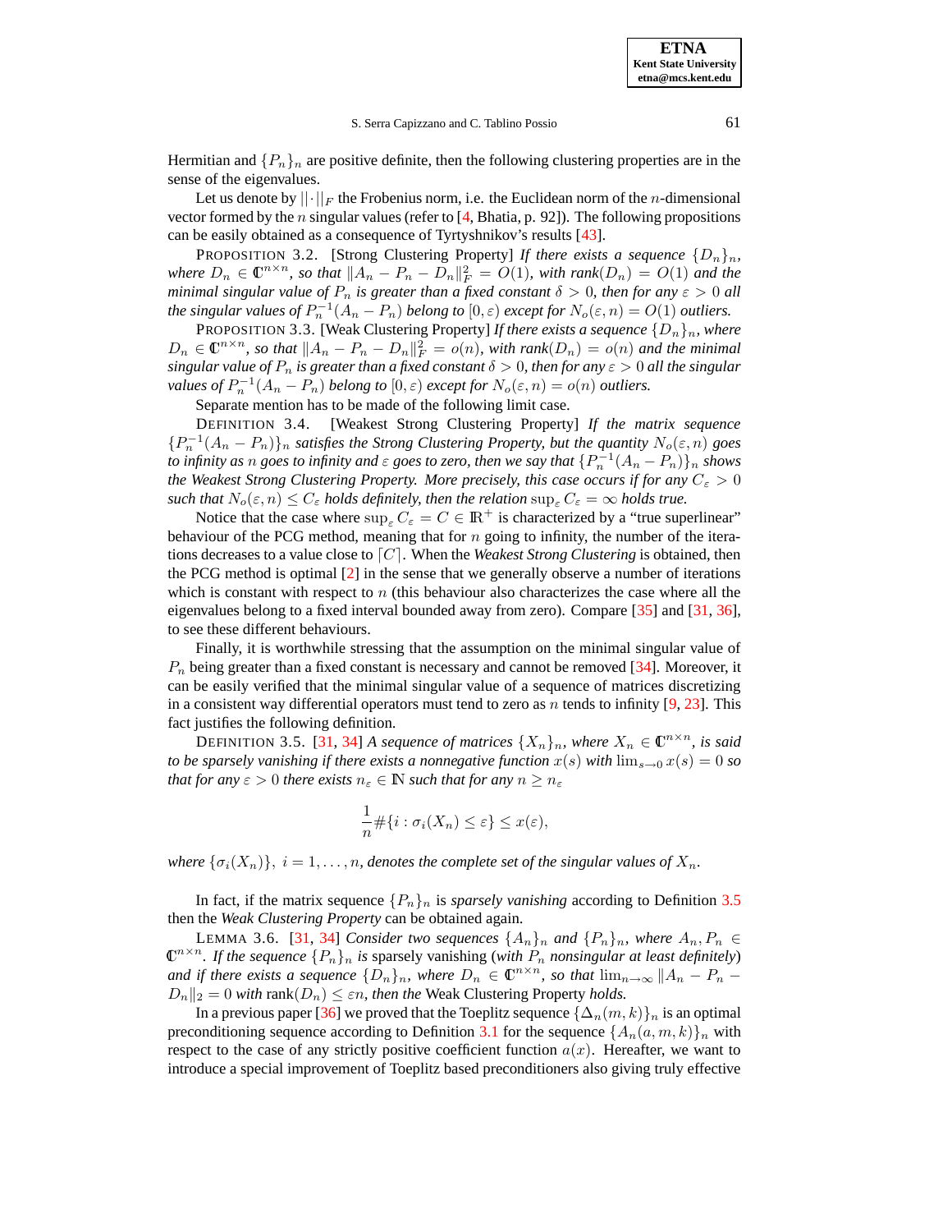Hermitian and $\{P_n\}_n$ are positive definite, then the following clustering properties are in the sense of the eigenvalues.

Let us denote by $||\cdot||_F$ the Frobenius norm, i.e. the Euclidean norm of the $n$-dimensional vector formed by the $n$ singular values (refer to [4, Bhatia, p. 92]). The following propositions can be easily obtained as a consequence of Tyrtyshnikov's results [43].

PROPOSITION 3.2. [Strong Clustering Property] *If there exists a sequence $\{D_n\}_n$, where $D_n \in \mathbb{C}^{n\times n}$, so that $\|A_n - P_n - D_n\|_F^2 = O(1)$, with rank$(D_n) = O(1)$ and the minimal singular value of $P_n$ is greater than a fixed constant $\delta > 0$, then for any $\varepsilon > 0$ all the singular values of $P_n^{-1}(A_n - P_n)$ belong to $[0, \varepsilon)$ except for $N_o(\varepsilon, n) = O(1)$ outliers.*

PROPOSITION 3.3. [Weak Clustering Property] *If there exists a sequence $\{D_n\}_n$, where $D_n \in \mathbb{C}^{n\times n}$, so that $\|A_n - P_n - D_n\|_F^2 = o(n)$, with rank$(D_n) = o(n)$ and the minimal singular value of $P_n$ is greater than a fixed constant $\delta > 0$, then for any $\varepsilon > 0$ all the singular values of $P_n^{-1}(A_n - P_n)$ belong to $[0, \varepsilon)$ except for $N_o(\varepsilon, n) = o(n)$ outliers.*

Separate mention has to be made of the following limit case.

DEFINITION 3.4. [Weakest Strong Clustering Property] *If the matrix sequence $\{P_n^{-1}(A_n - P_n)\}_n$ satisfies the Strong Clustering Property, but the quantity $N_o(\varepsilon, n)$ goes to infinity as $n$ goes to infinity and $\varepsilon$ goes to zero, then we say that $\{P_n^{-1}(A_n - P_n)\}_n$ shows the Weakest Strong Clustering Property. More precisely, this case occurs if for any $C_\varepsilon > 0$ such that $N_o(\varepsilon, n) \le C_\varepsilon$ holds definitely, then the relation $\sup_\varepsilon C_\varepsilon = \infty$ holds true.*

Notice that the case where $\sup_\varepsilon C_\varepsilon = C \in \mathbb{R}^+$ is characterized by a "true superlinear" behaviour of the PCG method, meaning that for $n$ going to infinity, the number of the iterations decreases to a value close to $\lceil C \rceil$. When the *Weakest Strong Clustering* is obtained, then the PCG method is optimal [2] in the sense that we generally observe a number of iterations which is constant with respect to $n$ (this behaviour also characterizes the case where all the eigenvalues belong to a fixed interval bounded away from zero). Compare [35] and [31, 36], to see these different behaviours.

Finally, it is worthwhile stressing that the assumption on the minimal singular value of $P_n$ being greater than a fixed constant is necessary and cannot be removed [34]. Moreover, it can be easily verified that the minimal singular value of a sequence of matrices discretizing in a consistent way differential operators must tend to zero as $n$ tends to infinity [9, 23]. This fact justifies the following definition.

DEFINITION 3.5. [31, 34] *A sequence of matrices $\{X_n\}_n$, where $X_n \in \mathbb{C}^{n\times n}$, is said to be sparsely vanishing if there exists a nonnegative function $x(s)$ with $\lim_{s\to 0} x(s) = 0$ so that for any $\varepsilon > 0$ there exists $n_\varepsilon \in \mathbb{N}$ such that for any $n \ge n_\varepsilon$*

$$\frac{1}{n}\#\{i : \sigma_i(X_n) \le \varepsilon\} \le x(\varepsilon),$$

*where $\{\sigma_i(X_n)\},\ i = 1, \ldots, n$, denotes the complete set of the singular values of $X_n$.*

In fact, if the matrix sequence $\{P_n\}_n$ is *sparsely vanishing* according to Definition 3.5 then the *Weak Clustering Property* can be obtained again.

LEMMA 3.6. [31, 34] *Consider two sequences $\{A_n\}_n$ and $\{P_n\}_n$, where $A_n, P_n \in \mathbb{C}^{n\times n}$. If the sequence $\{P_n\}_n$ is* sparsely vanishing (*with $P_n$ nonsingular at least definitely*) *and if there exists a sequence $\{D_n\}_n$, where $D_n \in \mathbb{C}^{n\times n}$, so that $\lim_{n\to\infty} \|A_n - P_n - D_n\|_2 = 0$ with* rank$(D_n) \le \varepsilon n$, *then the* Weak Clustering Property *holds.*

In a previous paper [36] we proved that the Toeplitz sequence $\{\Delta_n(m, k)\}_n$ is an optimal preconditioning sequence according to Definition 3.1 for the sequence $\{A_n(a, m, k)\}_n$ with respect to the case of any strictly positive coefficient function $a(x)$. Hereafter, we want to introduce a special improvement of Toeplitz based preconditioners also giving truly effective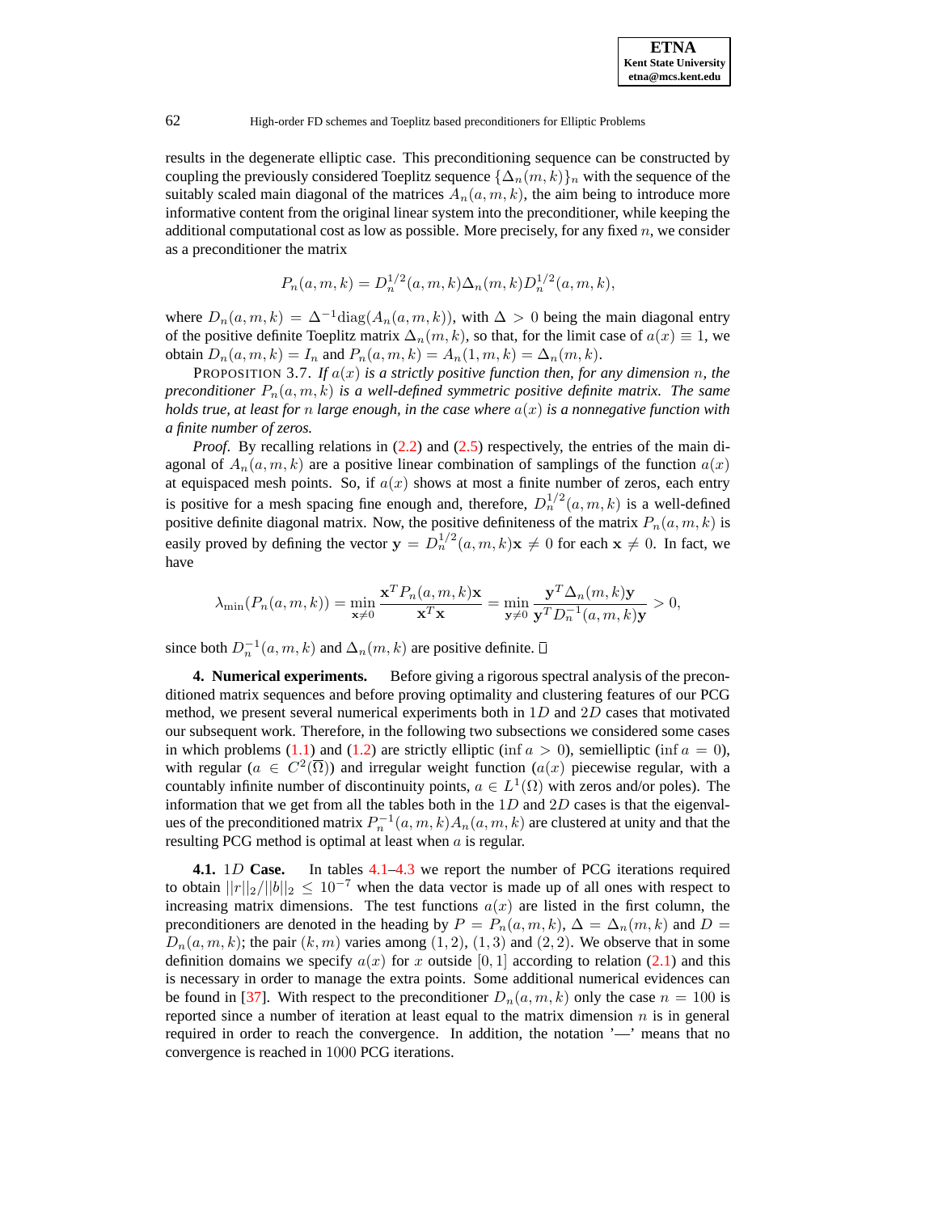results in the degenerate elliptic case. This preconditioning sequence can be constructed by coupling the previously considered Toeplitz sequence $\{\Delta_n(m,k)\}_n$ with the sequence of the suitably scaled main diagonal of the matrices $A_n(a,m,k)$, the aim being to introduce more informative content from the original linear system into the preconditioner, while keeping the additional computational cost as low as possible. More precisely, for any fixed $n$, we consider as a preconditioner the matrix

$$P_n(a,m,k) = D_n^{1/2}(a,m,k)\Delta_n(m,k)D_n^{1/2}(a,m,k),$$

where $D_n(a,m,k) = \Delta^{-1}\mathrm{diag}(A_n(a,m,k))$, with $\Delta > 0$ being the main diagonal entry of the positive definite Toeplitz matrix $\Delta_n(m,k)$, so that, for the limit case of $a(x) \equiv 1$, we obtain $D_n(a,m,k) = I_n$ and $P_n(a,m,k) = A_n(1,m,k) = \Delta_n(m,k)$.

PROPOSITION 3.7. *If $a(x)$ is a strictly positive function then, for any dimension $n$, the preconditioner $P_n(a,m,k)$ is a well-defined symmetric positive definite matrix. The same holds true, at least for $n$ large enough, in the case where $a(x)$ is a nonnegative function with a finite number of zeros.*

*Proof.* By recalling relations in (2.2) and (2.5) respectively, the entries of the main diagonal of $A_n(a,m,k)$ are a positive linear combination of samplings of the function $a(x)$ at equispaced mesh points. So, if $a(x)$ shows at most a finite number of zeros, each entry is positive for a mesh spacing fine enough and, therefore, $D_n^{1/2}(a,m,k)$ is a well-defined positive definite diagonal matrix. Now, the positive definiteness of the matrix $P_n(a,m,k)$ is easily proved by defining the vector $\mathbf{y} = D_n^{1/2}(a,m,k)\mathbf{x} \neq 0$ for each $\mathbf{x} \neq 0$. In fact, we have

$$\lambda_{\min}(P_n(a,m,k)) = \min_{\mathbf{x}\neq 0} \frac{\mathbf{x}^T P_n(a,m,k)\mathbf{x}}{\mathbf{x}^T\mathbf{x}} = \min_{\mathbf{y}\neq 0} \frac{\mathbf{y}^T \Delta_n(m,k)\mathbf{y}}{\mathbf{y}^T D_n^{-1}(a,m,k)\mathbf{y}} > 0,$$

since both $D_n^{-1}(a,m,k)$ and $\Delta_n(m,k)$ are positive definite. ☐

## 4. Numerical experiments.

Before giving a rigorous spectral analysis of the preconditioned matrix sequences and before proving optimality and clustering features of our PCG method, we present several numerical experiments both in $1D$ and $2D$ cases that motivated our subsequent work. Therefore, in the following two subsections we considered some cases in which problems (1.1) and (1.2) are strictly elliptic ($\inf a > 0$), semielliptic ($\inf a = 0$), with regular ($a \in C^2(\overline{\Omega})$) and irregular weight function ($a(x)$ piecewise regular, with a countably infinite number of discontinuity points, $a \in L^1(\Omega)$ with zeros and/or poles). The information that we get from all the tables both in the $1D$ and $2D$ cases is that the eigenvalues of the preconditioned matrix $P_n^{-1}(a,m,k)A_n(a,m,k)$ are clustered at unity and that the resulting PCG method is optimal at least when $a$ is regular.

### 4.1. $1D$ Case.

In tables 4.1–4.3 we report the number of PCG iterations required to obtain $||r||_2/||b||_2 \leq 10^{-7}$ when the data vector is made up of all ones with respect to increasing matrix dimensions. The test functions $a(x)$ are listed in the first column, the preconditioners are denoted in the heading by $P = P_n(a,m,k)$, $\Delta = \Delta_n(m,k)$ and $D = D_n(a,m,k)$; the pair $(k,m)$ varies among $(1,2)$, $(1,3)$ and $(2,2)$. We observe that in some definition domains we specify $a(x)$ for $x$ outside $[0,1]$ according to relation (2.1) and this is necessary in order to manage the extra points. Some additional numerical evidences can be found in [37]. With respect to the preconditioner $D_n(a,m,k)$ only the case $n = 100$ is reported since a number of iteration at least equal to the matrix dimension $n$ is in general required in order to reach the convergence. In addition, the notation '—' means that no convergence is reached in $1000$ PCG iterations.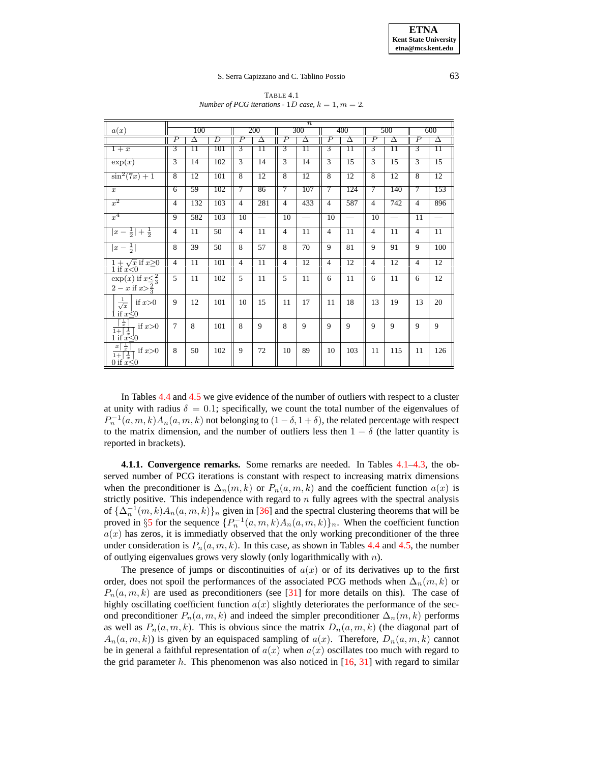TABLE 4.1
*Number of PCG iterations - 1D case, $k = 1, m = 2$.*

| $a(x)$ | $n$ | | | | | | | | | | | | | |
|---|---|---|---|---|---|---|---|---|---|---|---|---|---|---|
| | 100 | | | 200 | | 300 | | 400 | | 500 | | 600 | | |
| | $P$ | $\Delta$ | $D$ | $P$ | $\Delta$ | $P$ | $\Delta$ | $P$ | $\Delta$ | $P$ | $\Delta$ | $P$ | $\Delta$ | |
| $1+x$ | 3 | 11 | 101 | 3 | 11 | 3 | 11 | 3 | 11 | 3 | 11 | 3 | 11 | |
| $\exp(x)$ | 3 | 14 | 102 | 3 | 14 | 3 | 14 | 3 | 15 | 3 | 15 | 3 | 15 | |
| $\sin^2(7x)+1$ | 8 | 12 | 101 | 8 | 12 | 8 | 12 | 8 | 12 | 8 | 12 | 8 | 12 | |
| $x$ | 6 | 59 | 102 | 7 | 86 | 7 | 107 | 7 | 124 | 7 | 140 | 7 | 153 | |
| $x^2$ | 4 | 132 | 103 | 4 | 281 | 4 | 433 | 4 | 587 | 4 | 742 | 4 | 896 | |
| $x^4$ | 9 | 582 | 103 | 10 | — | 10 | — | 10 | — | 10 | — | 11 | — | |
| $\vert x-\frac{1}{2}\vert+\frac{1}{2}$ | 4 | 11 | 50 | 4 | 11 | 4 | 11 | 4 | 11 | 4 | 11 | 4 | 11 | |
| $\vert x-\frac{1}{2}\vert$ | 8 | 39 | 50 | 8 | 57 | 8 | 70 | 9 | 81 | 9 | 91 | 9 | 100 | |
| $1+\sqrt{x}$ if $x\geq 0$; 1 if $x<0$ | 4 | 11 | 101 | 4 | 11 | 4 | 12 | 4 | 12 | 4 | 12 | 4 | 12 | |
| $\exp(x)$ if $x\leq\frac{2}{3}$; $2-x$ if $x>\frac{2}{3}$ | 5 | 11 | 102 | 5 | 11 | 5 | 11 | 6 | 11 | 6 | 11 | 6 | 12 | |
| $\left\lceil\frac{1}{\sqrt{x}}\right\rceil$ if $x>0$; 1 if $x\leq 0$ | 9 | 12 | 101 | 10 | 15 | 11 | 17 | 11 | 18 | 13 | 19 | 13 | 20 | |
| $\frac{\lceil\frac{1}{x}\rceil}{1+\lceil\frac{1}{x}\rceil}$ if $x>0$; 1 if $x\leq 0$ | 7 | 8 | 101 | 8 | 9 | 8 | 9 | 9 | 9 | 9 | 9 | 9 | 9 | |
| $\frac{x\lceil\frac{1}{x}\rceil}{1+\lceil\frac{1}{x}\rceil}$ if $x>0$; 0 if $x\leq 0$ | 8 | 50 | 102 | 9 | 72 | 10 | 89 | 10 | 103 | 11 | 115 | 11 | 126 | |

In Tables 4.4 and 4.5 we give evidence of the number of outliers with respect to a cluster at unity with radius $\delta = 0.1$; specifically, we count the total number of the eigenvalues of $P_n^{-1}(a,m,k)A_n(a,m,k)$ not belonging to $(1-\delta, 1+\delta)$, the related percentage with respect to the matrix dimension, and the number of outliers less then $1-\delta$ (the latter quantity is reported in brackets).

**4.1.1. Convergence remarks.** Some remarks are needed. In Tables 4.1–4.3, the observed number of PCG iterations is constant with respect to increasing matrix dimensions when the preconditioner is $\Delta_n(m,k)$ or $P_n(a,m,k)$ and the coefficient function $a(x)$ is strictly positive. This independence with regard to $n$ fully agrees with the spectral analysis of $\{\Delta_n^{-1}(m,k)A_n(a,m,k)\}_n$ given in [36] and the spectral clustering theorems that will be proved in §5 for the sequence $\{P_n^{-1}(a,m,k)A_n(a,m,k)\}_n$. When the coefficient function $a(x)$ has zeros, it is immediatly observed that the only working preconditioner of the three under consideration is $P_n(a,m,k)$. In this case, as shown in Tables 4.4 and 4.5, the number of outlying eigenvalues grows very slowly (only logarithmically with $n$).

The presence of jumps or discontinuities of $a(x)$ or of its derivatives up to the first order, does not spoil the performances of the associated PCG methods when $\Delta_n(m,k)$ or $P_n(a,m,k)$ are used as preconditioners (see [31] for more details on this). The case of highly oscillating coefficient function $a(x)$ slightly deteriorates the performance of the second preconditioner $P_n(a,m,k)$ and indeed the simpler preconditioner $\Delta_n(m,k)$ performs as well as $P_n(a,m,k)$. This is obvious since the matrix $D_n(a,m,k)$ (the diagonal part of $A_n(a,m,k)$) is given by an equispaced sampling of $a(x)$. Therefore, $D_n(a,m,k)$ cannot be in general a faithful representation of $a(x)$ when $a(x)$ oscillates too much with regard to the grid parameter $h$. This phenomenon was also noticed in [16, 31] with regard to similar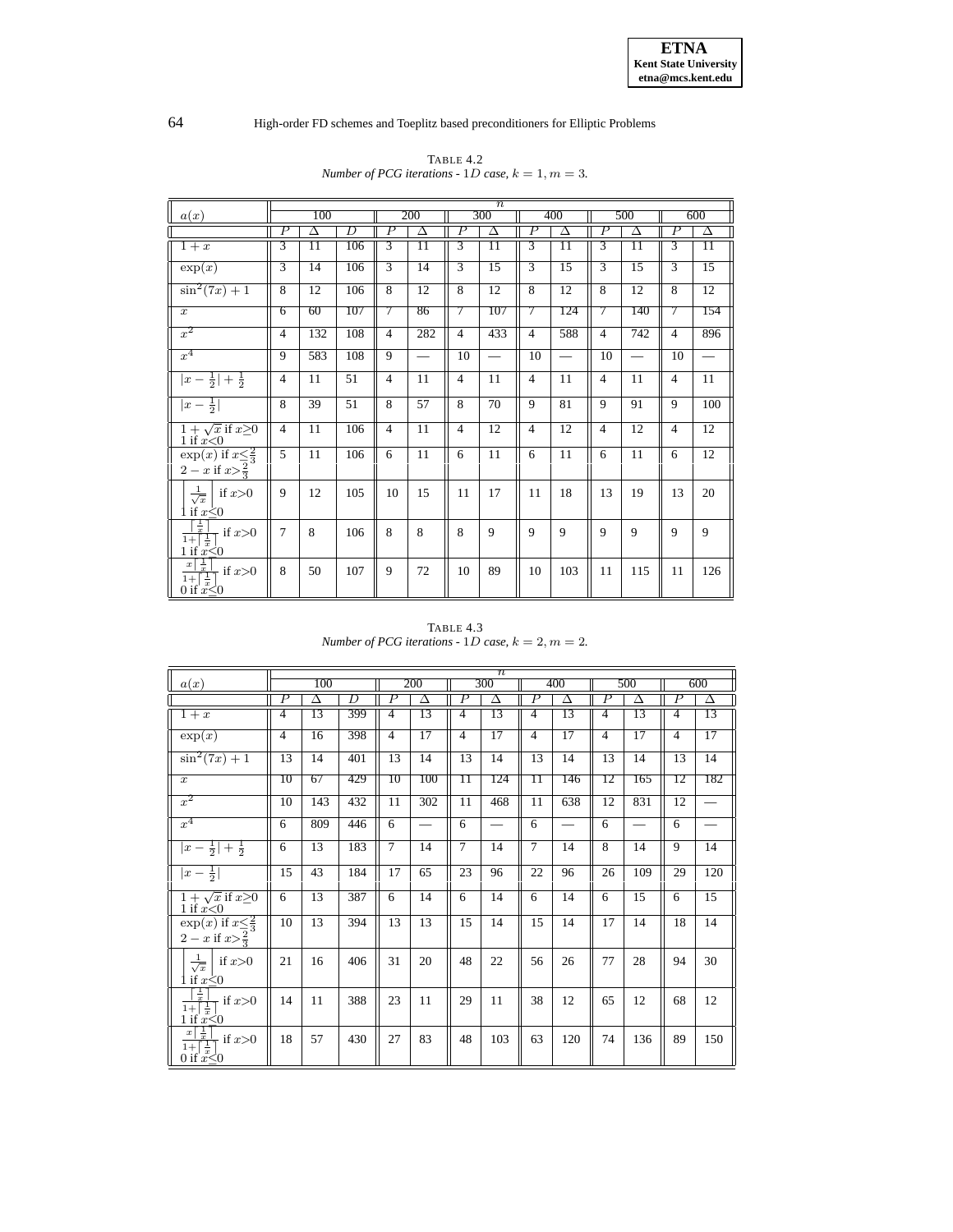TABLE 4.2
*Number of PCG iterations - 1D case, $k = 1, m = 3$.*

| $a(x)$ | $n$ | | | | | | | | | | | | |
|---|---|---|---|---|---|---|---|---|---|---|---|---|---|
| | 100 | | | 200 | | 300 | | 400 | | 500 | | 600 | |
| | $P$ | $\Delta$ | $D$ | $P$ | $\Delta$ | $P$ | $\Delta$ | $P$ | $\Delta$ | $P$ | $\Delta$ | $P$ | $\Delta$ |
| $1+x$ | 3 | 11 | 106 | 3 | 11 | 3 | 11 | 3 | 11 | 3 | 11 | 3 | 11 |
| $\exp(x)$ | 3 | 14 | 106 | 3 | 14 | 3 | 15 | 3 | 15 | 3 | 15 | 3 | 15 |
| $\sin^2(7x)+1$ | 8 | 12 | 106 | 8 | 12 | 8 | 12 | 8 | 12 | 8 | 12 | 8 | 12 |
| $x$ | 6 | 60 | 107 | 7 | 86 | 7 | 107 | 7 | 124 | 7 | 140 | 7 | 154 |
| $x^2$ | 4 | 132 | 108 | 4 | 282 | 4 | 433 | 4 | 588 | 4 | 742 | 4 | 896 |
| $x^4$ | 9 | 583 | 108 | 9 | — | 10 | — | 10 | — | 10 | — | 10 | — |
| $\lvert x-\frac{1}{2}\rvert+\frac{1}{2}$ | 4 | 11 | 51 | 4 | 11 | 4 | 11 | 4 | 11 | 4 | 11 | 4 | 11 |
| $\lvert x-\frac{1}{2}\rvert$ | 8 | 39 | 51 | 8 | 57 | 8 | 70 | 9 | 81 | 9 | 91 | 9 | 100 |
| $1+\sqrt{x}$ if $x\geq 0$, $1$ if $x<0$ | 4 | 11 | 106 | 4 | 11 | 4 | 12 | 4 | 12 | 4 | 12 | 4 | 12 |
| $\exp(x)$ if $x\leq\frac{2}{3}$, $2-x$ if $x>\frac{2}{3}$ | 5 | 11 | 106 | 6 | 11 | 6 | 11 | 6 | 11 | 6 | 11 | 6 | 12 |
| $\left\lceil\frac{1}{\sqrt{x}}\right\rceil$ if $x>0$, $1$ if $x\leq 0$ | 9 | 12 | 105 | 10 | 15 | 11 | 17 | 11 | 18 | 13 | 19 | 13 | 20 |
| $\frac{\lceil\frac{1}{x}\rceil}{1+\lceil\frac{1}{x}\rceil}$ if $x>0$, $1$ if $x\leq 0$ | 7 | 8 | 106 | 8 | 8 | 8 | 9 | 9 | 9 | 9 | 9 | 9 | 9 |
| $\frac{x\lceil\frac{1}{x}\rceil}{1+\lceil\frac{1}{x}\rceil}$ if $x>0$, $0$ if $x\leq 0$ | 8 | 50 | 107 | 9 | 72 | 10 | 89 | 10 | 103 | 11 | 115 | 11 | 126 |

TABLE 4.3
*Number of PCG iterations - 1D case, $k = 2, m = 2$.*

| $a(x)$ | $n$ | | | | | | | | | | | | |
|---|---|---|---|---|---|---|---|---|---|---|---|---|---|
| | 100 | | | 200 | | 300 | | 400 | | 500 | | 600 | |
| | $P$ | $\Delta$ | $D$ | $P$ | $\Delta$ | $P$ | $\Delta$ | $P$ | $\Delta$ | $P$ | $\Delta$ | $P$ | $\Delta$ |
| $1+x$ | 4 | 13 | 399 | 4 | 13 | 4 | 13 | 4 | 13 | 4 | 13 | 4 | 13 |
| $\exp(x)$ | 4 | 16 | 398 | 4 | 17 | 4 | 17 | 4 | 17 | 4 | 17 | 4 | 17 |
| $\sin^2(7x)+1$ | 13 | 14 | 401 | 13 | 14 | 13 | 14 | 13 | 14 | 13 | 14 | 13 | 14 |
| $x$ | 10 | 67 | 429 | 10 | 100 | 11 | 124 | 11 | 146 | 12 | 165 | 12 | 182 |
| $x^2$ | 10 | 143 | 432 | 11 | 302 | 11 | 468 | 11 | 638 | 12 | 831 | 12 | — |
| $x^4$ | 6 | 809 | 446 | 6 | — | 6 | — | 6 | — | 6 | — | 6 | — |
| $\lvert x-\frac{1}{2}\rvert+\frac{1}{2}$ | 6 | 13 | 183 | 7 | 14 | 7 | 14 | 7 | 14 | 8 | 14 | 9 | 14 |
| $\lvert x-\frac{1}{2}\rvert$ | 15 | 43 | 184 | 17 | 65 | 23 | 96 | 22 | 96 | 26 | 109 | 29 | 120 |
| $1+\sqrt{x}$ if $x\geq 0$, $1$ if $x<0$ | 6 | 13 | 387 | 6 | 14 | 6 | 14 | 6 | 14 | 6 | 15 | 6 | 15 |
| $\exp(x)$ if $x\leq\frac{2}{3}$, $2-x$ if $x>\frac{2}{3}$ | 10 | 13 | 394 | 13 | 13 | 15 | 14 | 15 | 14 | 17 | 14 | 18 | 14 |
| $\left\lceil\frac{1}{\sqrt{x}}\right\rceil$ if $x>0$, $1$ if $x\leq 0$ | 21 | 16 | 406 | 31 | 20 | 48 | 22 | 56 | 26 | 77 | 28 | 94 | 30 |
| $\frac{\lceil\frac{1}{x}\rceil}{1+\lceil\frac{1}{x}\rceil}$ if $x>0$, $1$ if $x\leq 0$ | 14 | 11 | 388 | 23 | 11 | 29 | 11 | 38 | 12 | 65 | 12 | 68 | 12 |
| $\frac{x\lceil\frac{1}{x}\rceil}{1+\lceil\frac{1}{x}\rceil}$ if $x>0$, $0$ if $x\leq 0$ | 18 | 57 | 430 | 27 | 83 | 48 | 103 | 63 | 120 | 74 | 136 | 89 | 150 |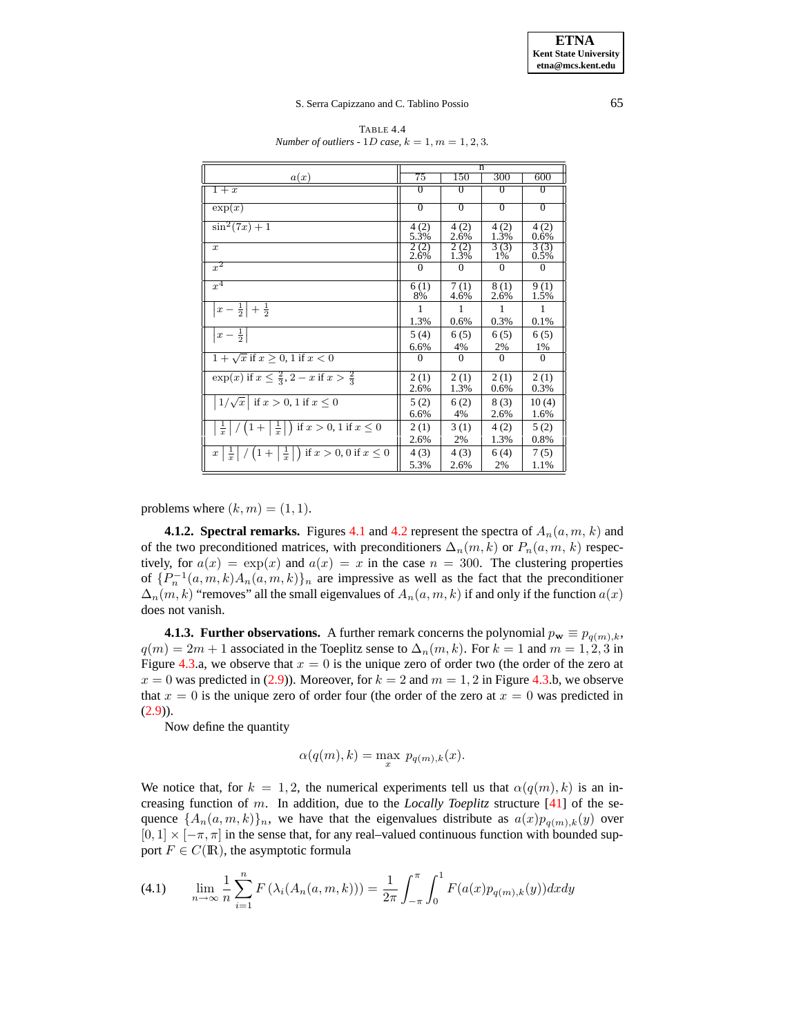TABLE 4.4
*Number of outliers - 1D case, $k = 1, m = 1, 2, 3$.*

| $a(x)$ | n | | | |
|---|---|---|---|---|
| | 75 | 150 | 300 | 600 |
| $1 + x$ | 0 | 0 | 0 | 0 |
| $\exp(x)$ | 0 | 0 | 0 | 0 |
| $\sin^2(7x) + 1$ | 4 (2) 5.3% | 4 (2) 2.6% | 4 (2) 1.3% | 4 (2) 0.6% |
| $x$ | 2 (2) 2.6% | 2 (2) 1.3% | 3 (3) 1% | 3 (3) 0.5% |
| $x^2$ | 0 | 0 | 0 | 0 |
| $x^4$ | 6 (1) 8% | 7 (1) 4.6% | 8 (1) 2.6% | 9 (1) 1.5% |
| $\left\|x - \frac{1}{2}\right\| + \frac{1}{2}$ | 1 1.3% | 1 0.6% | 1 0.3% | 1 0.1% |
| $\left\|x - \frac{1}{2}\right\|$ | 5 (4) 6.6% | 6 (5) 4% | 6 (5) 2% | 6 (5) 1% |
| $1 + \sqrt{x}$ if $x \geq 0$, $1$ if $x < 0$ | 0 | 0 | 0 | 0 |
| $\exp(x)$ if $x \leq \frac{2}{3}$, $2 - x$ if $x > \frac{2}{3}$ | 2 (1) 2.6% | 2 (1) 1.3% | 2 (1) 0.6% | 2 (1) 0.3% |
| $\left\|1/\sqrt{x}\right\|$ if $x > 0$, $1$ if $x \leq 0$ | 5 (2) 6.6% | 6 (2) 4% | 8 (3) 2.6% | 10 (4) 1.6% |
| $\left\|\frac{1}{x}\right\| / \left(1 + \left\|\frac{1}{x}\right\|\right)$ if $x > 0$, $1$ if $x \leq 0$ | 2 (1) 2.6% | 3 (1) 2% | 4 (2) 1.3% | 5 (2) 0.8% |
| $x \left\|\frac{1}{x}\right\| / \left(1 + \left\|\frac{1}{x}\right\|\right)$ if $x > 0$, $0$ if $x \leq 0$ | 4 (3) 5.3% | 4 (3) 2.6% | 6 (4) 2% | 7 (5) 1.1% |

problems where $(k, m) = (1, 1)$.

**4.1.2. Spectral remarks.** Figures 4.1 and 4.2 represent the spectra of $A_n(a, m, k)$ and of the two preconditioned matrices, with preconditioners $\Delta_n(m, k)$ or $P_n(a, m, k)$ respectively, for $a(x) = \exp(x)$ and $a(x) = x$ in the case $n = 300$. The clustering properties of $\{P_n^{-1}(a, m, k)A_n(a, m, k)\}_n$ are impressive as well as the fact that the preconditioner $\Delta_n(m, k)$ "removes" all the small eigenvalues of $A_n(a, m, k)$ if and only if the function $a(x)$ does not vanish.

**4.1.3. Further observations.** A further remark concerns the polynomial $p_{\mathbf{w}} \equiv p_{q(m),k}$, $q(m) = 2m + 1$ associated in the Toeplitz sense to $\Delta_n(m, k)$. For $k = 1$ and $m = 1, 2, 3$ in Figure 4.3.a, we observe that $x = 0$ is the unique zero of order two (the order of the zero at $x = 0$ was predicted in (2.9)). Moreover, for $k = 2$ and $m = 1, 2$ in Figure 4.3.b, we observe that $x = 0$ is the unique zero of order four (the order of the zero at $x = 0$ was predicted in (2.9)).

Now define the quantity

$$\alpha(q(m), k) = \max_x \; p_{q(m),k}(x).$$

We notice that, for $k = 1, 2$, the numerical experiments tell us that $\alpha(q(m), k)$ is an increasing function of $m$. In addition, due to the *Locally Toeplitz* structure [41] of the sequence $\{A_n(a, m, k)\}_n$, we have that the eigenvalues distribute as $a(x)p_{q(m),k}(y)$ over $[0, 1] \times [-\pi, \pi]$ in the sense that, for any real–valued continuous function with bounded support $F \in C(\mathbb{R})$, the asymptotic formula

$$\lim_{n \to \infty} \frac{1}{n} \sum_{i=1}^{n} F\left(\lambda_i(A_n(a, m, k))\right) = \frac{1}{2\pi} \int_{-\pi}^{\pi} \int_0^1 F(a(x)p_{q(m),k}(y))dxdy \tag{4.1}$$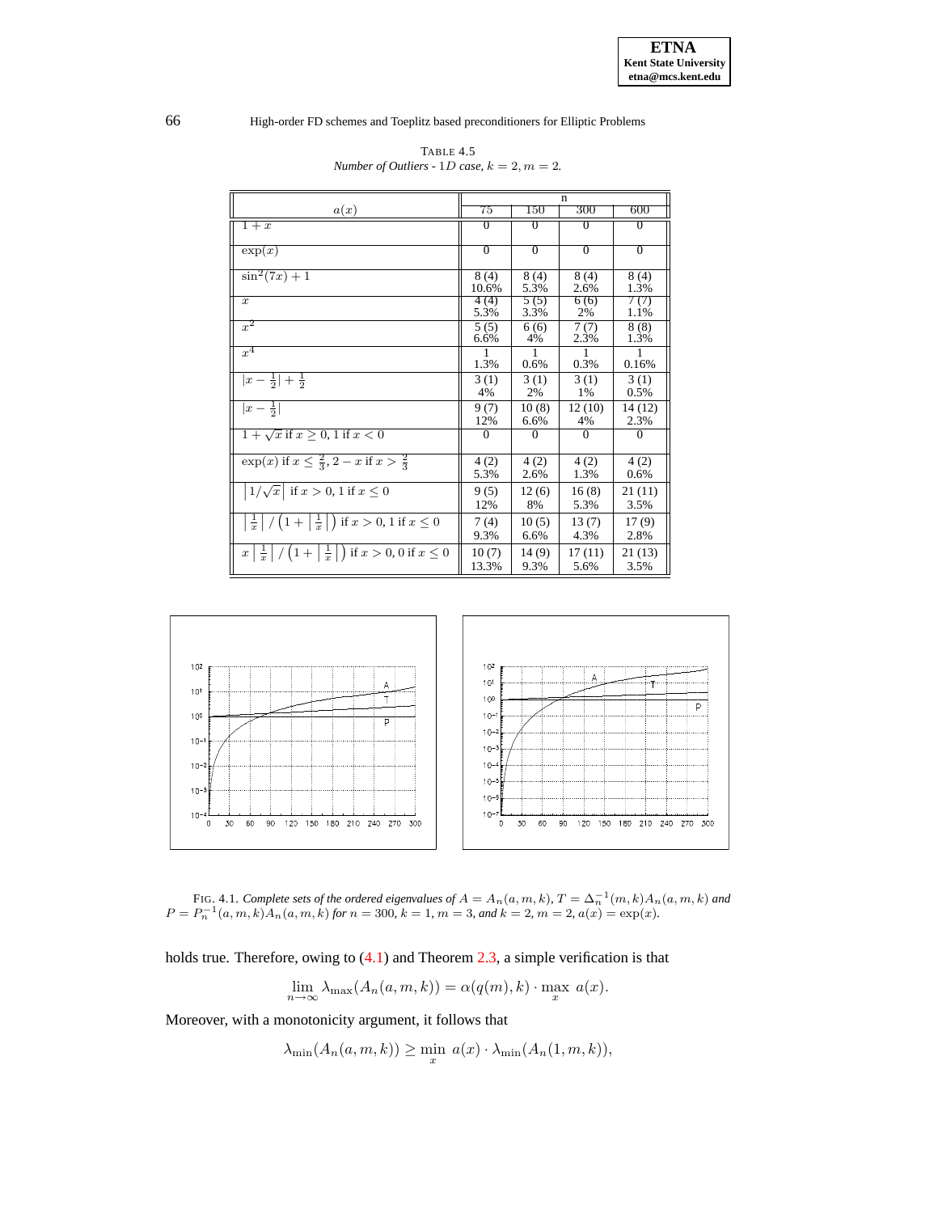TABLE 4.5
*Number of Outliers - 1D case, $k = 2, m = 2$.*

| $a(x)$ | n | | | |
|---|---|---|---|---|
| | 75 | 150 | 300 | 600 |
| $1 + x$ | 0 | 0 | 0 | 0 |
| $\exp(x)$ | 0 | 0 | 0 | 0 |
| $\sin^2(7x) + 1$ | 8 (4) 10.6% | 8 (4) 5.3% | 8 (4) 2.6% | 8 (4) 1.3% |
| $x$ | 4 (4) 5.3% | 5 (5) 3.3% | 6 (6) 2% | 7 (7) 1.1% |
| $x^2$ | 5 (5) 6.6% | 6 (6) 4% | 7 (7) 2.3% | 8 (8) 1.3% |
| $x^4$ | 1 1.3% | 1 0.6% | 1 0.3% | 1 0.16% |
| $\lvert x - \frac{1}{2}\rvert + \frac{1}{2}$ | 3 (1) 4% | 3 (1) 2% | 3 (1) 1% | 3 (1) 0.5% |
| $\lvert x - \frac{1}{2}\rvert$ | 9 (7) 12% | 10 (8) 6.6% | 12 (10) 4% | 14 (12) 2.3% |
| $1 + \sqrt{x}$ if $x \geq 0$, 1 if $x < 0$ | 0 | 0 | 0 | 0 |
| $\exp(x)$ if $x \leq \frac{2}{3}$, $2 - x$ if $x > \frac{2}{3}$ | 4 (2) 5.3% | 4 (2) 2.6% | 4 (2) 1.3% | 4 (2) 0.6% |
| $\left\lvert 1/\sqrt{x} \right\rvert$ if $x > 0$, 1 if $x \leq 0$ | 9 (5) 12% | 12 (6) 8% | 16 (8) 5.3% | 21 (11) 3.5% |
| $\left\lvert \frac{1}{x} \right\rvert / \left(1 + \left\lvert \frac{1}{x} \right\rvert\right)$ if $x > 0$, 1 if $x \leq 0$ | 7 (4) 9.3% | 10 (5) 6.6% | 13 (7) 4.3% | 17 (9) 2.8% |
| $x \left\lvert \frac{1}{x} \right\rvert / \left(1 + \left\lvert \frac{1}{x} \right\rvert\right)$ if $x > 0$, 0 if $x \leq 0$ | 10 (7) 13.3% | 14 (9) 9.3% | 17 (11) 5.6% | 21 (13) 3.5% |

FIG. 4.1. *Complete sets of the ordered eigenvalues of $A = A_n(a, m, k)$, $T = \Delta_n^{-1}(m, k)A_n(a, m, k)$ and $P = P_n^{-1}(a, m, k)A_n(a, m, k)$ for $n = 300$, $k = 1$, $m = 3$, and $k = 2$, $m = 2$, $a(x) = \exp(x)$.*

holds true. Therefore, owing to (4.1) and Theorem 2.3, a simple verification is that

$$\lim_{n\to\infty} \lambda_{\max}(A_n(a, m, k)) = \alpha(q(m), k) \cdot \max_x \, a(x).$$

Moreover, with a monotonicity argument, it follows that

$$\lambda_{\min}(A_n(a, m, k)) \geq \min_x \, a(x) \cdot \lambda_{\min}(A_n(1, m, k)),$$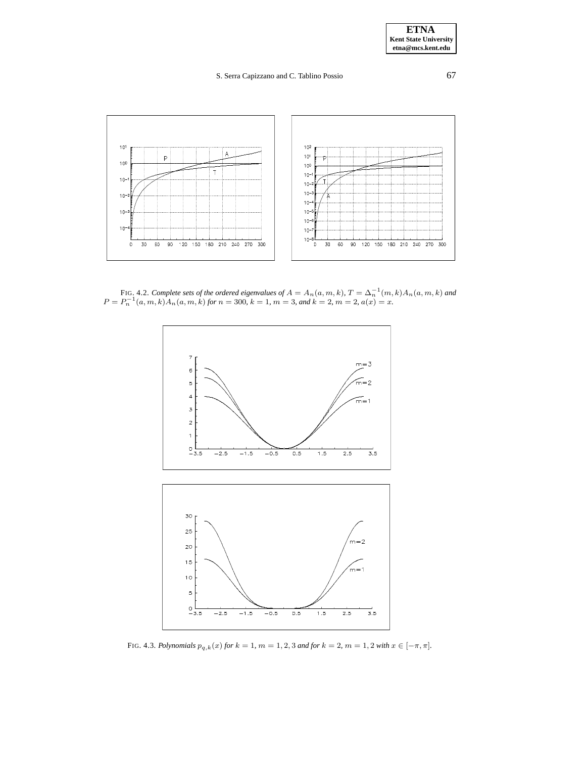FIG. 4.2. *Complete sets of the ordered eigenvalues of $A = A_n(a,m,k)$, $T = \Delta_n^{-1}(m,k)A_n(a,m,k)$ and $P = P_n^{-1}(a,m,k)A_n(a,m,k)$ for $n = 300$, $k = 1$, $m = 3$, and $k = 2$, $m = 2$, $a(x) = x$.*

FIG. 4.3. *Polynomials $p_{q,k}(x)$ for $k = 1$, $m = 1,2,3$ and for $k = 2$, $m = 1,2$ with $x \in [-\pi, \pi]$.*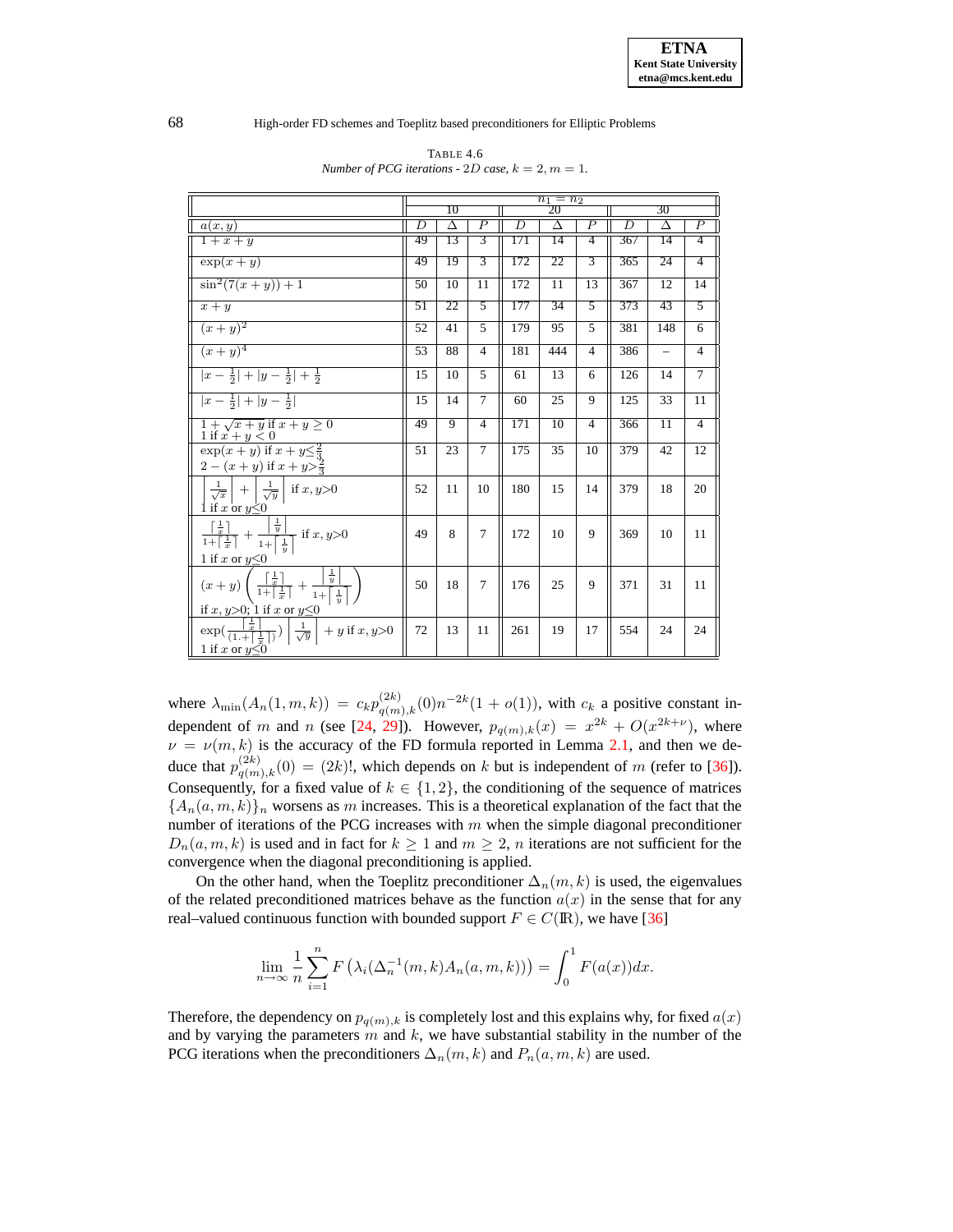TABLE 4.6
*Number of PCG iterations - 2D case, $k = 2, m = 1$.*

| | $n_1 = n_2$ | | | | | | | | |
|---|---|---|---|---|---|---|---|---|---|
| | 10 | | | 20 | | | 30 | | |
| $a(x,y)$ | $D$ | $\Delta$ | $P$ | $D$ | $\Delta$ | $P$ | $D$ | $\Delta$ | $P$ |
| $1+x+y$ | 49 | 13 | 3 | 171 | 14 | 4 | 367 | 14 | 4 |
| $\exp(x+y)$ | 49 | 19 | 3 | 172 | 22 | 3 | 365 | 24 | 4 |
| $\sin^2(7(x+y))+1$ | 50 | 10 | 11 | 172 | 11 | 13 | 367 | 12 | 14 |
| $x+y$ | 51 | 22 | 5 | 177 | 34 | 5 | 373 | 43 | 5 |
| $(x+y)^2$ | 52 | 41 | 5 | 179 | 95 | 5 | 381 | 148 | 6 |
| $(x+y)^4$ | 53 | 88 | 4 | 181 | 444 | 4 | 386 | – | 4 |
| $\lvert x-\frac{1}{2}\rvert + \lvert y-\frac{1}{2}\rvert + \frac{1}{2}$ | 15 | 10 | 5 | 61 | 13 | 6 | 126 | 14 | 7 |
| $\lvert x-\frac{1}{2}\rvert + \lvert y-\frac{1}{2}\rvert$ | 15 | 14 | 7 | 60 | 25 | 9 | 125 | 33 | 11 |
| $1+\sqrt{x+y}$ if $x+y\geq 0$; $1$ if $x+y<0$ | 49 | 9 | 4 | 171 | 10 | 4 | 366 | 11 | 4 |
| $\exp(x+y)$ if $x+y\leq\frac{2}{3}$; $2-(x+y)$ if $x+y>\frac{2}{3}$ | 51 | 23 | 7 | 175 | 35 | 10 | 379 | 42 | 12 |
| $\left\lvert\frac{1}{\sqrt{x}}\right\rvert + \left\lvert\frac{1}{\sqrt{y}}\right\rvert$ if $x,y>0$; $1$ if $x$ or $y\leq 0$ | 52 | 11 | 10 | 180 | 15 | 14 | 379 | 18 | 20 |
| $\frac{\lceil\frac{1}{x}\rceil}{1+\lceil\frac{1}{x}\rceil} + \frac{\lceil\frac{1}{y}\rceil}{1+\lceil\frac{1}{y}\rceil}$ if $x,y>0$; $1$ if $x$ or $y\leq 0$ | 49 | 8 | 7 | 172 | 10 | 9 | 369 | 10 | 11 |
| $(x+y)\left(\frac{\lceil\frac{1}{x}\rceil}{1+\lceil\frac{1}{x}\rceil} + \frac{\lceil\frac{1}{y}\rceil}{1+\lceil\frac{1}{y}\rceil}\right)$ if $x,y>0$; $1$ if $x$ or $y\leq 0$ | 50 | 18 | 7 | 176 | 25 | 9 | 371 | 31 | 11 |
| $\exp(\frac{\lceil\frac{1}{x}\rceil}{(1.+\lceil\frac{1}{x}\rceil)})\left\lvert\frac{1}{\sqrt{y}}\right\rvert + y$ if $x,y>0$; $1$ if $x$ or $y\leq 0$ | 72 | 13 | 11 | 261 | 19 | 17 | 554 | 24 | 24 |

where $\lambda_{\min}(A_n(1,m,k)) = c_k p^{(2k)}_{q(m),k}(0) n^{-2k}(1+o(1))$, with $c_k$ a positive constant independent of $m$ and $n$ (see [24, 29]). However, $p_{q(m),k}(x) = x^{2k} + O(x^{2k+\nu})$, where $\nu = \nu(m,k)$ is the accuracy of the FD formula reported in Lemma 2.1, and then we deduce that $p^{(2k)}_{q(m),k}(0) = (2k)!$, which depends on $k$ but is independent of $m$ (refer to [36]). Consequently, for a fixed value of $k \in \{1,2\}$, the conditioning of the sequence of matrices $\{A_n(a,m,k)\}_n$ worsens as $m$ increases. This is a theoretical explanation of the fact that the number of iterations of the PCG increases with $m$ when the simple diagonal preconditioner $D_n(a,m,k)$ is used and in fact for $k \geq 1$ and $m \geq 2$, $n$ iterations are not sufficient for the convergence when the diagonal preconditioning is applied.

On the other hand, when the Toeplitz preconditioner $\Delta_n(m,k)$ is used, the eigenvalues of the related preconditioned matrices behave as the function $a(x)$ in the sense that for any real–valued continuous function with bounded support $F \in C(\mathbb{R})$, we have [36]

$$\lim_{n\to\infty} \frac{1}{n}\sum_{i=1}^{n} F\left(\lambda_i(\Delta_n^{-1}(m,k)A_n(a,m,k))\right) = \int_0^1 F(a(x))dx.$$

Therefore, the dependency on $p_{q(m),k}$ is completely lost and this explains why, for fixed $a(x)$ and by varying the parameters $m$ and $k$, we have substantial stability in the number of the PCG iterations when the preconditioners $\Delta_n(m,k)$ and $P_n(a,m,k)$ are used.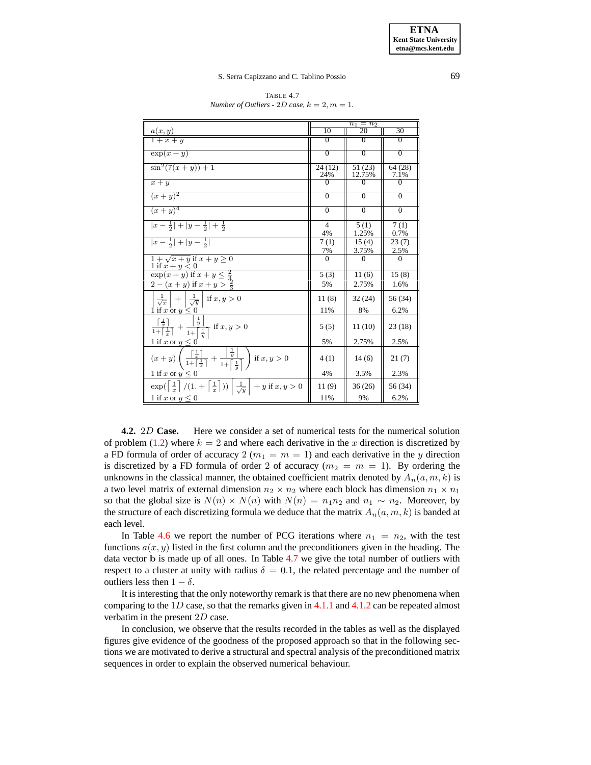TABLE 4.7

*Number of Outliers - $2D$ case, $k = 2, m = 1$.*

| $a(x,y)$ | $n_1 = n_2$ 10 | 20 | 30 |
|---|---|---|---|
| $1 + x + y$ | 0 | 0 | 0 |
| $\exp(x + y)$ | 0 | 0 | 0 |
| $\sin^2(7(x + y)) + 1$ | 24 (12) 24% | 51 (23) 12.75% | 64 (28) 7.1% |
| $x + y$ | 0 | 0 | 0 |
| $(x + y)^2$ | 0 | 0 | 0 |
| $(x + y)^4$ | 0 | 0 | 0 |
| $\lvert x - \frac{1}{2}\rvert + \lvert y - \frac{1}{2}\rvert + \frac{1}{2}$ | 4 4% | 5 (1) 1.25% | 7 (1) 0.7% |
| $\lvert x - \frac{1}{2}\rvert + \lvert y - \frac{1}{2}\rvert$ | 7 (1) 7% | 15 (4) 3.75% | 23 (7) 2.5% |
| $1 + \sqrt{x + y}$ if $x + y \geq 0$; 1 if $x + y < 0$ | 0 | 0 | 0 |
| $\exp(x + y)$ if $x + y \leq \frac{2}{3}$; $2 - (x + y)$ if $x + y > \frac{2}{3}$ | 5 (3) 5% | 11 (6) 2.75% | 15 (8) 1.6% |
| $\left\lvert \frac{1}{\sqrt{x}} \right\rvert + \left\lvert \frac{1}{\sqrt{y}} \right\rvert$ if $x, y > 0$; 1 if $x$ or $y \leq 0$ | 11 (8) 11% | 32 (24) 8% | 56 (34) 6.2% |
| $\frac{\lceil \frac{1}{x} \rceil}{1 + \lceil \frac{1}{x} \rceil} + \frac{\lceil \frac{1}{y} \rceil}{1 + \lceil \frac{1}{y} \rceil}$ if $x, y > 0$; 1 if $x$ or $y \leq 0$ | 5 (5) 5% | 11 (10) 2.75% | 23 (18) 2.5% |
| $(x + y)\left( \frac{\lceil \frac{1}{x} \rceil}{1 + \lceil \frac{1}{x} \rceil} + \frac{\lceil \frac{1}{y} \rceil}{1 + \lceil \frac{1}{y} \rceil} \right)$ if $x, y > 0$; 1 if $x$ or $y \leq 0$ | 4 (1) 4% | 14 (6) 3.5% | 21 (7) 2.3% |
| $\exp(\lceil \frac{1}{x} \rceil / (1. + \lceil \frac{1}{x} \rceil)) \left\lvert \frac{1}{\sqrt{y}} \right\rvert + y$ if $x, y > 0$; 1 if $x$ or $y \leq 0$ | 11 (9) 11% | 36 (26) 9% | 56 (34) 6.2% |

**4.2.** $2D$ **Case.** Here we consider a set of numerical tests for the numerical solution of problem (1.2) where $k = 2$ and where each derivative in the $x$ direction is discretized by a FD formula of order of accuracy 2 ($m_1 = m = 1$) and each derivative in the $y$ direction is discretized by a FD formula of order 2 of accuracy ($m_2 = m = 1$). By ordering the unknowns in the classical manner, the obtained coefficient matrix denoted by $A_n(a, m, k)$ is a two level matrix of external dimension $n_2 \times n_2$ where each block has dimension $n_1 \times n_1$ so that the global size is $N(n) \times N(n)$ with $N(n) = n_1 n_2$ and $n_1 \sim n_2$. Moreover, by the structure of each discretizing formula we deduce that the matrix $A_n(a, m, k)$ is banded at each level.

In Table 4.6 we report the number of PCG iterations where $n_1 = n_2$, with the test functions $a(x, y)$ listed in the first column and the preconditioners given in the heading. The data vector $\mathbf{b}$ is made up of all ones. In Table 4.7 we give the total number of outliers with respect to a cluster at unity with radius $\delta = 0.1$, the related percentage and the number of outliers less then $1 - \delta$.

It is interesting that the only noteworthy remark is that there are no new phenomena when comparing to the $1D$ case, so that the remarks given in 4.1.1 and 4.1.2 can be repeated almost verbatim in the present $2D$ case.

In conclusion, we observe that the results recorded in the tables as well as the displayed figures give evidence of the goodness of the proposed approach so that in the following sections we are motivated to derive a structural and spectral analysis of the preconditioned matrix sequences in order to explain the observed numerical behaviour.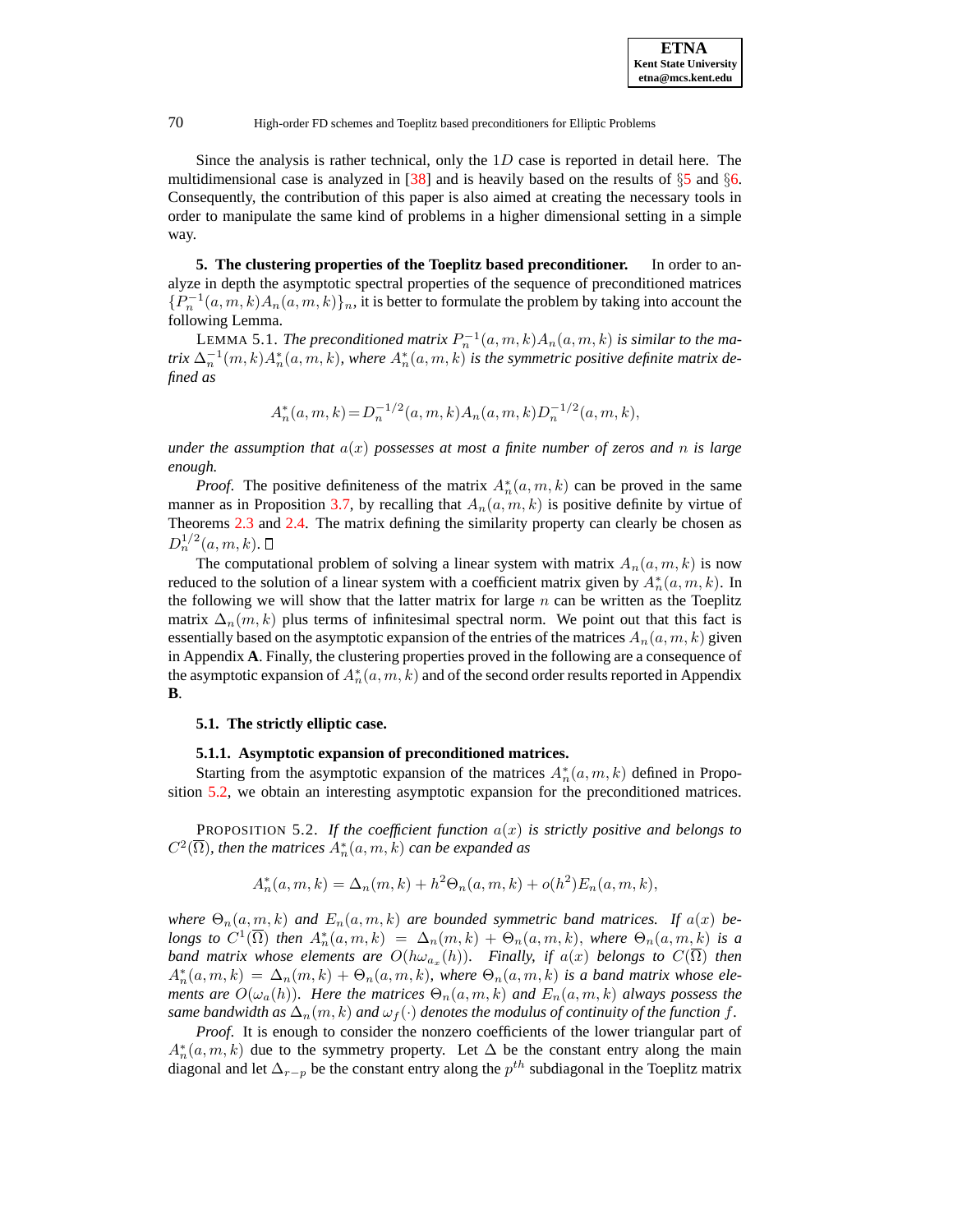Since the analysis is rather technical, only the $1D$ case is reported in detail here. The multidimensional case is analyzed in [38] and is heavily based on the results of §5 and §6. Consequently, the contribution of this paper is also aimed at creating the necessary tools in order to manipulate the same kind of problems in a higher dimensional setting in a simple way.

## 5. The clustering properties of the Toeplitz based preconditioner.

In order to analyze in depth the asymptotic spectral properties of the sequence of preconditioned matrices $\{P_n^{-1}(a,m,k)A_n(a,m,k)\}_n$, it is better to formulate the problem by taking into account the following Lemma.

LEMMA 5.1. *The preconditioned matrix $P_n^{-1}(a,m,k)A_n(a,m,k)$ is similar to the matrix $\Delta_n^{-1}(m,k)A_n^*(a,m,k)$, where $A_n^*(a,m,k)$ is the symmetric positive definite matrix defined as*

$$A_n^*(a,m,k) = D_n^{-1/2}(a,m,k)A_n(a,m,k)D_n^{-1/2}(a,m,k),$$

*under the assumption that $a(x)$ possesses at most a finite number of zeros and $n$ is large enough.*

*Proof.* The positive definiteness of the matrix $A_n^*(a,m,k)$ can be proved in the same manner as in Proposition 3.7, by recalling that $A_n(a,m,k)$ is positive definite by virtue of Theorems 2.3 and 2.4. The matrix defining the similarity property can clearly be chosen as $D_n^{1/2}(a,m,k)$. □

The computational problem of solving a linear system with matrix $A_n(a,m,k)$ is now reduced to the solution of a linear system with a coefficient matrix given by $A_n^*(a,m,k)$. In the following we will show that the latter matrix for large $n$ can be written as the Toeplitz matrix $\Delta_n(m,k)$ plus terms of infinitesimal spectral norm. We point out that this fact is essentially based on the asymptotic expansion of the entries of the matrices $A_n(a,m,k)$ given in Appendix **A**. Finally, the clustering properties proved in the following are a consequence of the asymptotic expansion of $A_n^*(a,m,k)$ and of the second order results reported in Appendix **B**.

### 5.1. The strictly elliptic case.

#### 5.1.1. Asymptotic expansion of preconditioned matrices.

Starting from the asymptotic expansion of the matrices $A_n^*(a,m,k)$ defined in Proposition 5.2, we obtain an interesting asymptotic expansion for the preconditioned matrices.

PROPOSITION 5.2. *If the coefficient function $a(x)$ is strictly positive and belongs to $C^2(\overline{\Omega})$, then the matrices $A_n^*(a,m,k)$ can be expanded as*

$$A_n^*(a,m,k) = \Delta_n(m,k) + h^2\Theta_n(a,m,k) + o(h^2)E_n(a,m,k),$$

*where $\Theta_n(a,m,k)$ and $E_n(a,m,k)$ are bounded symmetric band matrices. If $a(x)$ belongs to $C^1(\overline{\Omega})$ then $A_n^*(a,m,k) = \Delta_n(m,k) + \Theta_n(a,m,k)$, where $\Theta_n(a,m,k)$ is a band matrix whose elements are $O(h\omega_{a_x}(h))$. Finally, if $a(x)$ belongs to $C(\overline{\Omega})$ then $A_n^*(a,m,k) = \Delta_n(m,k) + \Theta_n(a,m,k)$, where $\Theta_n(a,m,k)$ is a band matrix whose elements are $O(\omega_a(h))$. Here the matrices $\Theta_n(a,m,k)$ and $E_n(a,m,k)$ always possess the same bandwidth as $\Delta_n(m,k)$ and $\omega_f(\cdot)$ denotes the modulus of continuity of the function $f$.*

*Proof.* It is enough to consider the nonzero coefficients of the lower triangular part of $A_n^*(a,m,k)$ due to the symmetry property. Let $\Delta$ be the constant entry along the main diagonal and let $\Delta_{r-p}$ be the constant entry along the $p^{th}$ subdiagonal in the Toeplitz matrix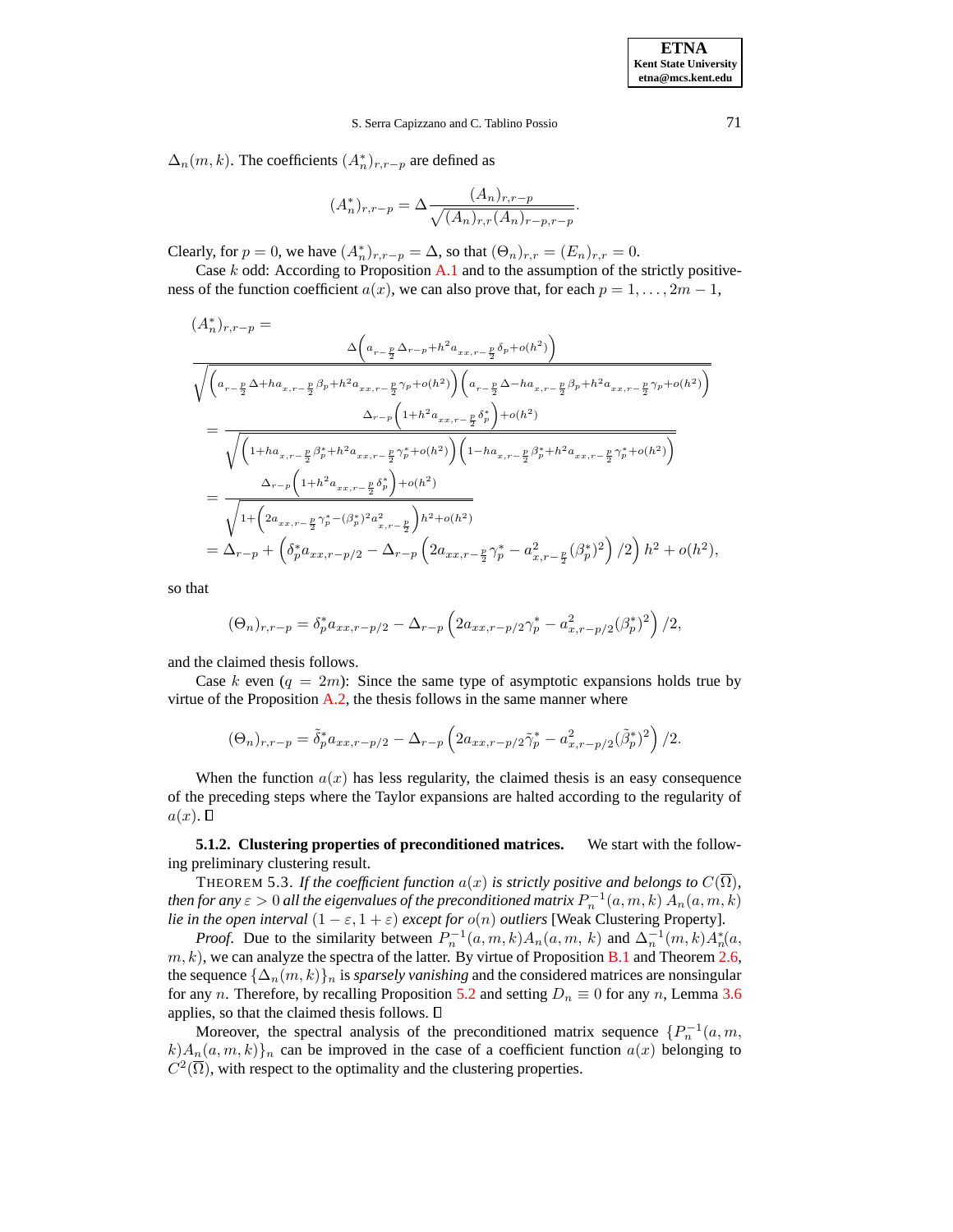$\Delta_n(m,k)$. The coefficients $(A_n^*)_{r,r-p}$ are defined as

$$(A_n^*)_{r,r-p} = \Delta \frac{(A_n)_{r,r-p}}{\sqrt{(A_n)_{r,r}(A_n)_{r-p,r-p}}}.$$

Clearly, for $p=0$, we have $(A_n^*)_{r,r-p} = \Delta$, so that $(\Theta_n)_{r,r} = (E_n)_{r,r} = 0$.

Case $k$ odd: According to Proposition A.1 and to the assumption of the strictly positiveness of the function coefficient $a(x)$, we can also prove that, for each $p = 1, \ldots, 2m-1$,

$$
\begin{aligned}
(A_n^*)_{r,r-p} &= \\
&\frac{\Delta\left(a_{r-\frac{p}{2}}\Delta_{r-p} + h^2 a_{xx,r-\frac{p}{2}}\delta_p + o(h^2)\right)}{\sqrt{\left(a_{r-\frac{p}{2}}\Delta + h a_{x,r-\frac{p}{2}}\beta_p + h^2 a_{xx,r-\frac{p}{2}}\gamma_p + o(h^2)\right)\left(a_{r-\frac{p}{2}}\Delta - h a_{x,r-\frac{p}{2}}\beta_p + h^2 a_{xx,r-\frac{p}{2}}\gamma_p + o(h^2)\right)}} \\
&= \frac{\Delta_{r-p}\left(1 + h^2 a_{xx,r-\frac{p}{2}}\delta_p^*\right) + o(h^2)}{\sqrt{\left(1 + h a_{x,r-\frac{p}{2}}\beta_p^* + h^2 a_{xx,r-\frac{p}{2}}\gamma_p^* + o(h^2)\right)\left(1 - h a_{x,r-\frac{p}{2}}\beta_p^* + h^2 a_{xx,r-\frac{p}{2}}\gamma_p^* + o(h^2)\right)}} \\
&= \frac{\Delta_{r-p}\left(1 + h^2 a_{xx,r-\frac{p}{2}}\delta_p^*\right) + o(h^2)}{\sqrt{1 + \left(2a_{xx,r-\frac{p}{2}}\gamma_p^* - (\beta_p^*)^2 a_{x,r-\frac{p}{2}}^2\right)h^2 + o(h^2)}} \\
&= \Delta_{r-p} + \left(\delta_p^* a_{xx,r-p/2} - \Delta_{r-p}\left(2a_{xx,r-\frac{p}{2}}\gamma_p^* - a_{x,r-\frac{p}{2}}^2(\beta_p^*)^2\right)/2\right)h^2 + o(h^2),
\end{aligned}
$$

so that

$$(\Theta_n)_{r,r-p} = \delta_p^* a_{xx,r-p/2} - \Delta_{r-p}\left(2a_{xx,r-p/2}\gamma_p^* - a_{x,r-p/2}^2(\beta_p^*)^2\right)/2,$$

and the claimed thesis follows.

Case $k$ even ($q = 2m$): Since the same type of asymptotic expansions holds true by virtue of the Proposition A.2, the thesis follows in the same manner where

$$(\Theta_n)_{r,r-p} = \tilde{\delta}_p^* a_{xx,r-p/2} - \Delta_{r-p}\left(2a_{xx,r-p/2}\tilde{\gamma}_p^* - a_{x,r-p/2}^2(\tilde{\beta}_p^*)^2\right)/2.$$

When the function $a(x)$ has less regularity, the claimed thesis is an easy consequence of the preceding steps where the Taylor expansions are halted according to the regularity of $a(x)$. □

**5.1.2. Clustering properties of preconditioned matrices.** We start with the following preliminary clustering result.

THEOREM 5.3. *If the coefficient function $a(x)$ is strictly positive and belongs to $C(\overline{\Omega})$, then for any $\varepsilon > 0$ all the eigenvalues of the preconditioned matrix $P_n^{-1}(a,m,k)\,A_n(a,m,k)$ lie in the open interval $(1-\varepsilon, 1+\varepsilon)$ except for $o(n)$ outliers* [Weak Clustering Property].

*Proof*. Due to the similarity between $P_n^{-1}(a,m,k)A_n(a,m,\,k)$ and $\Delta_n^{-1}(m,k)A_n^*(a,m,k)$, we can analyze the spectra of the latter. By virtue of Proposition B.1 and Theorem 2.6, the sequence $\{\Delta_n(m,k)\}_n$ is *sparsely vanishing* and the considered matrices are nonsingular for any $n$. Therefore, by recalling Proposition 5.2 and setting $D_n \equiv 0$ for any $n$, Lemma 3.6 applies, so that the claimed thesis follows. □

Moreover, the spectral analysis of the preconditioned matrix sequence $\{P_n^{-1}(a,m,k)A_n(a,m,k)\}_n$ can be improved in the case of a coefficient function $a(x)$ belonging to $C^2(\overline{\Omega})$, with respect to the optimality and the clustering properties.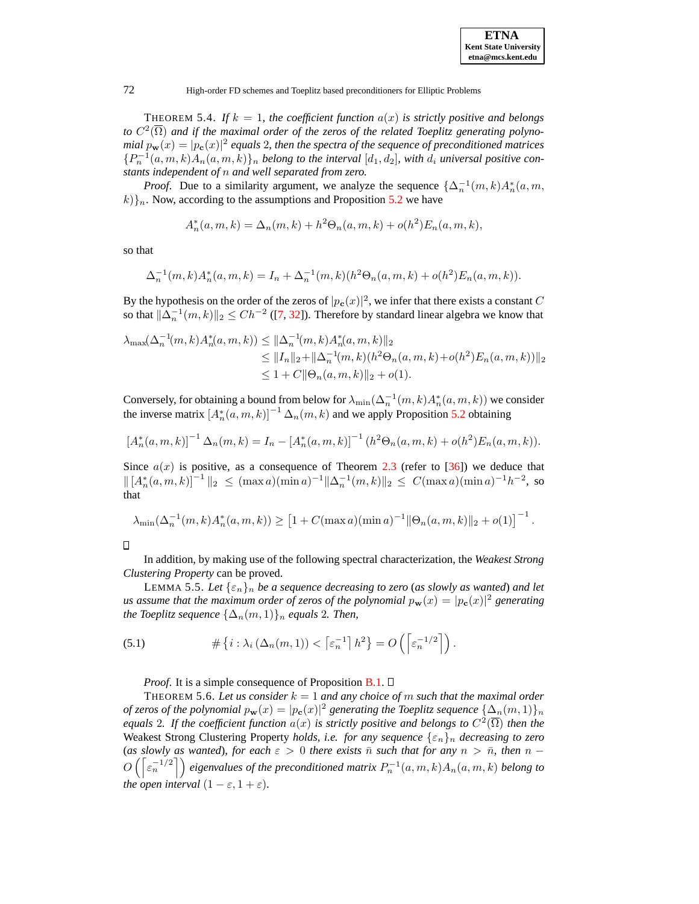THEOREM 5.4. *If $k = 1$, the coefficient function $a(x)$ is strictly positive and belongs to $C^2(\overline{\Omega})$ and if the maximal order of the zeros of the related Toeplitz generating polynomial $p_{\mathbf{w}}(x) = |p_{\mathbf{c}}(x)|^2$ equals $2$, then the spectra of the sequence of preconditioned matrices $\{P_n^{-1}(a, m, k)A_n(a, m, k)\}_n$ belong to the interval $[d_1, d_2]$, with $d_i$ universal positive constants independent of $n$ and well separated from zero.*

*Proof.* Due to a similarity argument, we analyze the sequence $\{\Delta_n^{-1}(m, k)A_n^*(a, m, k)\}_n$. Now, according to the assumptions and Proposition 5.2 we have

$$A_n^*(a, m, k) = \Delta_n(m, k) + h^2\Theta_n(a, m, k) + o(h^2)E_n(a, m, k),$$

so that

$$\Delta_n^{-1}(m, k)A_n^*(a, m, k) = I_n + \Delta_n^{-1}(m, k)(h^2\Theta_n(a, m, k) + o(h^2)E_n(a, m, k)).$$

By the hypothesis on the order of the zeros of $|p_{\mathbf{c}}(x)|^2$, we infer that there exists a constant $C$ so that $\|\Delta_n^{-1}(m, k)\|_2 \le Ch^{-2}$ ([7, 32]). Therefore by standard linear algebra we know that

$$\begin{aligned}
\lambda_{\max}(\Delta_n^{-1}(m, k)A_n^*(a, m, k)) &\le \|\Delta_n^{-1}(m, k)A_n^*(a, m, k)\|_2 \\
&\le \|I_n\|_2 + \|\Delta_n^{-1}(m, k)(h^2\Theta_n(a, m, k) + o(h^2)E_n(a, m, k))\|_2 \\
&\le 1 + C\|\Theta_n(a, m, k)\|_2 + o(1).
\end{aligned}$$

Conversely, for obtaining a bound from below for $\lambda_{\min}(\Delta_n^{-1}(m, k)A_n^*(a, m, k))$ we consider the inverse matrix $[A_n^*(a, m, k)]^{-1}\Delta_n(m, k)$ and we apply Proposition 5.2 obtaining

$$[A_n^*(a, m, k)]^{-1}\Delta_n(m, k) = I_n - [A_n^*(a, m, k)]^{-1}(h^2\Theta_n(a, m, k) + o(h^2)E_n(a, m, k)).$$

Since $a(x)$ is positive, as a consequence of Theorem 2.3 (refer to [36]) we deduce that $\|[A_n^*(a, m, k)]^{-1}\|_2 \le (\max a)(\min a)^{-1}\|\Delta_n^{-1}(m, k)\|_2 \le C(\max a)(\min a)^{-1}h^{-2}$, so that

$$\lambda_{\min}(\Delta_n^{-1}(m, k)A_n^*(a, m, k)) \ge \left[1 + C(\max a)(\min a)^{-1}\|\Theta_n(a, m, k)\|_2 + o(1)\right]^{-1}.$$

□

In addition, by making use of the following spectral characterization, the *Weakest Strong Clustering Property* can be proved.

LEMMA 5.5. *Let $\{\varepsilon_n\}_n$ be a sequence decreasing to zero (as slowly as wanted) and let us assume that the maximum order of zeros of the polynomial $p_{\mathbf{w}}(x) = |p_{\mathbf{c}}(x)|^2$ generating the Toeplitz sequence $\{\Delta_n(m, 1)\}_n$ equals $2$. Then,*

$$\#\left\{i : \lambda_i\left(\Delta_n(m, 1)\right) < \left\lceil \varepsilon_n^{-1}\right\rceil h^2\right\} = O\left(\left\lceil \varepsilon_n^{-1/2}\right\rceil\right). \tag{5.1}$$

*Proof.* It is a simple consequence of Proposition B.1. □

THEOREM 5.6. *Let us consider $k = 1$ and any choice of $m$ such that the maximal order of zeros of the polynomial $p_{\mathbf{w}}(x) = |p_{\mathbf{c}}(x)|^2$ generating the Toeplitz sequence $\{\Delta_n(m, 1)\}_n$ equals $2$. If the coefficient function $a(x)$ is strictly positive and belongs to $C^2(\overline{\Omega})$ then the* Weakest Strong Clustering Property *holds, i.e. for any sequence $\{\varepsilon_n\}_n$ decreasing to zero (as slowly as wanted), for each $\varepsilon > 0$ there exists $\bar{n}$ such that for any $n > \bar{n}$, then $n - O\left(\left\lceil \varepsilon_n^{-1/2}\right\rceil\right)$ eigenvalues of the preconditioned matrix $P_n^{-1}(a, m, k)A_n(a, m, k)$ belong to the open interval $(1 - \varepsilon, 1 + \varepsilon)$.*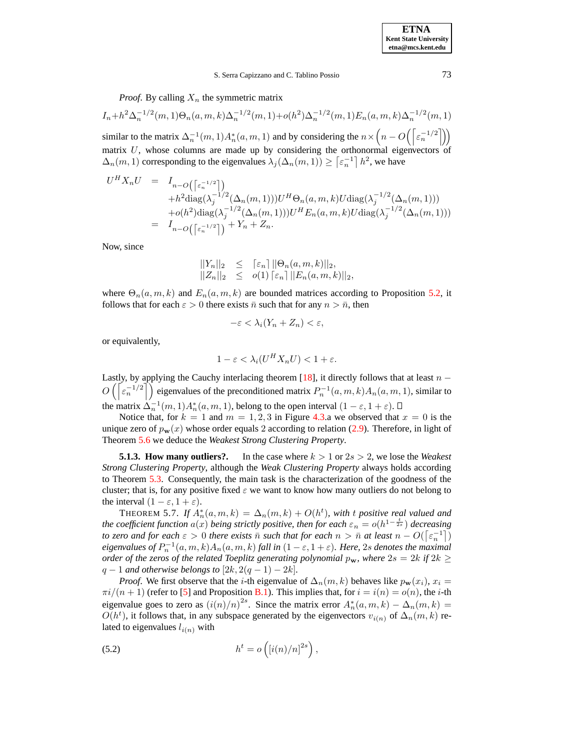*Proof.* By calling $X_n$ the symmetric matrix

$$I_n + h^2 \Delta_n^{-1/2}(m,1)\Theta_n(a,m,k)\Delta_n^{-1/2}(m,1) + o(h^2)\Delta_n^{-1/2}(m,1)E_n(a,m,k)\Delta_n^{-1/2}(m,1)$$

similar to the matrix $\Delta_n^{-1}(m,1)A_n^*(a,m,1)$ and by considering the $n \times \left(n - O\left(\left\lceil \varepsilon_n^{-1/2} \right\rceil\right)\right)$ matrix $U$, whose columns are made up by considering the orthonormal eigenvectors of $\Delta_n(m,1)$ corresponding to the eigenvalues $\lambda_j(\Delta_n(m,1)) \geq \left\lceil \varepsilon_n^{-1} \right\rceil h^2$, we have

$$\begin{aligned}
U^H X_n U &= I_{n-O\left(\left\lceil \varepsilon_n^{-1/2} \right\rceil\right)} \\
&\quad + h^2 \mathrm{diag}(\lambda_j^{-1/2}(\Delta_n(m,1)))U^H \Theta_n(a,m,k) U \mathrm{diag}(\lambda_j^{-1/2}(\Delta_n(m,1))) \\
&\quad + o(h^2)\mathrm{diag}(\lambda_j^{-1/2}(\Delta_n(m,1)))U^H E_n(a,m,k) U \mathrm{diag}(\lambda_j^{-1/2}(\Delta_n(m,1))) \\
&= I_{n-O\left(\left\lceil \varepsilon_n^{-1/2} \right\rceil\right)} + Y_n + Z_n.
\end{aligned}$$

Now, since

$$\begin{aligned}
||Y_n||_2 &\leq \lceil \varepsilon_n \rceil \, ||\Theta_n(a,m,k)||_2, \\
||Z_n||_2 &\leq o(1) \lceil \varepsilon_n \rceil \, ||E_n(a,m,k)||_2,
\end{aligned}$$

where $\Theta_n(a,m,k)$ and $E_n(a,m,k)$ are bounded matrices according to Proposition 5.2, it follows that for each $\varepsilon > 0$ there exists $\bar{n}$ such that for any $n > \bar{n}$, then

$$-\varepsilon < \lambda_i(Y_n + Z_n) < \varepsilon,$$

or equivalently,

$$1 - \varepsilon < \lambda_i(U^H X_n U) < 1 + \varepsilon.$$

Lastly, by applying the Cauchy interlacing theorem [18], it directly follows that at least $n - O\left(\left\lceil \varepsilon_n^{-1/2} \right\rceil\right)$ eigenvalues of the preconditioned matrix $P_n^{-1}(a,m,k)A_n(a,m,1)$, similar to the matrix $\Delta_n^{-1}(m,1)A_n^*(a,m,1)$, belong to the open interval $(1-\varepsilon, 1+\varepsilon)$. □

Notice that, for $k = 1$ and $m = 1,2,3$ in Figure 4.3.a we observed that $x = 0$ is the unique zero of $p_{\mathbf{w}}(x)$ whose order equals 2 according to relation (2.9). Therefore, in light of Theorem 5.6 we deduce the *Weakest Strong Clustering Property*.

**5.1.3. How many outliers?.** In the case where $k > 1$ or $2s > 2$, we lose the *Weakest Strong Clustering Property*, although the *Weak Clustering Property* always holds according to Theorem 5.3. Consequently, the main task is the characterization of the goodness of the cluster; that is, for any positive fixed $\varepsilon$ we want to know how many outliers do not belong to the interval $(1-\varepsilon, 1+\varepsilon)$.

THEOREM 5.7. *If $A_n^*(a,m,k) = \Delta_n(m,k) + O(h^t)$, with $t$ positive real valued and the coefficient function $a(x)$ being strictly positive, then for each $\varepsilon_n = o(h^{1-\frac{t}{2s}})$ decreasing to zero and for each $\varepsilon > 0$ there exists $\bar{n}$ such that for each $n > \bar{n}$ at least $n - O(\lceil \varepsilon_n^{-1} \rceil)$ eigenvalues of $P_n^{-1}(a,m,k)A_n(a,m,k)$ fall in $(1-\varepsilon, 1+\varepsilon)$. Here, $2s$ denotes the maximal order of the zeros of the related Toeplitz generating polynomial $p_{\mathbf{w}}$, where $2s = 2k$ if $2k \geq q-1$ and otherwise belongs to $[2k, 2(q-1)-2k]$.*

*Proof.* We first observe that the $i$-th eigenvalue of $\Delta_n(m,k)$ behaves like $p_{\mathbf{w}}(x_i)$, $x_i = \pi i/(n+1)$ (refer to [5] and Proposition B.1). This implies that, for $i = i(n) = o(n)$, the $i$-th eigenvalue goes to zero as $(i(n)/n)^{2s}$. Since the matrix error $A_n^*(a,m,k) - \Delta_n(m,k) = O(h^t)$, it follows that, in any subspace generated by the eigenvectors $v_{i(n)}$ of $\Delta_n(m,k)$ related to eigenvalues $l_{i(n)}$ with

$$h^t = o\left([i(n)/n]^{2s}\right), \tag{5.2}$$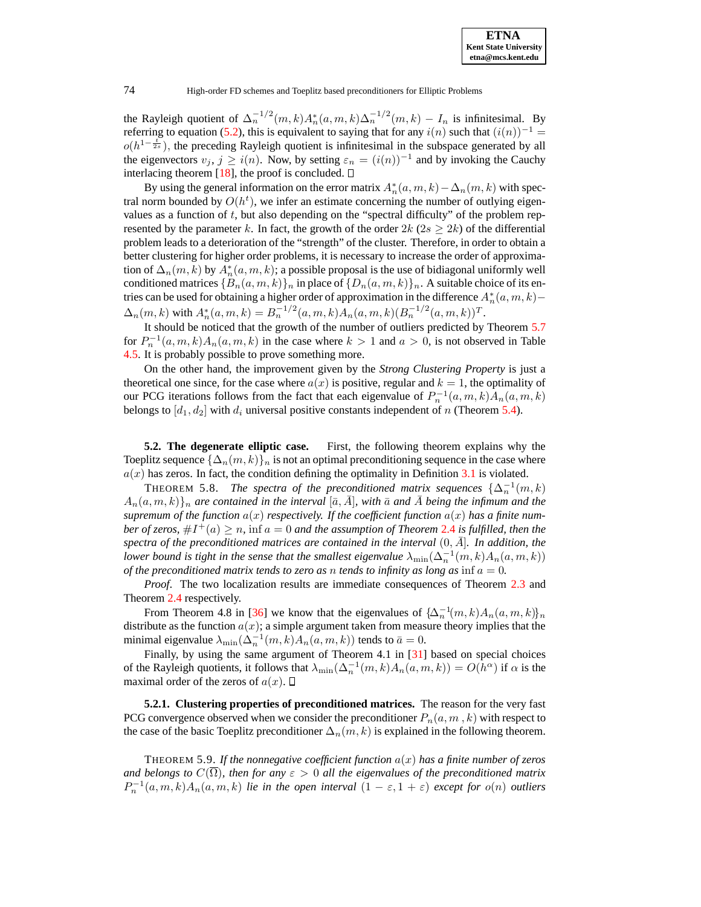the Rayleigh quotient of $\Delta_n^{-1/2}(m,k)A_n^*(a,m,k)\Delta_n^{-1/2}(m,k) - I_n$ is infinitesimal. By referring to equation (5.2), this is equivalent to saying that for any $i(n)$ such that $(i(n))^{-1} = o(h^{1-\frac{t}{2s}})$, the preceding Rayleigh quotient is infinitesimal in the subspace generated by all the eigenvectors $v_j$, $j \geq i(n)$. Now, by setting $\varepsilon_n = (i(n))^{-1}$ and by invoking the Cauchy interlacing theorem [18], the proof is concluded. □

By using the general information on the error matrix $A_n^*(a,m,k) - \Delta_n(m,k)$ with spectral norm bounded by $O(h^t)$, we infer an estimate concerning the number of outlying eigenvalues as a function of $t$, but also depending on the "spectral difficulty" of the problem represented by the parameter $k$. In fact, the growth of the order $2k$ ($2s \geq 2k$) of the differential problem leads to a deterioration of the "strength" of the cluster. Therefore, in order to obtain a better clustering for higher order problems, it is necessary to increase the order of approximation of $\Delta_n(m,k)$ by $A_n^*(a,m,k)$; a possible proposal is the use of bidiagonal uniformly well conditioned matrices $\{B_n(a,m,k)\}_n$ in place of $\{D_n(a,m,k)\}_n$. A suitable choice of its entries can be used for obtaining a higher order of approximation in the difference $A_n^*(a,m,k) - \Delta_n(m,k)$ with $A_n^*(a,m,k) = B_n^{-1/2}(a,m,k)A_n(a,m,k)(B_n^{-1/2}(a,m,k))^T$.

It should be noticed that the growth of the number of outliers predicted by Theorem 5.7 for $P_n^{-1}(a,m,k)A_n(a,m,k)$ in the case where $k > 1$ and $a > 0$, is not observed in Table 4.5. It is probably possible to prove something more.

On the other hand, the improvement given by the *Strong Clustering Property* is just a theoretical one since, for the case where $a(x)$ is positive, regular and $k = 1$, the optimality of our PCG iterations follows from the fact that each eigenvalue of $P_n^{-1}(a,m,k)A_n(a,m,k)$ belongs to $[d_1, d_2]$ with $d_i$ universal positive constants independent of $n$ (Theorem 5.4).

### 5.2. The degenerate elliptic case.

First, the following theorem explains why the Toeplitz sequence $\{\Delta_n(m,k)\}_n$ is not an optimal preconditioning sequence in the case where $a(x)$ has zeros. In fact, the condition defining the optimality in Definition 3.1 is violated.

THEOREM 5.8. *The spectra of the preconditioned matrix sequences $\{\Delta_n^{-1}(m,k)$ $A_n(a,m,k)\}_n$ are contained in the interval $[\bar{a}, \bar{A}]$, with $\bar{a}$ and $\bar{A}$ being the infimum and the supremum of the function $a(x)$ respectively. If the coefficient function $a(x)$ has a finite number of zeros, $\#I^+(a) \geq n$, $\inf a = 0$ and the assumption of Theorem 2.4 is fulfilled, then the spectra of the preconditioned matrices are contained in the interval $(0, \bar{A}]$. In addition, the lower bound is tight in the sense that the smallest eigenvalue $\lambda_{\min}(\Delta_n^{-1}(m,k)A_n(a,m,k))$ of the preconditioned matrix tends to zero as $n$ tends to infinity as long as $\inf a = 0$.*

*Proof.* The two localization results are immediate consequences of Theorem 2.3 and Theorem 2.4 respectively.

From Theorem 4.8 in [36] we know that the eigenvalues of $\{\Delta_n^{-1}(m,k)A_n(a,m,k)\}_n$ distribute as the function $a(x)$; a simple argument taken from measure theory implies that the minimal eigenvalue $\lambda_{\min}(\Delta_n^{-1}(m,k)A_n(a,m,k))$ tends to $\bar{a} = 0$.

Finally, by using the same argument of Theorem 4.1 in [31] based on special choices of the Rayleigh quotients, it follows that $\lambda_{\min}(\Delta_n^{-1}(m,k)A_n(a,m,k)) = O(h^\alpha)$ if $\alpha$ is the maximal order of the zeros of $a(x)$. □

#### 5.2.1. Clustering properties of preconditioned matrices.

The reason for the very fast PCG convergence observed when we consider the preconditioner $P_n(a,m,k)$ with respect to the case of the basic Toeplitz preconditioner $\Delta_n(m,k)$ is explained in the following theorem.

THEOREM 5.9. *If the nonnegative coefficient function $a(x)$ has a finite number of zeros and belongs to $C(\overline{\Omega})$, then for any $\varepsilon > 0$ all the eigenvalues of the preconditioned matrix $P_n^{-1}(a,m,k)A_n(a,m,k)$ lie in the open interval $(1-\varepsilon, 1+\varepsilon)$ except for $o(n)$ outliers*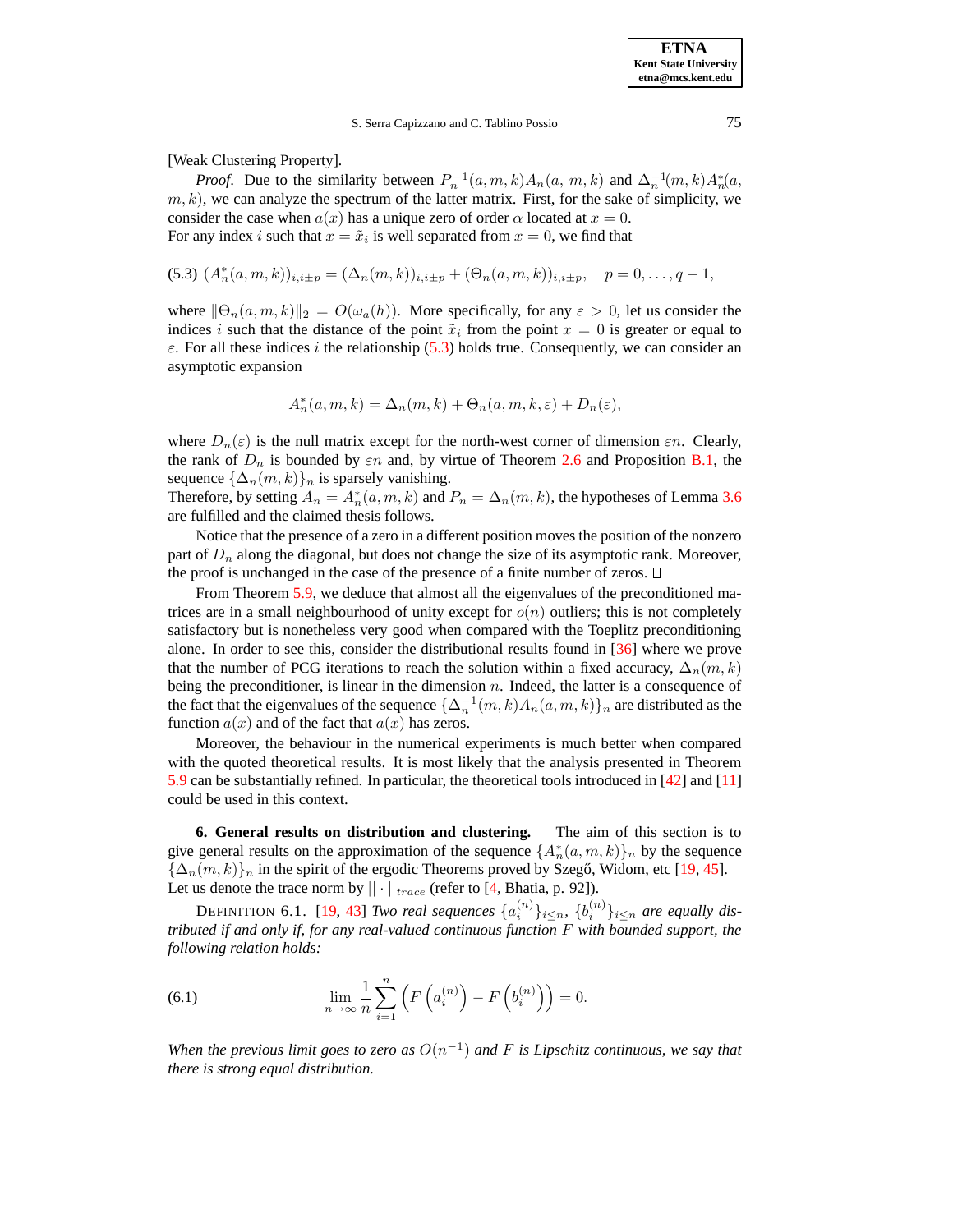[Weak Clustering Property].

*Proof*. Due to the similarity between $P_n^{-1}(a,m,k)A_n(a,\, m,k)$ and $\Delta_n^{-1}(m,k)A_n^*(a, m,k)$, we can analyze the spectrum of the latter matrix. First, for the sake of simplicity, we consider the case when $a(x)$ has a unique zero of order $\alpha$ located at $x = 0$.
For any index $i$ such that $x = \tilde{x}_i$ is well separated from $x = 0$, we find that

$$(5.3)\quad (A_n^*(a,m,k))_{i,i\pm p} = (\Delta_n(m,k))_{i,i\pm p} + (\Theta_n(a,m,k))_{i,i\pm p}, \quad p = 0,\ldots,q-1,$$

where $\|\Theta_n(a,m,k)\|_2 = O(\omega_a(h))$. More specifically, for any $\varepsilon > 0$, let us consider the indices $i$ such that the distance of the point $\tilde{x}_i$ from the point $x = 0$ is greater or equal to $\varepsilon$. For all these indices $i$ the relationship (5.3) holds true. Consequently, we can consider an asymptotic expansion

$$A_n^*(a,m,k) = \Delta_n(m,k) + \Theta_n(a,m,k,\varepsilon) + D_n(\varepsilon),$$

where $D_n(\varepsilon)$ is the null matrix except for the north-west corner of dimension $\varepsilon n$. Clearly, the rank of $D_n$ is bounded by $\varepsilon n$ and, by virtue of Theorem 2.6 and Proposition B.1, the sequence $\{\Delta_n(m,k)\}_n$ is sparsely vanishing.
Therefore, by setting $A_n = A_n^*(a,m,k)$ and $P_n = \Delta_n(m,k)$, the hypotheses of Lemma 3.6 are fulfilled and the claimed thesis follows.

Notice that the presence of a zero in a different position moves the position of the nonzero part of $D_n$ along the diagonal, but does not change the size of its asymptotic rank. Moreover, the proof is unchanged in the case of the presence of a finite number of zeros. □

From Theorem 5.9, we deduce that almost all the eigenvalues of the preconditioned matrices are in a small neighbourhood of unity except for $o(n)$ outliers; this is not completely satisfactory but is nonetheless very good when compared with the Toeplitz preconditioning alone. In order to see this, consider the distributional results found in [36] where we prove that the number of PCG iterations to reach the solution within a fixed accuracy, $\Delta_n(m,k)$ being the preconditioner, is linear in the dimension $n$. Indeed, the latter is a consequence of the fact that the eigenvalues of the sequence $\{\Delta_n^{-1}(m,k)A_n(a,m,k)\}_n$ are distributed as the function $a(x)$ and of the fact that $a(x)$ has zeros.

Moreover, the behaviour in the numerical experiments is much better when compared with the quoted theoretical results. It is most likely that the analysis presented in Theorem 5.9 can be substantially refined. In particular, the theoretical tools introduced in [42] and [11] could be used in this context.

## 6. General results on distribution and clustering.

The aim of this section is to give general results on the approximation of the sequence $\{A_n^*(a,m,k)\}_n$ by the sequence $\{\Delta_n(m,k)\}_n$ in the spirit of the ergodic Theorems proved by Szegő, Widom, etc [19, 45]. Let us denote the trace norm by $\|\cdot\|_{trace}$ (refer to [4, Bhatia, p. 92]).

DEFINITION 6.1. [19, 43] *Two real sequences $\{a_i^{(n)}\}_{i\le n}$, $\{b_i^{(n)}\}_{i\le n}$ are equally distributed if and only if, for any real-valued continuous function $F$ with bounded support, the following relation holds:*

$$(6.1)\qquad \lim_{n\to\infty} \frac{1}{n}\sum_{i=1}^{n}\left(F\left(a_i^{(n)}\right) - F\left(b_i^{(n)}\right)\right) = 0.$$

*When the previous limit goes to zero as $O(n^{-1})$ and $F$ is Lipschitz continuous, we say that there is strong equal distribution.*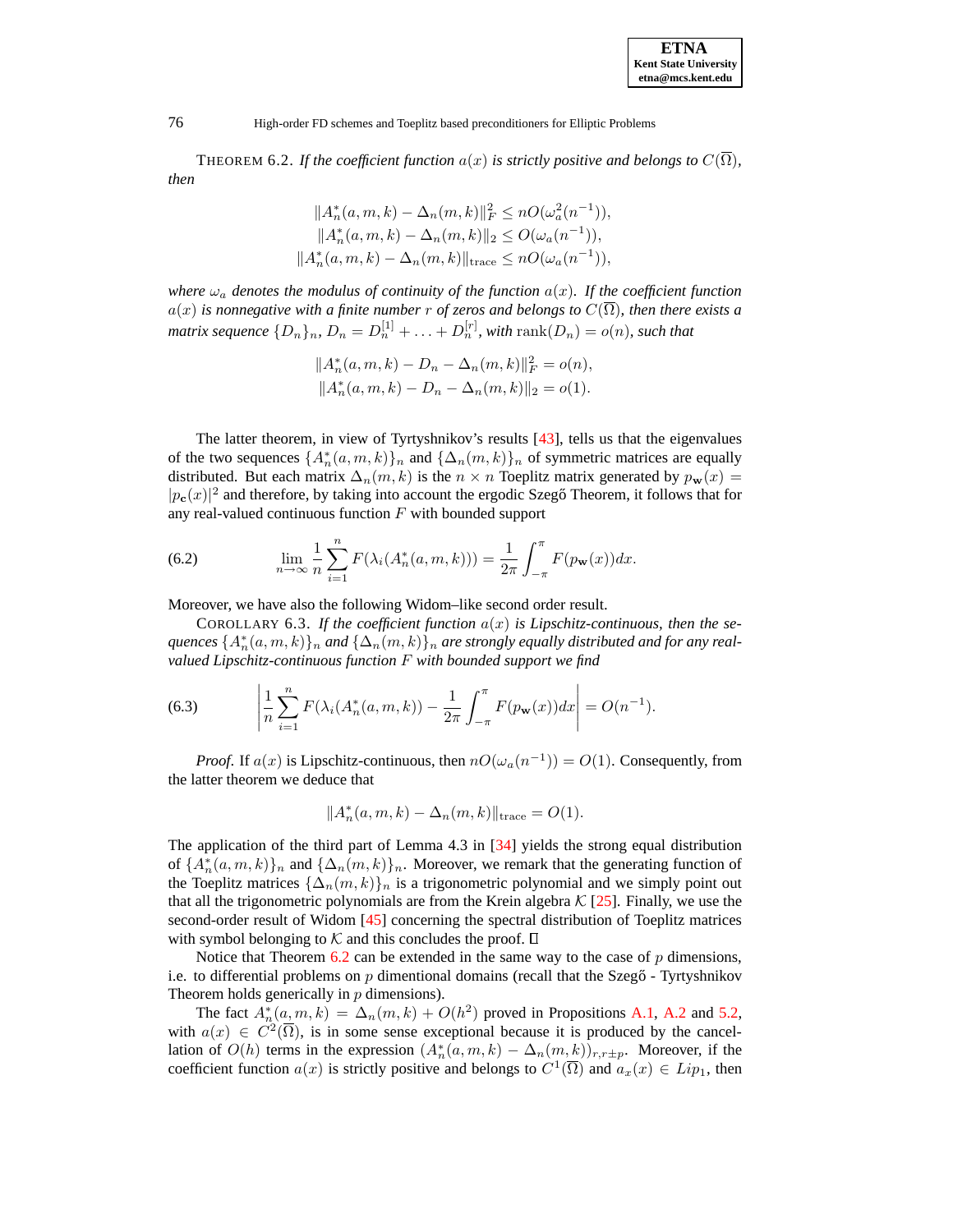THEOREM 6.2. *If the coefficient function $a(x)$ is strictly positive and belongs to $C(\overline{\Omega})$, then*

$$\|A_n^*(a,m,k) - \Delta_n(m,k)\|_F^2 \le nO(\omega_a^2(n^{-1})),$$
$$\|A_n^*(a,m,k) - \Delta_n(m,k)\|_2 \le O(\omega_a(n^{-1})),$$
$$\|A_n^*(a,m,k) - \Delta_n(m,k)\|_{\mathrm{trace}} \le nO(\omega_a(n^{-1})),$$

*where $\omega_a$ denotes the modulus of continuity of the function $a(x)$. If the coefficient function $a(x)$ is nonnegative with a finite number $r$ of zeros and belongs to $C(\overline{\Omega})$, then there exists a matrix sequence $\{D_n\}_n$, $D_n = D_n^{[1]} + \ldots + D_n^{[r]}$, with $\mathrm{rank}(D_n) = o(n)$, such that*

$$\|A_n^*(a,m,k) - D_n - \Delta_n(m,k)\|_F^2 = o(n),$$
$$\|A_n^*(a,m,k) - D_n - \Delta_n(m,k)\|_2 = o(1).$$

The latter theorem, in view of Tyrtyshnikov's results [43], tells us that the eigenvalues of the two sequences $\{A_n^*(a,m,k)\}_n$ and $\{\Delta_n(m,k)\}_n$ of symmetric matrices are equally distributed. But each matrix $\Delta_n(m,k)$ is the $n \times n$ Toeplitz matrix generated by $p_{\mathbf{w}}(x) = |p_{\mathbf{c}}(x)|^2$ and therefore, by taking into account the ergodic Szegő Theorem, it follows that for any real-valued continuous function $F$ with bounded support

$$\lim_{n\to\infty} \frac{1}{n} \sum_{i=1}^{n} F(\lambda_i(A_n^*(a,m,k))) = \frac{1}{2\pi} \int_{-\pi}^{\pi} F(p_{\mathbf{w}}(x))dx. \tag{6.2}$$

Moreover, we have also the following Widom–like second order result.

COROLLARY 6.3. *If the coefficient function $a(x)$ is Lipschitz-continuous, then the sequences $\{A_n^*(a,m,k)\}_n$ and $\{\Delta_n(m,k)\}_n$ are strongly equally distributed and for any real-valued Lipschitz-continuous function $F$ with bounded support we find*

$$\left| \frac{1}{n} \sum_{i=1}^{n} F(\lambda_i(A_n^*(a,m,k)) - \frac{1}{2\pi} \int_{-\pi}^{\pi} F(p_{\mathbf{w}}(x))dx \right| = O(n^{-1}). \tag{6.3}$$

*Proof*. If $a(x)$ is Lipschitz-continuous, then $nO(\omega_a(n^{-1})) = O(1)$. Consequently, from the latter theorem we deduce that

$$\|A_n^*(a,m,k) - \Delta_n(m,k)\|_{\mathrm{trace}} = O(1).$$

The application of the third part of Lemma 4.3 in [34] yields the strong equal distribution of $\{A_n^*(a,m,k)\}_n$ and $\{\Delta_n(m,k)\}_n$. Moreover, we remark that the generating function of the Toeplitz matrices $\{\Delta_n(m,k)\}_n$ is a trigonometric polynomial and we simply point out that all the trigonometric polynomials are from the Krein algebra $\mathcal{K}$ [25]. Finally, we use the second-order result of Widom [45] concerning the spectral distribution of Toeplitz matrices with symbol belonging to $\mathcal{K}$ and this concludes the proof. ∎

Notice that Theorem 6.2 can be extended in the same way to the case of $p$ dimensions, i.e. to differential problems on $p$ dimentional domains (recall that the Szegő - Tyrtyshnikov Theorem holds generically in $p$ dimensions).

The fact $A_n^*(a,m,k) = \Delta_n(m,k) + O(h^2)$ proved in Propositions A.1, A.2 and 5.2, with $a(x) \in C^2(\overline{\Omega})$, is in some sense exceptional because it is produced by the cancellation of $O(h)$ terms in the expression $(A_n^*(a,m,k) - \Delta_n(m,k))_{r,r\pm p}$. Moreover, if the coefficient function $a(x)$ is strictly positive and belongs to $C^1(\overline{\Omega})$ and $a_x(x) \in Lip_1$, then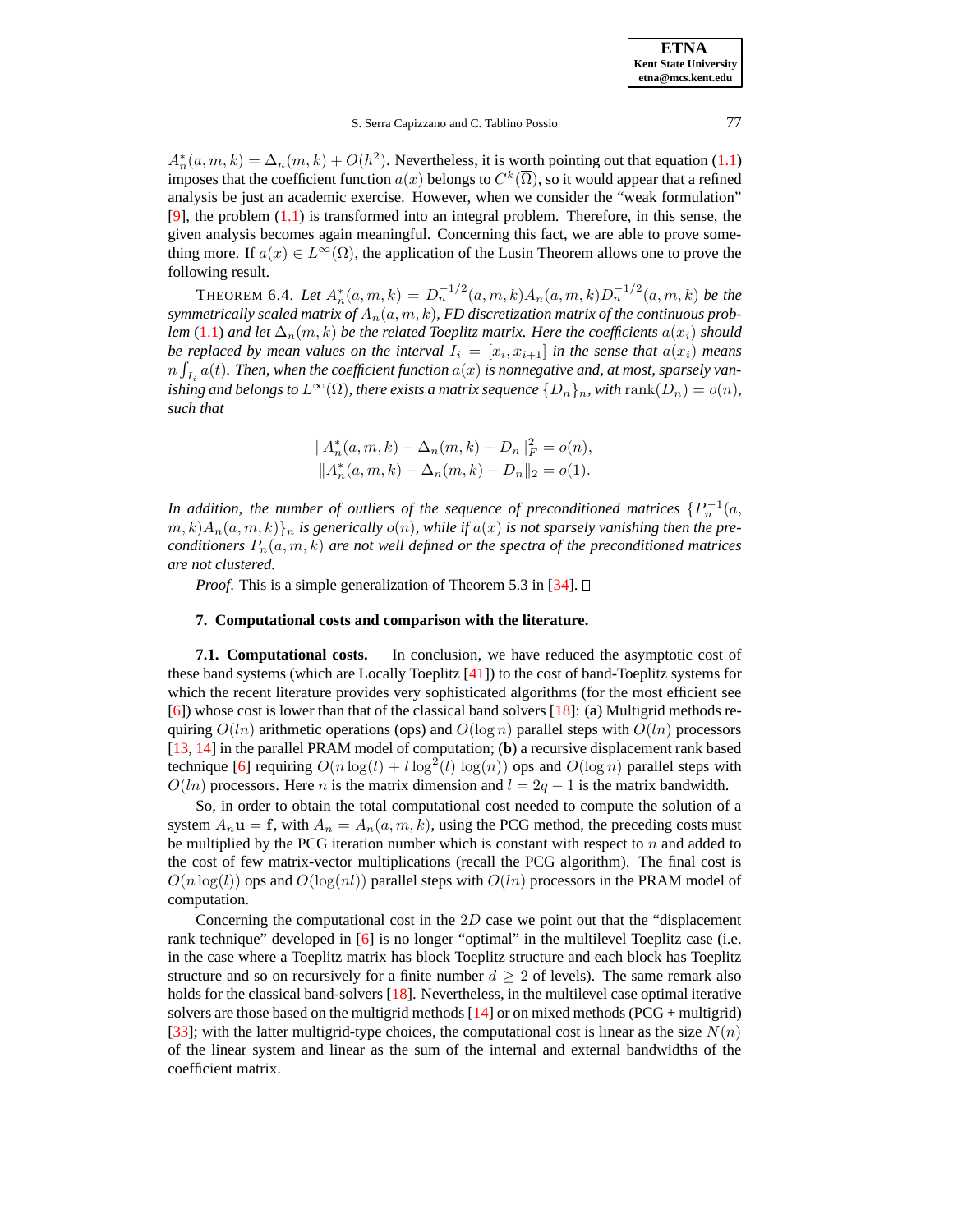$A_n^*(a,m,k) = \Delta_n(m,k) + O(h^2)$. Nevertheless, it is worth pointing out that equation (1.1) imposes that the coefficient function $a(x)$ belongs to $C^k(\overline{\Omega})$, so it would appear that a refined analysis be just an academic exercise. However, when we consider the "weak formulation" [9], the problem (1.1) is transformed into an integral problem. Therefore, in this sense, the given analysis becomes again meaningful. Concerning this fact, we are able to prove something more. If $a(x) \in L^\infty(\Omega)$, the application of the Lusin Theorem allows one to prove the following result.

THEOREM 6.4. *Let $A_n^*(a,m,k) = D_n^{-1/2}(a,m,k) A_n(a,m,k) D_n^{-1/2}(a,m,k)$ be the symmetrically scaled matrix of $A_n(a,m,k)$, FD discretization matrix of the continuous problem (1.1) and let $\Delta_n(m,k)$ be the related Toeplitz matrix. Here the coefficients $a(x_i)$ should be replaced by mean values on the interval $I_i = [x_i, x_{i+1}]$ in the sense that $a(x_i)$ means $n\int_{I_i} a(t)$. Then, when the coefficient function $a(x)$ is nonnegative and, at most, sparsely vanishing and belongs to $L^\infty(\Omega)$, there exists a matrix sequence $\{D_n\}_n$, with $\mathrm{rank}(D_n) = o(n)$, such that*

$$\|A_n^*(a,m,k) - \Delta_n(m,k) - D_n\|_F^2 = o(n),$$
$$\|A_n^*(a,m,k) - \Delta_n(m,k) - D_n\|_2 = o(1).$$

*In addition, the number of outliers of the sequence of preconditioned matrices $\{P_n^{-1}(a,m,k)A_n(a,m,k)\}_n$ is generically $o(n)$, while if $a(x)$ is not sparsely vanishing then the preconditioners $P_n(a,m,k)$ are not well defined or the spectra of the preconditioned matrices are not clustered.*

*Proof.* This is a simple generalization of Theorem 5.3 in [34]. □

## 7. Computational costs and comparison with the literature.

**7.1. Computational costs.** In conclusion, we have reduced the asymptotic cost of these band systems (which are Locally Toeplitz [41]) to the cost of band-Toeplitz systems for which the recent literature provides very sophisticated algorithms (for the most efficient see [6]) whose cost is lower than that of the classical band solvers [18]: (**a**) Multigrid methods requiring $O(ln)$ arithmetic operations (ops) and $O(\log n)$ parallel steps with $O(ln)$ processors [13, 14] in the parallel PRAM model of computation; (**b**) a recursive displacement rank based technique [6] requiring $O(n\log(l) + l\log^2(l)\,\log(n))$ ops and $O(\log n)$ parallel steps with $O(ln)$ processors. Here $n$ is the matrix dimension and $l = 2q-1$ is the matrix bandwidth.

So, in order to obtain the total computational cost needed to compute the solution of a system $A_n\mathbf{u} = \mathbf{f}$, with $A_n = A_n(a,m,k)$, using the PCG method, the preceding costs must be multiplied by the PCG iteration number which is constant with respect to $n$ and added to the cost of few matrix-vector multiplications (recall the PCG algorithm). The final cost is $O(n\log(l))$ ops and $O(\log(nl))$ parallel steps with $O(ln)$ processors in the PRAM model of computation.

Concerning the computational cost in the $2D$ case we point out that the "displacement rank technique" developed in [6] is no longer "optimal" in the multilevel Toeplitz case (i.e. in the case where a Toeplitz matrix has block Toeplitz structure and each block has Toeplitz structure and so on recursively for a finite number $d \geq 2$ of levels). The same remark also holds for the classical band-solvers [18]. Nevertheless, in the multilevel case optimal iterative solvers are those based on the multigrid methods [14] or on mixed methods (PCG + multigrid) [33]; with the latter multigrid-type choices, the computational cost is linear as the size $N(n)$ of the linear system and linear as the sum of the internal and external bandwidths of the coefficient matrix.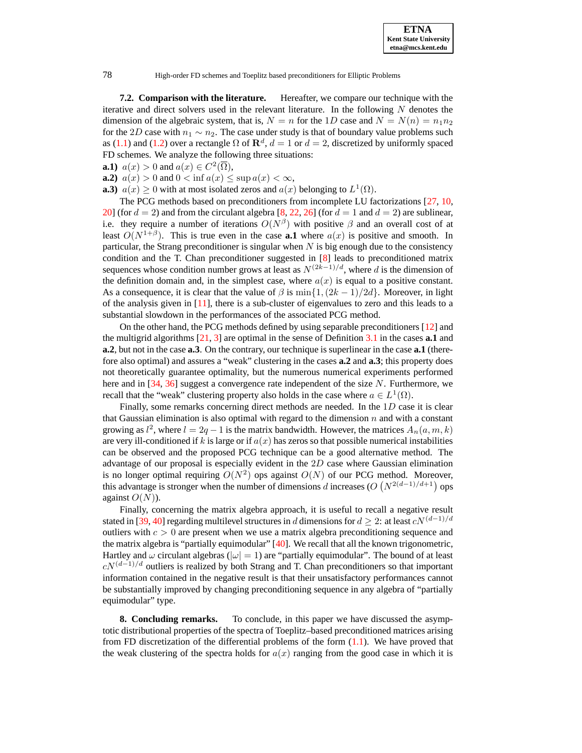**7.2. Comparison with the literature.** Hereafter, we compare our technique with the iterative and direct solvers used in the relevant literature. In the following $N$ denotes the dimension of the algebraic system, that is, $N = n$ for the $1D$ case and $N = N(n) = n_1 n_2$ for the $2D$ case with $n_1 \sim n_2$. The case under study is that of boundary value problems such as (1.1) and (1.2) over a rectangle $\Omega$ of $\mathbf{R}^d$, $d = 1$ or $d = 2$, discretized by uniformly spaced FD schemes. We analyze the following three situations:

**a.1)** $a(x) > 0$ and $a(x) \in C^2(\overline{\Omega})$,

**a.2)** $a(x) > 0$ and $0 < \inf a(x) \leq \sup a(x) < \infty$,

**a.3)** $a(x) \geq 0$ with at most isolated zeros and $a(x)$ belonging to $L^1(\Omega)$.

The PCG methods based on preconditioners from incomplete LU factorizations [27, 10, 20] (for $d = 2$) and from the circulant algebra [8, 22, 26] (for $d = 1$ and $d = 2$) are sublinear, i.e. they require a number of iterations $O(N^\beta)$ with positive $\beta$ and an overall cost of at least $O(N^{1+\beta})$. This is true even in the case **a.1** where $a(x)$ is positive and smooth. In particular, the Strang preconditioner is singular when $N$ is big enough due to the consistency condition and the T. Chan preconditioner suggested in [8] leads to preconditioned matrix sequences whose condition number grows at least as $N^{(2k-1)/d}$, where $d$ is the dimension of the definition domain and, in the simplest case, where $a(x)$ is equal to a positive constant. As a consequence, it is clear that the value of $\beta$ is $\min\{1, (2k-1)/2d\}$. Moreover, in light of the analysis given in [11], there is a sub-cluster of eigenvalues to zero and this leads to a substantial slowdown in the performances of the associated PCG method.

On the other hand, the PCG methods defined by using separable preconditioners [12] and the multigrid algorithms [21, 3] are optimal in the sense of Definition 3.1 in the cases **a.1** and **a.2**, but not in the case **a.3**. On the contrary, our technique is superlinear in the case **a.1** (therefore also optimal) and assures a "weak" clustering in the cases **a.2** and **a.3**; this property does not theoretically guarantee optimality, but the numerous numerical experiments performed here and in [34, 36] suggest a convergence rate independent of the size $N$. Furthermore, we recall that the "weak" clustering property also holds in the case where $a \in L^1(\Omega)$.

Finally, some remarks concerning direct methods are needed. In the $1D$ case it is clear that Gaussian elimination is also optimal with regard to the dimension $n$ and with a constant growing as $l^2$, where $l = 2q - 1$ is the matrix bandwidth. However, the matrices $A_n(a, m, k)$ are very ill-conditioned if $k$ is large or if $a(x)$ has zeros so that possible numerical instabilities can be observed and the proposed PCG technique can be a good alternative method. The advantage of our proposal is especially evident in the $2D$ case where Gaussian elimination is no longer optimal requiring $O(N^2)$ ops against $O(N)$ of our PCG method. Moreover, this advantage is stronger when the number of dimensions $d$ increases ($O\left(N^{2(d-1)/d+1}\right)$ ops against $O(N)$).

Finally, concerning the matrix algebra approach, it is useful to recall a negative result stated in [39, 40] regarding multilevel structures in $d$ dimensions for $d \geq 2$: at least $cN^{(d-1)/d}$ outliers with $c > 0$ are present when we use a matrix algebra preconditioning sequence and the matrix algebra is "partially equimodular" [40]. We recall that all the known trigonometric, Hartley and $\omega$ circulant algebras ($|\omega| = 1$) are "partially equimodular". The bound of at least $cN^{(d-1)/d}$ outliers is realized by both Strang and T. Chan preconditioners so that important information contained in the negative result is that their unsatisfactory performances cannot be substantially improved by changing preconditioning sequence in any algebra of "partially equimodular" type.

**8. Concluding remarks.** To conclude, in this paper we have discussed the asymptotic distributional properties of the spectra of Toeplitz–based preconditioned matrices arising from FD discretization of the differential problems of the form (1.1). We have proved that the weak clustering of the spectra holds for $a(x)$ ranging from the good case in which it is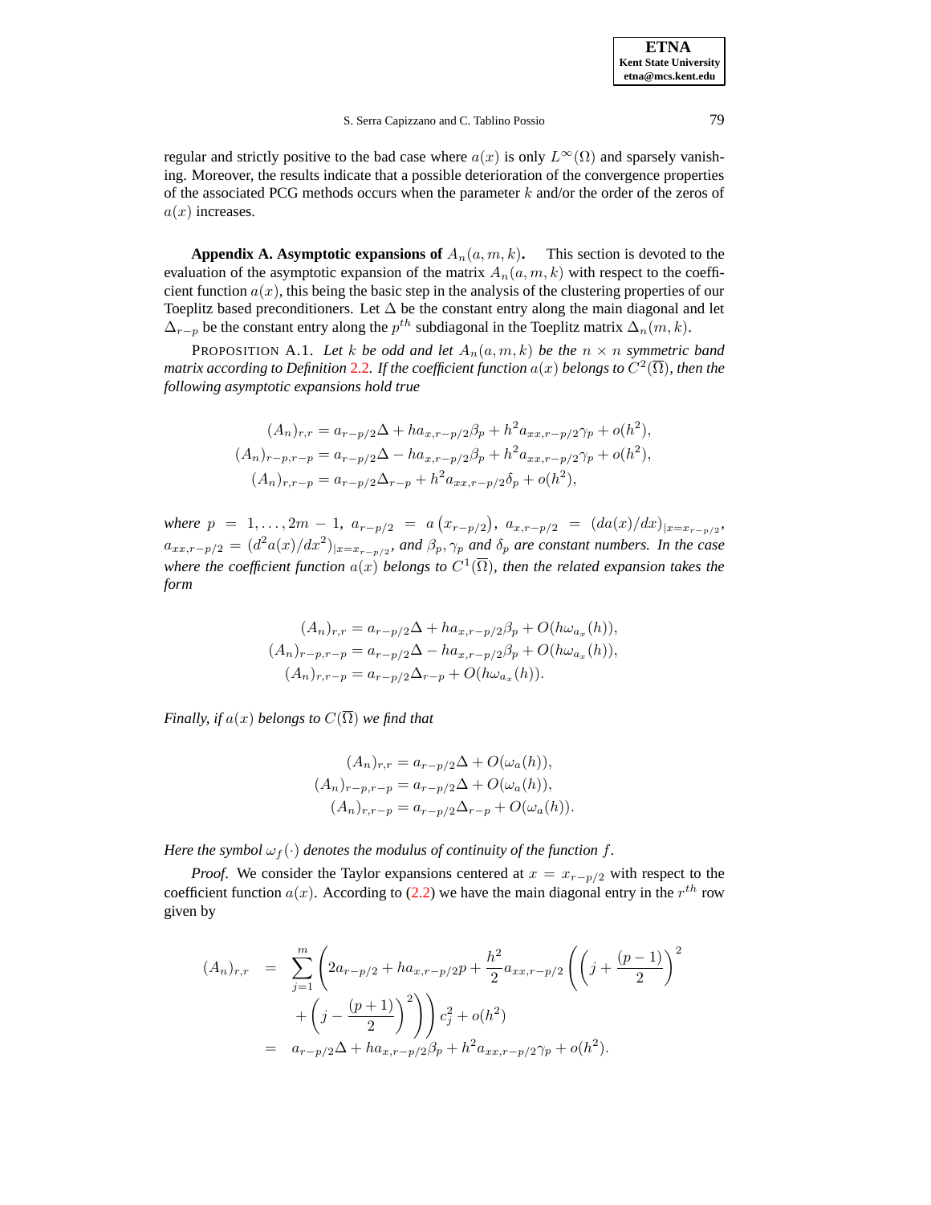regular and strictly positive to the bad case where $a(x)$ is only $L^\infty(\Omega)$ and sparsely vanishing. Moreover, the results indicate that a possible deterioration of the convergence properties of the associated PCG methods occurs when the parameter $k$ and/or the order of the zeros of $a(x)$ increases.

**Appendix A. Asymptotic expansions of** $A_n(a,m,k)$**.** This section is devoted to the evaluation of the asymptotic expansion of the matrix $A_n(a,m,k)$ with respect to the coefficient function $a(x)$, this being the basic step in the analysis of the clustering properties of our Toeplitz based preconditioners. Let $\Delta$ be the constant entry along the main diagonal and let $\Delta_{r-p}$ be the constant entry along the $p^{th}$ subdiagonal in the Toeplitz matrix $\Delta_n(m,k)$.

PROPOSITION A.1. *Let $k$ be odd and let $A_n(a,m,k)$ be the $n \times n$ symmetric band matrix according to Definition 2.2. If the coefficient function $a(x)$ belongs to $C^2(\overline{\Omega})$, then the following asymptotic expansions hold true*

$$
\begin{aligned}
(A_n)_{r,r} &= a_{r-p/2}\Delta + ha_{x,r-p/2}\beta_p + h^2 a_{xx,r-p/2}\gamma_p + o(h^2),\\
(A_n)_{r-p,r-p} &= a_{r-p/2}\Delta - ha_{x,r-p/2}\beta_p + h^2 a_{xx,r-p/2}\gamma_p + o(h^2),\\
(A_n)_{r,r-p} &= a_{r-p/2}\Delta_{r-p} + h^2 a_{xx,r-p/2}\delta_p + o(h^2),
\end{aligned}
$$

*where $p = 1,\ldots,2m-1$, $a_{r-p/2} = a\left(x_{r-p/2}\right)$, $a_{x,r-p/2} = (da(x)/dx)_{|x=x_{r-p/2}}$, $a_{xx,r-p/2} = (d^2a(x)/dx^2)_{|x=x_{r-p/2}}$, and $\beta_p, \gamma_p$ and $\delta_p$ are constant numbers. In the case where the coefficient function $a(x)$ belongs to $C^1(\overline{\Omega})$, then the related expansion takes the form*

$$
\begin{aligned}
(A_n)_{r,r} &= a_{r-p/2}\Delta + ha_{x,r-p/2}\beta_p + O(h\omega_{a_x}(h)),\\
(A_n)_{r-p,r-p} &= a_{r-p/2}\Delta - ha_{x,r-p/2}\beta_p + O(h\omega_{a_x}(h)),\\
(A_n)_{r,r-p} &= a_{r-p/2}\Delta_{r-p} + O(h\omega_{a_x}(h)).
\end{aligned}
$$

*Finally, if $a(x)$ belongs to $C(\overline{\Omega})$ we find that*

$$
\begin{aligned}
(A_n)_{r,r} &= a_{r-p/2}\Delta + O(\omega_a(h)),\\
(A_n)_{r-p,r-p} &= a_{r-p/2}\Delta + O(\omega_a(h)),\\
(A_n)_{r,r-p} &= a_{r-p/2}\Delta_{r-p} + O(\omega_a(h)).
\end{aligned}
$$

*Here the symbol $\omega_f(\cdot)$ denotes the modulus of continuity of the function $f$.*

*Proof.* We consider the Taylor expansions centered at $x = x_{r-p/2}$ with respect to the coefficient function $a(x)$. According to (2.2) we have the main diagonal entry in the $r^{th}$ row given by

$$
\begin{aligned}
(A_n)_{r,r} &= \sum_{j=1}^{m}\left(2a_{r-p/2} + ha_{x,r-p/2}p + \frac{h^2}{2}a_{xx,r-p/2}\left(\left(j+\frac{(p-1)}{2}\right)^2\right.\right.\\
&\qquad \left.\left. + \left(j - \frac{(p+1)}{2}\right)^2\right)\right)c_j^2 + o(h^2)\\
&= a_{r-p/2}\Delta + ha_{x,r-p/2}\beta_p + h^2 a_{xx,r-p/2}\gamma_p + o(h^2).
\end{aligned}
$$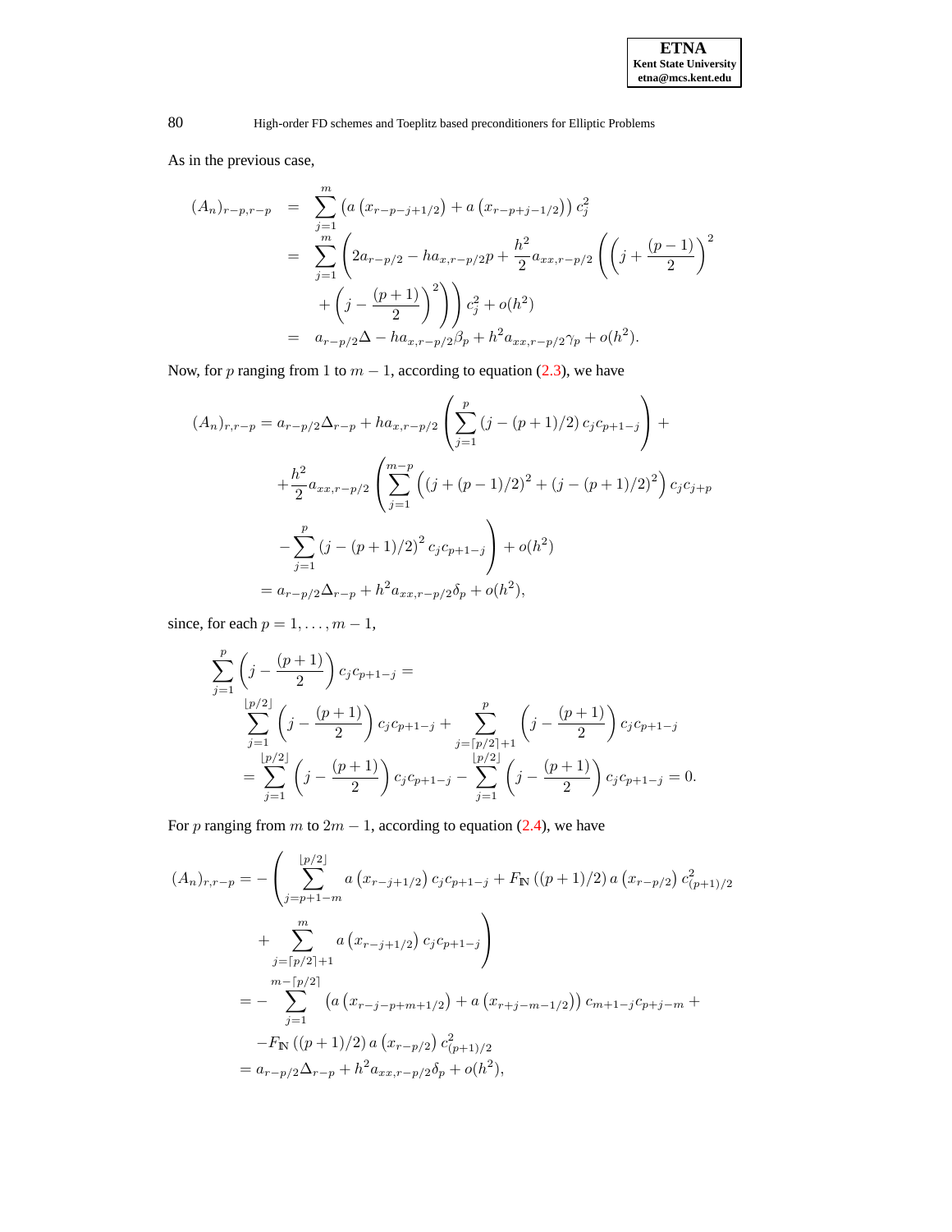As in the previous case,

$$
\begin{aligned}
(A_n)_{r-p,r-p} &= \sum_{j=1}^{m} \left(a\left(x_{r-p-j+1/2}\right) + a\left(x_{r-p+j-1/2}\right)\right) c_j^2 \\
&= \sum_{j=1}^{m} \left(2a_{r-p/2} - ha_{x,r-p/2}p + \frac{h^2}{2} a_{xx,r-p/2} \left(\left(j + \frac{(p-1)}{2}\right)^2 \right.\right. \\
&\quad \left.\left. + \left(j - \frac{(p+1)}{2}\right)^2\right)\right) c_j^2 + o(h^2) \\
&= a_{r-p/2}\Delta - ha_{x,r-p/2}\beta_p + h^2 a_{xx,r-p/2}\gamma_p + o(h^2).
\end{aligned}
$$

Now, for $p$ ranging from 1 to $m-1$, according to equation (2.3), we have

$$
\begin{aligned}
(A_n)_{r,r-p} &= a_{r-p/2}\Delta_{r-p} + ha_{x,r-p/2}\left(\sum_{j=1}^{p} \left(j-(p+1)/2\right) c_j c_{p+1-j}\right) + \\
&\quad + \frac{h^2}{2} a_{xx,r-p/2} \left(\sum_{j=1}^{m-p} \left((j+(p-1)/2)^2 + (j-(p+1)/2)^2\right) c_j c_{j+p} \right. \\
&\quad \left. - \sum_{j=1}^{p} \left(j-(p+1)/2\right)^2 c_j c_{p+1-j}\right) + o(h^2) \\
&= a_{r-p/2}\Delta_{r-p} + h^2 a_{xx,r-p/2}\delta_p + o(h^2),
\end{aligned}
$$

since, for each $p = 1, \ldots, m-1$,

$$
\begin{aligned}
&\sum_{j=1}^{p} \left(j - \frac{(p+1)}{2}\right) c_j c_{p+1-j} = \\
&\quad \sum_{j=1}^{\lfloor p/2 \rfloor} \left(j - \frac{(p+1)}{2}\right) c_j c_{p+1-j} + \sum_{j=\lceil p/2 \rceil+1}^{p} \left(j - \frac{(p+1)}{2}\right) c_j c_{p+1-j} \\
&\quad = \sum_{j=1}^{\lfloor p/2 \rfloor} \left(j - \frac{(p+1)}{2}\right) c_j c_{p+1-j} - \sum_{j=1}^{\lfloor p/2 \rfloor} \left(j - \frac{(p+1)}{2}\right) c_j c_{p+1-j} = 0.
\end{aligned}
$$

For $p$ ranging from $m$ to $2m-1$, according to equation (2.4), we have

$$
\begin{aligned}
(A_n)_{r,r-p} &= -\left(\sum_{j=p+1-m}^{\lfloor p/2 \rfloor} a\left(x_{r-j+1/2}\right) c_j c_{p+1-j} + F_{\mathbb{N}}\left((p+1)/2\right) a\left(x_{r-p/2}\right) c_{(p+1)/2}^2 \right. \\
&\quad \left. + \sum_{j=\lceil p/2 \rceil+1}^{m} a\left(x_{r-j+1/2}\right) c_j c_{p+1-j}\right) \\
&= -\sum_{j=1}^{m-\lceil p/2 \rceil} \left(a\left(x_{r-j-p+m+1/2}\right) + a\left(x_{r+j-m-1/2}\right)\right) c_{m+1-j} c_{p+j-m} + \\
&\quad - F_{\mathbb{N}}\left((p+1)/2\right) a\left(x_{r-p/2}\right) c_{(p+1)/2}^2 \\
&= a_{r-p/2}\Delta_{r-p} + h^2 a_{xx,r-p/2}\delta_p + o(h^2),
\end{aligned}
$$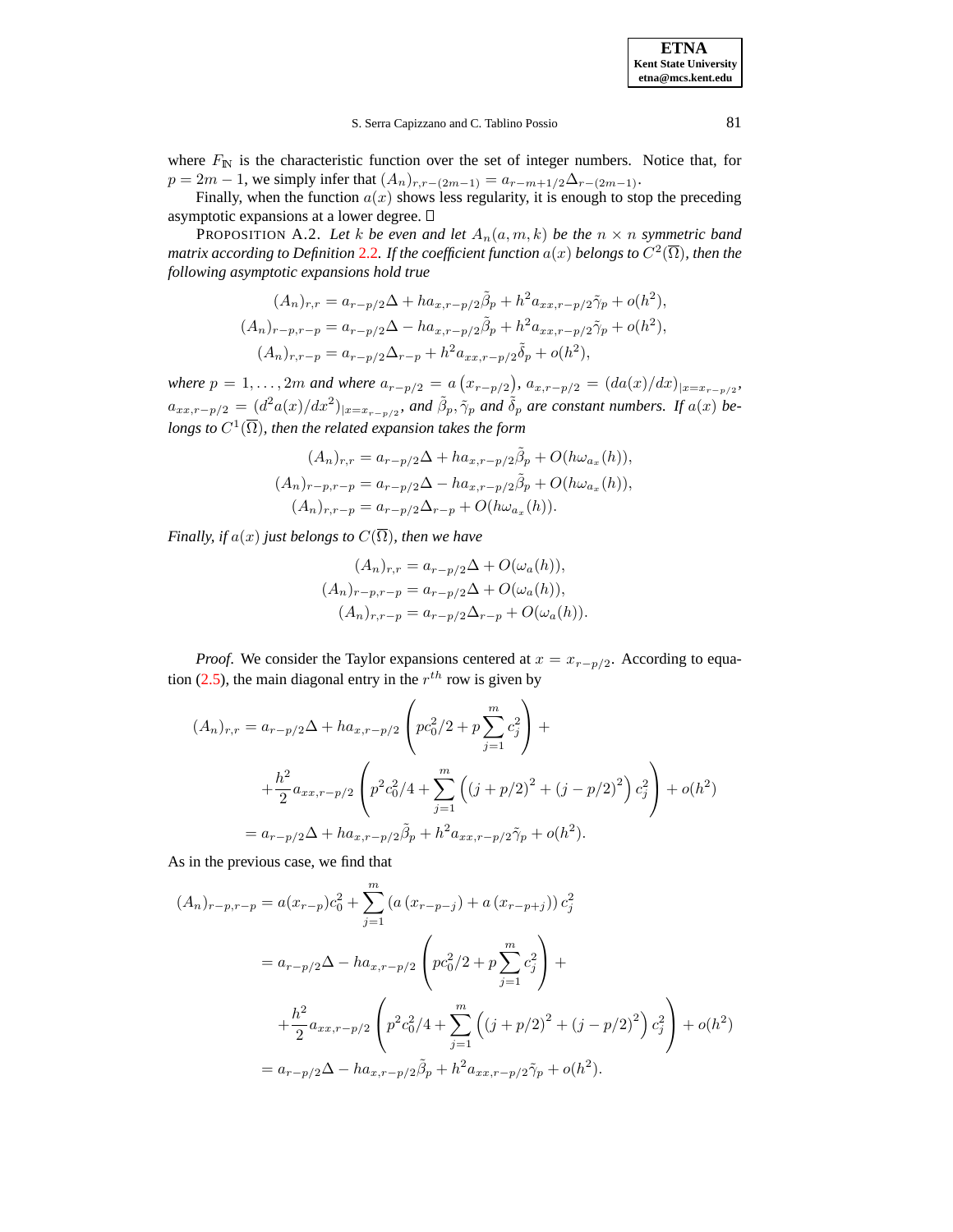where $F_{\mathbb{N}}$ is the characteristic function over the set of integer numbers. Notice that, for $p = 2m-1$, we simply infer that $(A_n)_{r,r-(2m-1)} = a_{r-m+1/2}\Delta_{r-(2m-1)}$.

Finally, when the function $a(x)$ shows less regularity, it is enough to stop the preceding asymptotic expansions at a lower degree. □

PROPOSITION A.2. *Let $k$ be even and let $A_n(a, m, k)$ be the $n \times n$ symmetric band matrix according to Definition 2.2. If the coefficient function $a(x)$ belongs to $C^2(\overline{\Omega})$, then the following asymptotic expansions hold true*

$$
\begin{aligned}
(A_n)_{r,r} &= a_{r-p/2}\Delta + h a_{x,r-p/2}\tilde{\beta}_p + h^2 a_{xx,r-p/2}\tilde{\gamma}_p + o(h^2),\\
(A_n)_{r-p,r-p} &= a_{r-p/2}\Delta - h a_{x,r-p/2}\tilde{\beta}_p + h^2 a_{xx,r-p/2}\tilde{\gamma}_p + o(h^2),\\
(A_n)_{r,r-p} &= a_{r-p/2}\Delta_{r-p} + h^2 a_{xx,r-p/2}\tilde{\delta}_p + o(h^2),
\end{aligned}
$$

*where $p = 1, \ldots, 2m$ and where $a_{r-p/2} = a\left(x_{r-p/2}\right)$, $a_{x,r-p/2} = (da(x)/dx)_{|x=x_{r-p/2}}$, $a_{xx,r-p/2} = (d^2a(x)/dx^2)_{|x=x_{r-p/2}}$, and $\tilde{\beta}_p, \tilde{\gamma}_p$ and $\tilde{\delta}_p$ are constant numbers. If $a(x)$ belongs to $C^1(\overline{\Omega})$, then the related expansion takes the form*

$$
\begin{aligned}
(A_n)_{r,r} &= a_{r-p/2}\Delta + h a_{x,r-p/2}\tilde{\beta}_p + O(h\omega_{a_x}(h)),\\
(A_n)_{r-p,r-p} &= a_{r-p/2}\Delta - h a_{x,r-p/2}\tilde{\beta}_p + O(h\omega_{a_x}(h)),\\
(A_n)_{r,r-p} &= a_{r-p/2}\Delta_{r-p} + O(h\omega_{a_x}(h)).
\end{aligned}
$$

*Finally, if $a(x)$ just belongs to $C(\overline{\Omega})$, then we have*

$$
\begin{aligned}
(A_n)_{r,r} &= a_{r-p/2}\Delta + O(\omega_a(h)),\\
(A_n)_{r-p,r-p} &= a_{r-p/2}\Delta + O(\omega_a(h)),\\
(A_n)_{r,r-p} &= a_{r-p/2}\Delta_{r-p} + O(\omega_a(h)).
\end{aligned}
$$

*Proof*. We consider the Taylor expansions centered at $x = x_{r-p/2}$. According to equation (2.5), the main diagonal entry in the $r^{th}$ row is given by

$$
\begin{aligned}
(A_n)_{r,r} &= a_{r-p/2}\Delta + h a_{x,r-p/2}\left(p c_0^2/2 + p\sum_{j=1}^{m} c_j^2\right) + \\
&\quad + \frac{h^2}{2} a_{xx,r-p/2}\left(p^2 c_0^2/4 + \sum_{j=1}^{m}\left((j+p/2)^2 + (j-p/2)^2\right)c_j^2\right) + o(h^2)\\
&= a_{r-p/2}\Delta + h a_{x,r-p/2}\tilde{\beta}_p + h^2 a_{xx,r-p/2}\tilde{\gamma}_p + o(h^2).
\end{aligned}
$$

As in the previous case, we find that

$$
\begin{aligned}
(A_n)_{r-p,r-p} &= a(x_{r-p})c_0^2 + \sum_{j=1}^{m}\left(a\left(x_{r-p-j}\right) + a\left(x_{r-p+j}\right)\right)c_j^2\\
&= a_{r-p/2}\Delta - h a_{x,r-p/2}\left(p c_0^2/2 + p\sum_{j=1}^{m} c_j^2\right) + \\
&\quad + \frac{h^2}{2} a_{xx,r-p/2}\left(p^2 c_0^2/4 + \sum_{j=1}^{m}\left((j+p/2)^2 + (j-p/2)^2\right)c_j^2\right) + o(h^2)\\
&= a_{r-p/2}\Delta - h a_{x,r-p/2}\tilde{\beta}_p + h^2 a_{xx,r-p/2}\tilde{\gamma}_p + o(h^2).
\end{aligned}
$$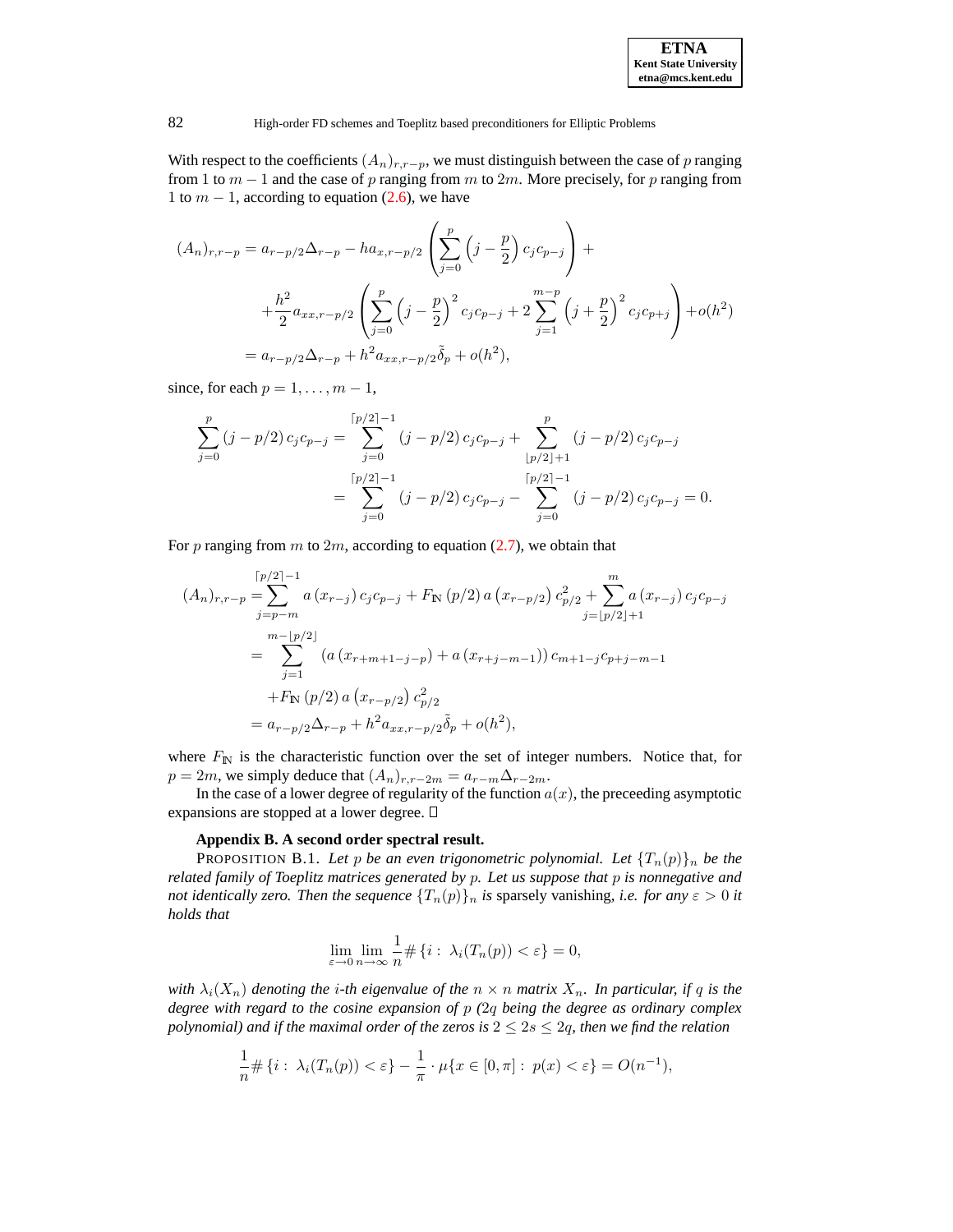With respect to the coefficients $(A_n)_{r,r-p}$, we must distinguish between the case of $p$ ranging from 1 to $m-1$ and the case of $p$ ranging from $m$ to $2m$. More precisely, for $p$ ranging from 1 to $m-1$, according to equation (2.6), we have

$$
\begin{aligned}
(A_n)_{r,r-p} &= a_{r-p/2}\Delta_{r-p} - h a_{x,r-p/2}\left(\sum_{j=0}^{p}\left(j-\frac{p}{2}\right)c_j c_{p-j}\right) + \\
&\quad + \frac{h^2}{2} a_{xx,r-p/2}\left(\sum_{j=0}^{p}\left(j-\frac{p}{2}\right)^2 c_j c_{p-j} + 2\sum_{j=1}^{m-p}\left(j+\frac{p}{2}\right)^2 c_j c_{p+j}\right) + o(h^2) \\
&= a_{r-p/2}\Delta_{r-p} + h^2 a_{xx,r-p/2}\tilde{\delta}_p + o(h^2),
\end{aligned}
$$

since, for each $p = 1, \ldots, m-1$,

$$
\begin{aligned}
\sum_{j=0}^{p}(j-p/2)\,c_j c_{p-j} &= \sum_{j=0}^{\lceil p/2\rceil -1}(j-p/2)\,c_j c_{p-j} + \sum_{\lfloor p/2\rfloor+1}^{p}(j-p/2)\,c_j c_{p-j} \\
&= \sum_{j=0}^{\lceil p/2\rceil -1}(j-p/2)\,c_j c_{p-j} - \sum_{j=0}^{\lceil p/2\rceil -1}(j-p/2)\,c_j c_{p-j} = 0.
\end{aligned}
$$

For $p$ ranging from $m$ to $2m$, according to equation (2.7), we obtain that

$$
\begin{aligned}
(A_n)_{r,r-p} &= \sum_{j=p-m}^{\lceil p/2\rceil -1} a\left(x_{r-j}\right) c_j c_{p-j} + F_{\mathbb{N}}\left(p/2\right) a\left(x_{r-p/2}\right) c_{p/2}^2 + \sum_{j=\lfloor p/2\rfloor+1}^{m} a\left(x_{r-j}\right) c_j c_{p-j} \\
&= \sum_{j=1}^{m-\lfloor p/2\rfloor}\left(a\left(x_{r+m+1-j-p}\right) + a\left(x_{r+j-m-1}\right)\right) c_{m+1-j}c_{p+j-m-1} \\
&\quad + F_{\mathbb{N}}\left(p/2\right) a\left(x_{r-p/2}\right) c_{p/2}^2 \\
&= a_{r-p/2}\Delta_{r-p} + h^2 a_{xx,r-p/2}\tilde{\delta}_p + o(h^2),
\end{aligned}
$$

where $F_{\mathbb{N}}$ is the characteristic function over the set of integer numbers. Notice that, for $p = 2m$, we simply deduce that $(A_n)_{r,r-2m} = a_{r-m}\Delta_{r-2m}$.

In the case of a lower degree of regularity of the function $a(x)$, the preceeding asymptotic expansions are stopped at a lower degree. □

### Appendix B. A second order spectral result.

PROPOSITION B.1. *Let $p$ be an even trigonometric polynomial. Let $\{T_n(p)\}_n$ be the related family of Toeplitz matrices generated by $p$. Let us suppose that $p$ is nonnegative and not identically zero. Then the sequence $\{T_n(p)\}_n$ is* sparsely vanishing*, i.e. for any $\varepsilon > 0$ it holds that*

$$
\lim_{\varepsilon\to 0}\lim_{n\to\infty}\frac{1}{n}\#\left\{i:\ \lambda_i(T_n(p)) < \varepsilon\right\} = 0,
$$

*with $\lambda_i(X_n)$ denoting the $i$-th eigenvalue of the $n\times n$ matrix $X_n$. In particular, if $q$ is the degree with regard to the cosine expansion of $p$ ($2q$ being the degree as ordinary complex polynomial) and if the maximal order of the zeros is $2 \le 2s \le 2q$, then we find the relation*

$$
\frac{1}{n}\#\left\{i:\ \lambda_i(T_n(p)) < \varepsilon\right\} - \frac{1}{\pi}\cdot\mu\{x\in[0,\pi]:\ p(x) < \varepsilon\} = O(n^{-1}),
$$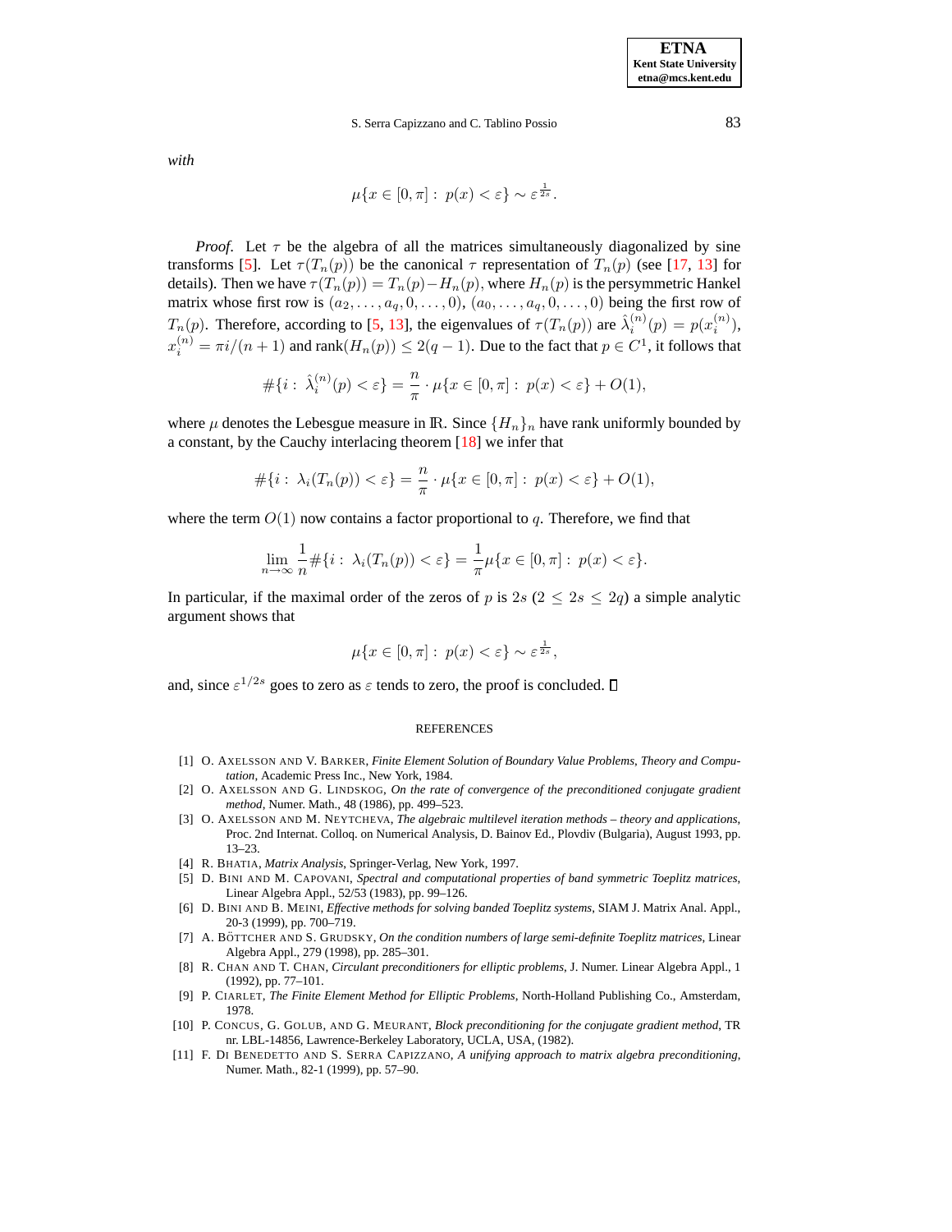*with*

$$\mu\{x \in [0, \pi] : \ p(x) < \varepsilon\} \sim \varepsilon^{\frac{1}{2s}}.$$

*Proof.* Let $\tau$ be the algebra of all the matrices simultaneously diagonalized by sine transforms [5]. Let $\tau(T_n(p))$ be the canonical $\tau$ representation of $T_n(p)$ (see [17, 13] for details). Then we have $\tau(T_n(p)) = T_n(p) - H_n(p)$, where $H_n(p)$ is the persymmetric Hankel matrix whose first row is $(a_2, \ldots, a_q, 0, \ldots, 0)$, $(a_0, \ldots, a_q, 0, \ldots, 0)$ being the first row of $T_n(p)$. Therefore, according to [5, 13], the eigenvalues of $\tau(T_n(p))$ are $\hat{\lambda}_i^{(n)}(p) = p(x_i^{(n)})$, $x_i^{(n)} = \pi i/(n+1)$ and $\text{rank}(H_n(p)) \le 2(q-1)$. Due to the fact that $p \in C^1$, it follows that

$$\#\{i : \ \hat{\lambda}_i^{(n)}(p) < \varepsilon\} = \frac{n}{\pi} \cdot \mu\{x \in [0, \pi] : \ p(x) < \varepsilon\} + O(1),$$

where $\mu$ denotes the Lebesgue measure in $\mathbb{R}$. Since $\{H_n\}_n$ have rank uniformly bounded by a constant, by the Cauchy interlacing theorem [18] we infer that

$$\#\{i : \ \lambda_i(T_n(p)) < \varepsilon\} = \frac{n}{\pi} \cdot \mu\{x \in [0, \pi] : \ p(x) < \varepsilon\} + O(1),$$

where the term $O(1)$ now contains a factor proportional to $q$. Therefore, we find that

$$\lim_{n \to \infty} \frac{1}{n} \#\{i : \ \lambda_i(T_n(p)) < \varepsilon\} = \frac{1}{\pi} \mu\{x \in [0, \pi] : \ p(x) < \varepsilon\}.$$

In particular, if the maximal order of the zeros of $p$ is $2s$ ($2 \le 2s \le 2q$) a simple analytic argument shows that

$$\mu\{x \in [0, \pi] : \ p(x) < \varepsilon\} \sim \varepsilon^{\frac{1}{2s}},$$

and, since $\varepsilon^{1/2s}$ goes to zero as $\varepsilon$ tends to zero, the proof is concluded. □

## REFERENCES

[1] O. Axelsson and V. Barker, *Finite Element Solution of Boundary Value Problems, Theory and Computation*, Academic Press Inc., New York, 1984.

[2] O. Axelsson and G. Lindskog, *On the rate of convergence of the preconditioned conjugate gradient method*, Numer. Math., 48 (1986), pp. 499–523.

[3] O. Axelsson and M. Neytcheva, *The algebraic multilevel iteration methods – theory and applications*, Proc. 2nd Internat. Colloq. on Numerical Analysis, D. Bainov Ed., Plovdiv (Bulgaria), August 1993, pp. 13–23.

[4] R. Bhatia, *Matrix Analysis*, Springer-Verlag, New York, 1997.

[5] D. Bini and M. Capovani, *Spectral and computational properties of band symmetric Toeplitz matrices*, Linear Algebra Appl., 52/53 (1983), pp. 99–126.

[6] D. Bini and B. Meini, *Effective methods for solving banded Toeplitz systems*, SIAM J. Matrix Anal. Appl., 20-3 (1999), pp. 700–719.

[7] A. Böttcher and S. Grudsky, *On the condition numbers of large semi-definite Toeplitz matrices*, Linear Algebra Appl., 279 (1998), pp. 285–301.

[8] R. Chan and T. Chan, *Circulant preconditioners for elliptic problems*, J. Numer. Linear Algebra Appl., 1 (1992), pp. 77–101.

[9] P. Ciarlet, *The Finite Element Method for Elliptic Problems*, North-Holland Publishing Co., Amsterdam, 1978.

[10] P. Concus, G. Golub, and G. Meurant, *Block preconditioning for the conjugate gradient method*, TR nr. LBL-14856, Lawrence-Berkeley Laboratory, UCLA, USA, (1982).

[11] F. Di Benedetto and S. Serra Capizzano, *A unifying approach to matrix algebra preconditioning*, Numer. Math., 82-1 (1999), pp. 57–90.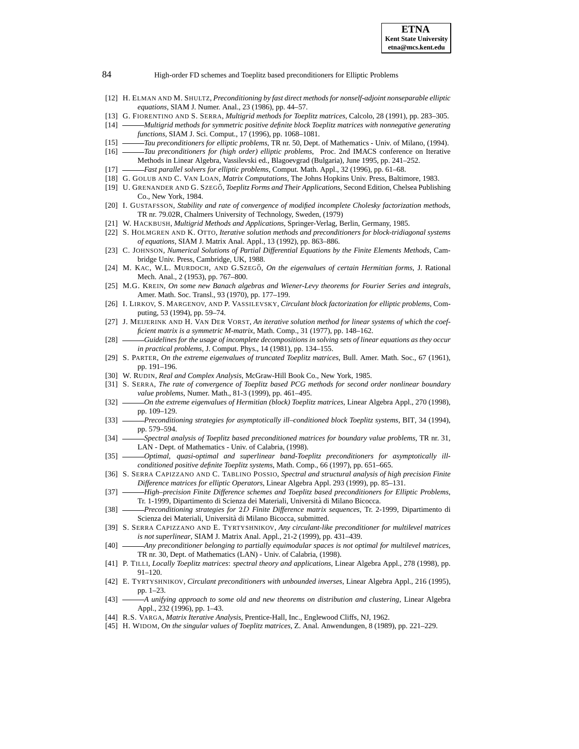[12] H. Elman and M. Shultz, *Preconditioning by fast direct methods for nonself-adjoint nonseparable elliptic equations*, SIAM J. Numer. Anal., 23 (1986), pp. 44–57.

[13] G. Fiorentino and S. Serra, *Multigrid methods for Toeplitz matrices*, Calcolo, 28 (1991), pp. 283–305.

[14] ——— *Multigrid methods for symmetric positive definite block Toeplitz matrices with nonnegative generating functions*, SIAM J. Sci. Comput., 17 (1996), pp. 1068–1081.

[15] ——— *Tau preconditioners for elliptic problems*, TR nr. 50, Dept. of Mathematics - Univ. of Milano, (1994).

[16] ——— *Tau preconditioners for (high order) elliptic problems*, Proc. 2nd IMACS conference on Iterative Methods in Linear Algebra, Vassilevski ed., Blagoevgrad (Bulgaria), June 1995, pp. 241–252.

[17] ——— *Fast parallel solvers for elliptic problems*, Comput. Math. Appl., 32 (1996), pp. 61–68.

[18] G. Golub and C. Van Loan, *Matrix Computations*, The Johns Hopkins Univ. Press, Baltimore, 1983.

[19] U. Grenander and G. Szegő, *Toeplitz Forms and Their Applications*, Second Edition, Chelsea Publishing Co., New York, 1984.

[20] I. Gustafsson, *Stability and rate of convergence of modified incomplete Cholesky factorization methods*, TR nr. 79.02R, Chalmers University of Technology, Sweden, (1979)

[21] W. Hackbush, *Multigrid Methods and Applications*, Springer-Verlag, Berlin, Germany, 1985.

[22] S. Holmgren and K. Otto, *Iterative solution methods and preconditioners for block-tridiagonal systems of equations*, SIAM J. Matrix Anal. Appl., 13 (1992), pp. 863–886.

[23] C. Johnson, *Numerical Solutions of Partial Differential Equations by the Finite Elements Methods*, Cambridge Univ. Press, Cambridge, UK, 1988.

[24] M. Kac, W.L. Murdoch, and G.Szegő, *On the eigenvalues of certain Hermitian forms*, J. Rational Mech. Anal., 2 (1953), pp. 767–800.

[25] M.G. Krein, *On some new Banach algebras and Wiener-Levy theorems for Fourier Series and integrals*, Amer. Math. Soc. Transl., 93 (1970), pp. 177–199.

[26] I. Lirkov, S. Margenov, and P. Vassilevsky, *Circulant block factorization for elliptic problems*, Computing, 53 (1994), pp. 59–74.

[27] J. Meijerink and H. Van Der Vorst, *An iterative solution method for linear systems of which the coefficient matrix is a symmetric M-matrix*, Math. Comp., 31 (1977), pp. 148–162.

[28] ——— *Guidelines for the usage of incomplete decompositions in solving sets of linear equations as they occur in practical problems*, J. Comput. Phys., 14 (1981), pp. 134–155.

[29] S. Parter, *On the extreme eigenvalues of truncated Toeplitz matrices*, Bull. Amer. Math. Soc., 67 (1961), pp. 191–196.

[30] W. Rudin, *Real and Complex Analysis*, McGraw-Hill Book Co., New York, 1985.

[31] S. Serra, *The rate of convergence of Toeplitz based PCG methods for second order nonlinear boundary value problems*, Numer. Math., 81-3 (1999), pp. 461–495.

[32] ——— *On the extreme eigenvalues of Hermitian (block) Toeplitz matrices*, Linear Algebra Appl., 270 (1998), pp. 109–129.

[33] ——— *Preconditioning strategies for asymptotically ill–conditioned block Toeplitz systems*, BIT, 34 (1994), pp. 579–594.

[34] ——— *Spectral analysis of Toeplitz based preconditioned matrices for boundary value problems*, TR nr. 31, LAN - Dept. of Mathematics - Univ. of Calabria, (1998).

[35] ——— *Optimal, quasi-optimal and superlinear band-Toeplitz preconditioners for asymptotically ill-conditioned positive definite Toeplitz systems*, Math. Comp., 66 (1997), pp. 651–665.

[36] S. Serra Capizzano and C. Tablino Possio, *Spectral and structural analysis of high precision Finite Difference matrices for elliptic Operators*, Linear Algebra Appl. 293 (1999), pp. 85–131.

[37] ——— *High–precision Finite Difference schemes and Toeplitz based preconditioners for Elliptic Problems*, Tr. 1-1999, Dipartimento di Scienza dei Materiali, Università di Milano Bicocca.

[38] ——— *Preconditioning strategies for $2D$ Finite Difference matrix sequences*, Tr. 2-1999, Dipartimento di Scienza dei Materiali, Università di Milano Bicocca, submitted.

[39] S. Serra Capizzano and E. Tyrtyshnikov, *Any circulant-like preconditioner for multilevel matrices is not superlinear*, SIAM J. Matrix Anal. Appl., 21-2 (1999), pp. 431–439.

[40] ——— *Any preconditioner belonging to partially equimodular spaces is not optimal for multilevel matrices*, TR nr. 30, Dept. of Mathematics (LAN) - Univ. of Calabria, (1998).

[41] P. Tilli, *Locally Toeplitz matrices: spectral theory and applications*, Linear Algebra Appl., 278 (1998), pp. 91–120.

[42] E. Tyrtyshnikov, *Circulant preconditioners with unbounded inverses*, Linear Algebra Appl., 216 (1995), pp. 1–23.

[43] ——— *A unifying approach to some old and new theorems on distribution and clustering*, Linear Algebra Appl., 232 (1996), pp. 1–43.

[44] R.S. Varga, *Matrix Iterative Analysis*, Prentice-Hall, Inc., Englewood Cliffs, NJ, 1962.

[45] H. Widom, *On the singular values of Toeplitz matrices*, Z. Anal. Anwendungen, 8 (1989), pp. 221–229.